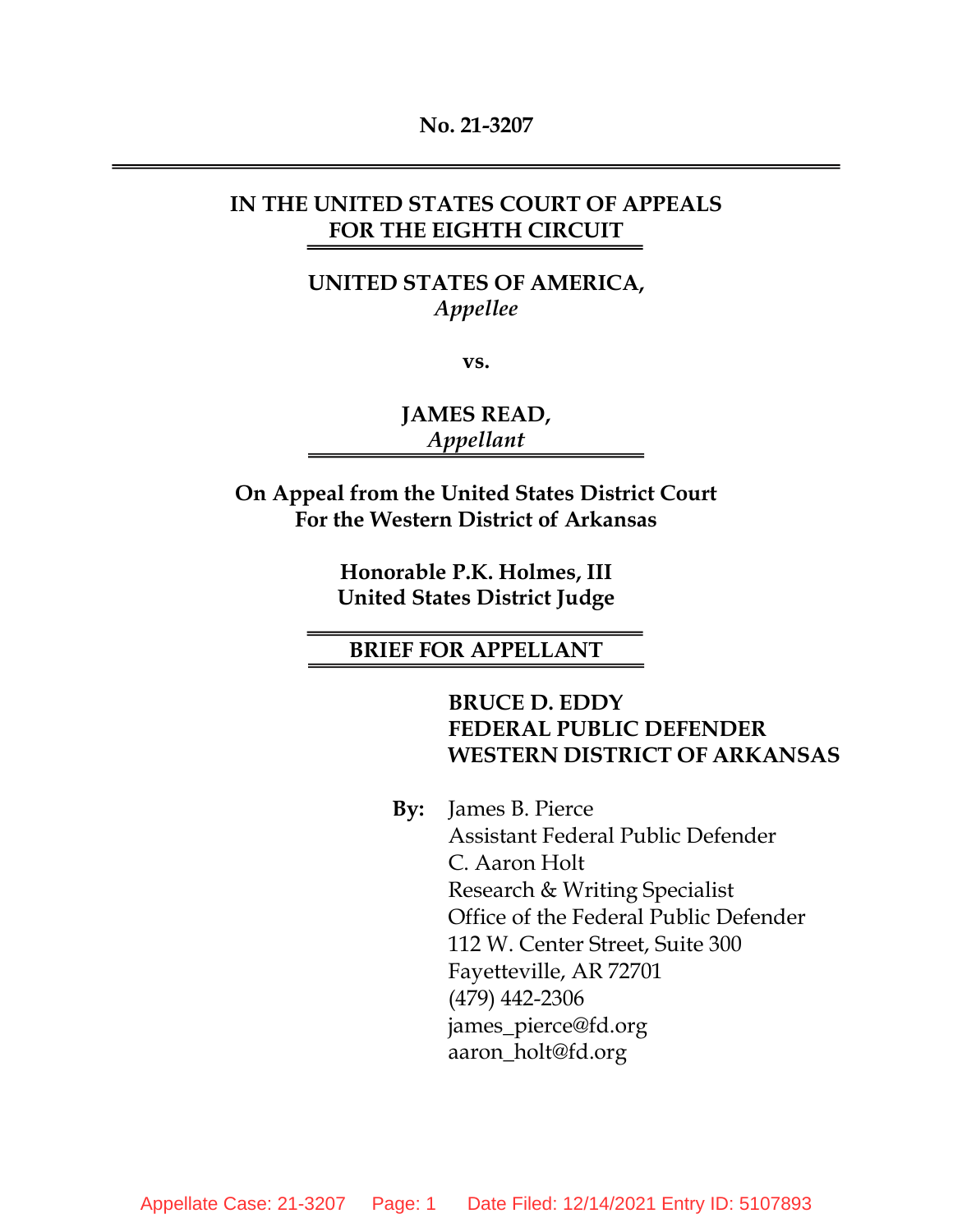**No. 21-3207**

---

**IN THE UNITED STATES COURT OF APPEALS**
**FOR THE EIGHTH CIRCUIT**

---

**UNITED STATES OF AMERICA,**
*Appellee*

**vs.**

**JAMES READ,**
*Appellant*

---

**On Appeal from the United States District Court**
**For the Western District of Arkansas**

**Honorable P.K. Holmes, III**
**United States District Judge**

---

**BRIEF FOR APPELLANT**

---

**BRUCE D. EDDY**
**FEDERAL PUBLIC DEFENDER**
**WESTERN DISTRICT OF ARKANSAS**

**By:** James B. Pierce
Assistant Federal Public Defender
C. Aaron Holt
Research & Writing Specialist
Office of the Federal Public Defender
112 W. Center Street, Suite 300
Fayetteville, AR 72701
(479) 442-2306
james_pierce@fd.org
aaron_holt@fd.org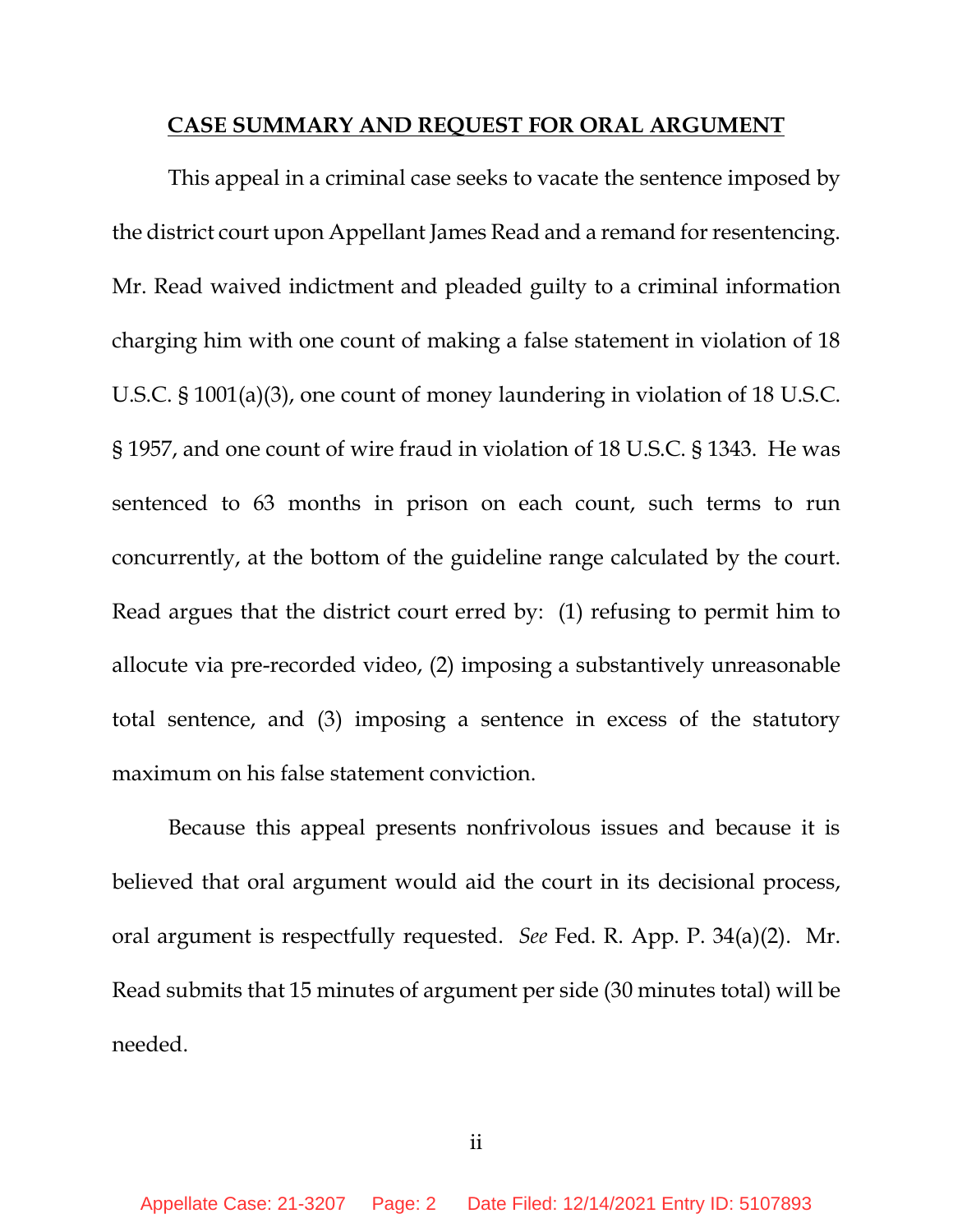## CASE SUMMARY AND REQUEST FOR ORAL ARGUMENT

This appeal in a criminal case seeks to vacate the sentence imposed by the district court upon Appellant James Read and a remand for resentencing. Mr. Read waived indictment and pleaded guilty to a criminal information charging him with one count of making a false statement in violation of 18 U.S.C. § 1001(a)(3), one count of money laundering in violation of 18 U.S.C. § 1957, and one count of wire fraud in violation of 18 U.S.C. § 1343. He was sentenced to 63 months in prison on each count, such terms to run concurrently, at the bottom of the guideline range calculated by the court. Read argues that the district court erred by: (1) refusing to permit him to allocute via pre-recorded video, (2) imposing a substantively unreasonable total sentence, and (3) imposing a sentence in excess of the statutory maximum on his false statement conviction.

Because this appeal presents nonfrivolous issues and because it is believed that oral argument would aid the court in its decisional process, oral argument is respectfully requested. *See* Fed. R. App. P. 34(a)(2). Mr. Read submits that 15 minutes of argument per side (30 minutes total) will be needed.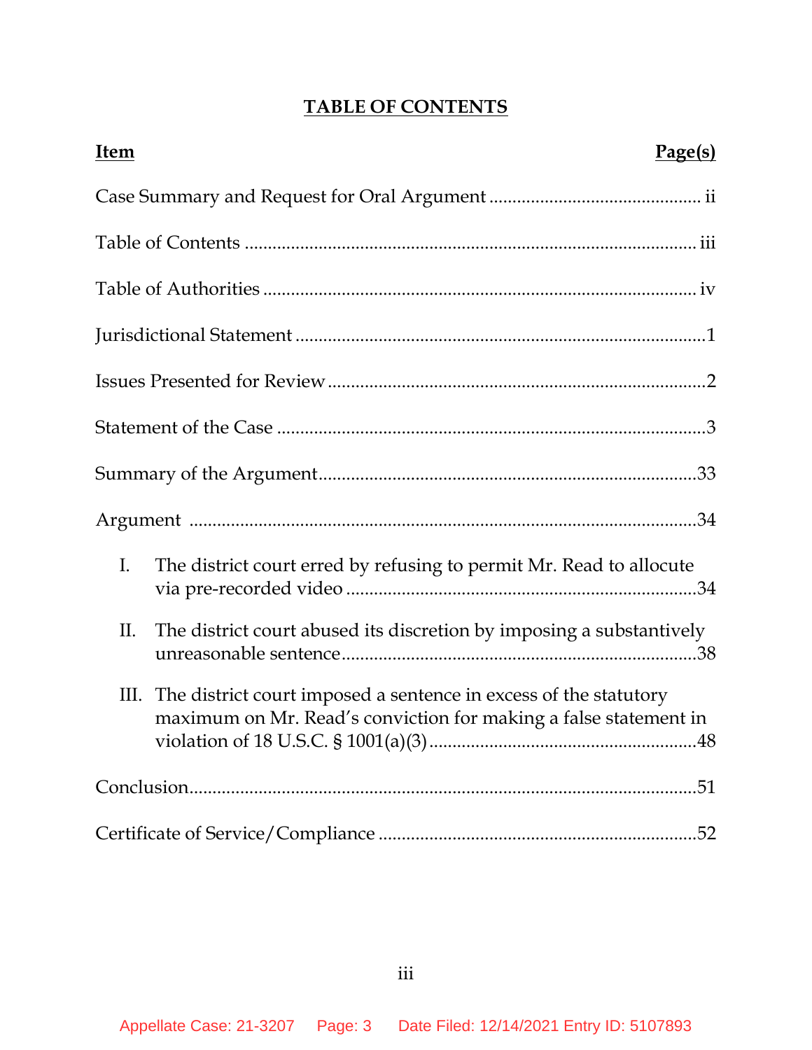**TABLE OF CONTENTS**

| Item | Page(s) |
|---|---|
| Case Summary and Request for Oral Argument | ii |
| Table of Contents | iii |
| Table of Authorities | iv |
| Jurisdictional Statement | 1 |
| Issues Presented for Review | 2 |
| Statement of the Case | 3 |
| Summary of the Argument | 33 |
| Argument | 34 |
| I. The district court erred by refusing to permit Mr. Read to allocute via pre-recorded video | 34 |
| II. The district court abused its discretion by imposing a substantively unreasonable sentence | 38 |
| III. The district court imposed a sentence in excess of the statutory maximum on Mr. Read's conviction for making a false statement in violation of 18 U.S.C. § 1001(a)(3) | 48 |
| Conclusion | 51 |
| Certificate of Service/Compliance | 52 |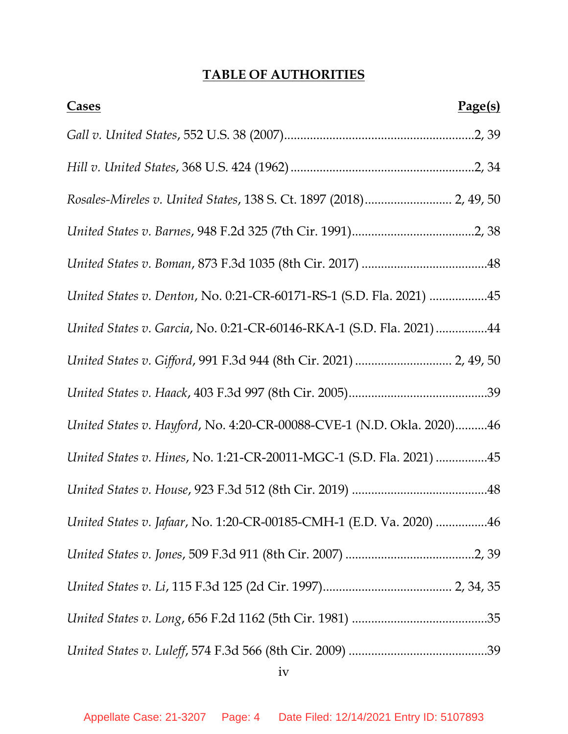# TABLE OF AUTHORITIES

| **Cases** | **Page(s)** |
|---|---|
| *Gall v. United States*, 552 U.S. 38 (2007) | 2, 39 |
| *Hill v. United States*, 368 U.S. 424 (1962) | 2, 34 |
| *Rosales-Mireles v. United States*, 138 S. Ct. 1897 (2018) | 2, 49, 50 |
| *United States v. Barnes*, 948 F.2d 325 (7th Cir. 1991) | 2, 38 |
| *United States v. Boman*, 873 F.3d 1035 (8th Cir. 2017) | 48 |
| *United States v. Denton*, No. 0:21-CR-60171-RS-1 (S.D. Fla. 2021) | 45 |
| *United States v. Garcia*, No. 0:21-CR-60146-RKA-1 (S.D. Fla. 2021) | 44 |
| *United States v. Gifford*, 991 F.3d 944 (8th Cir. 2021) | 2, 49, 50 |
| *United States v. Haack*, 403 F.3d 997 (8th Cir. 2005) | 39 |
| *United States v. Hayford*, No. 4:20-CR-00088-CVE-1 (N.D. Okla. 2020) | 46 |
| *United States v. Hines*, No. 1:21-CR-20011-MGC-1 (S.D. Fla. 2021) | 45 |
| *United States v. House*, 923 F.3d 512 (8th Cir. 2019) | 48 |
| *United States v. Jafaar*, No. 1:20-CR-00185-CMH-1 (E.D. Va. 2020) | 46 |
| *United States v. Jones*, 509 F.3d 911 (8th Cir. 2007) | 2, 39 |
| *United States v. Li*, 115 F.3d 125 (2d Cir. 1997) | 2, 34, 35 |
| *United States v. Long*, 656 F.2d 1162 (5th Cir. 1981) | 35 |
| *United States v. Luleff*, 574 F.3d 566 (8th Cir. 2009) | 39 |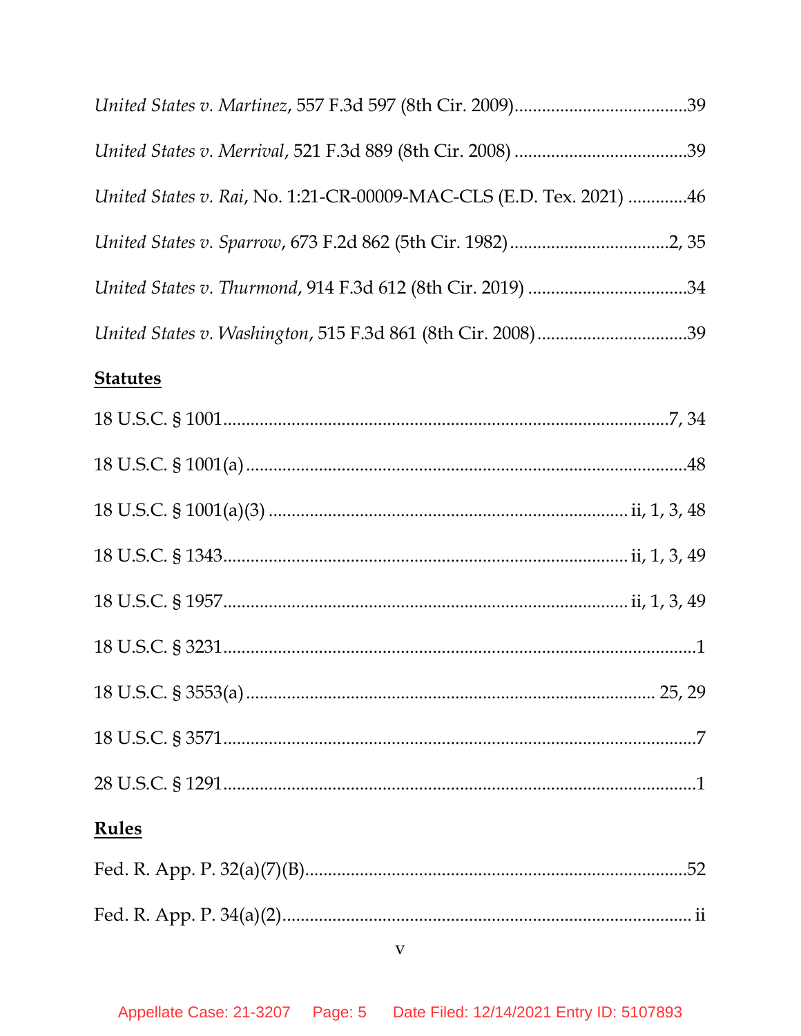*United States v. Martinez*, 557 F.3d 597 (8th Cir. 2009)......................................39

*United States v. Merrival*, 521 F.3d 889 (8th Cir. 2008) ......................................39

*United States v. Rai*, No. 1:21-CR-00009-MAC-CLS (E.D. Tex. 2021) .............46

*United States v. Sparrow*, 673 F.2d 862 (5th Cir. 1982)..................................2, 35

*United States v. Thurmond*, 914 F.3d 612 (8th Cir. 2019) ..................................34

*United States v. Washington*, 515 F.3d 861 (8th Cir. 2008)................................39

**Statutes**

18 U.S.C. § 1001..................................................................................................7, 34

18 U.S.C. § 1001(a) ................................................................................................48

18 U.S.C. § 1001(a)(3) ............................................................................ ii, 1, 3, 48

18 U.S.C. § 1343....................................................................................... ii, 1, 3, 49

18 U.S.C. § 1957....................................................................................... ii, 1, 3, 49

18 U.S.C. § 3231.........................................................................................................1

18 U.S.C. § 3553(a) ........................................................................................ 25, 29

18 U.S.C. § 3571.........................................................................................................7

28 U.S.C. § 1291.........................................................................................................1

**Rules**

Fed. R. App. P. 32(a)(7)(B).....................................................................................52

Fed. R. App. P. 34(a)(2)......................................................................................... ii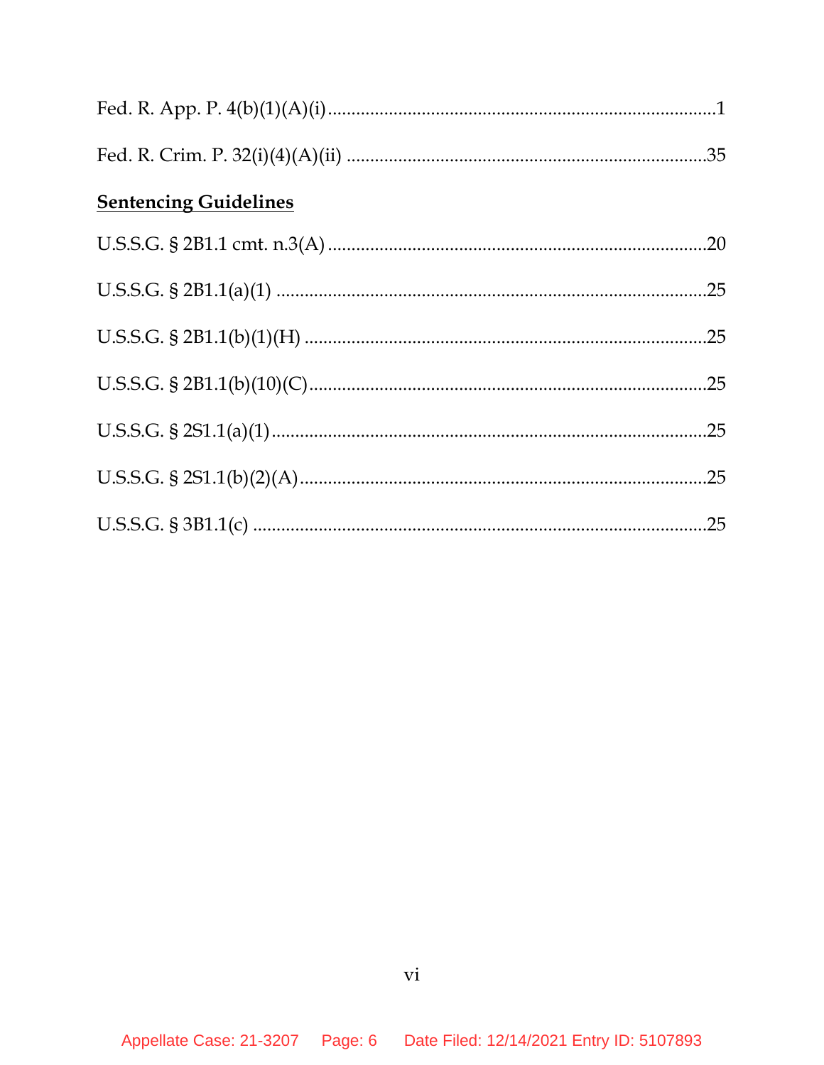Fed. R. App. P. 4(b)(1)(A)(i) ....................................................................................1

Fed. R. Crim. P. 32(i)(4)(A)(ii) ...............................................................................35

**Sentencing Guidelines**

U.S.S.G. § 2B1.1 cmt. n.3(A) ...................................................................................20

U.S.S.G. § 2B1.1(a)(1) .............................................................................................25

U.S.S.G. § 2B1.1(b)(1)(H) ........................................................................................25

U.S.S.G. § 2B1.1(b)(10)(C) .......................................................................................25

U.S.S.G. § 2S1.1(a)(1) ...............................................................................................25

U.S.S.G. § 2S1.1(b)(2)(A) .........................................................................................25

U.S.S.G. § 3B1.1(c) ...................................................................................................25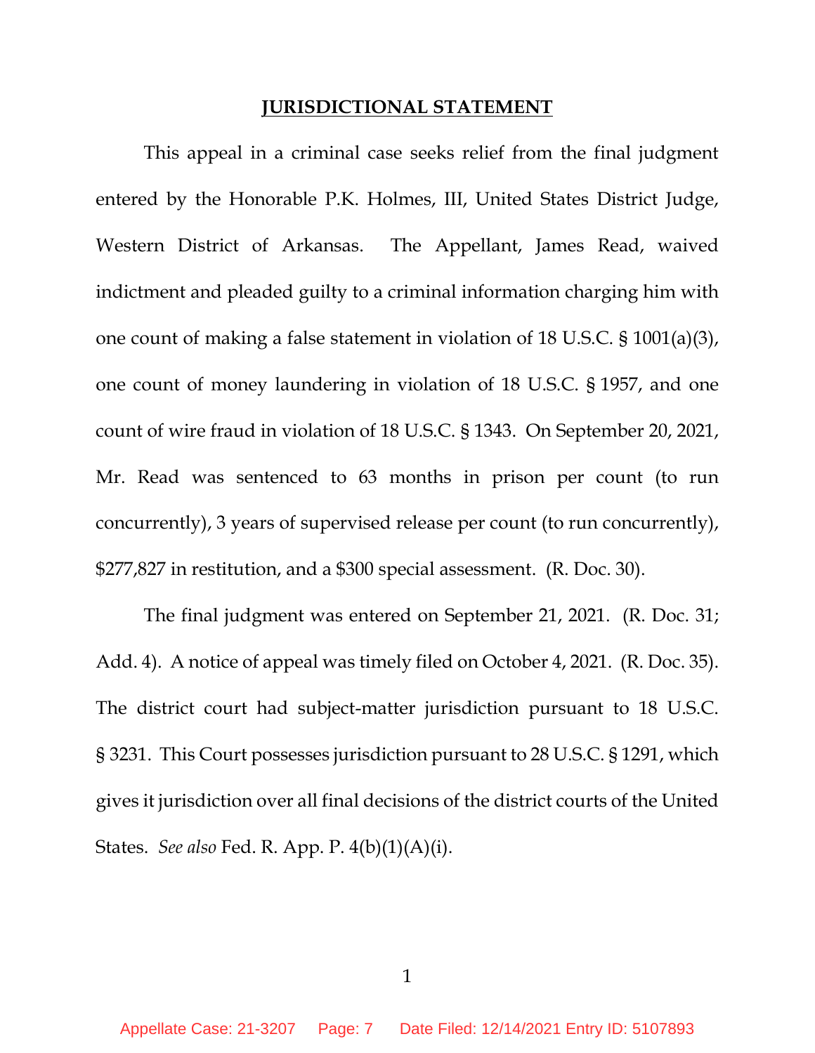## JURISDICTIONAL STATEMENT

This appeal in a criminal case seeks relief from the final judgment entered by the Honorable P.K. Holmes, III, United States District Judge, Western District of Arkansas. The Appellant, James Read, waived indictment and pleaded guilty to a criminal information charging him with one count of making a false statement in violation of 18 U.S.C. § 1001(a)(3), one count of money laundering in violation of 18 U.S.C. § 1957, and one count of wire fraud in violation of 18 U.S.C. § 1343. On September 20, 2021, Mr. Read was sentenced to 63 months in prison per count (to run concurrently), 3 years of supervised release per count (to run concurrently), $277,827 in restitution, and a $300 special assessment. (R. Doc. 30).

The final judgment was entered on September 21, 2021. (R. Doc. 31; Add. 4). A notice of appeal was timely filed on October 4, 2021. (R. Doc. 35). The district court had subject-matter jurisdiction pursuant to 18 U.S.C. § 3231. This Court possesses jurisdiction pursuant to 28 U.S.C. § 1291, which gives it jurisdiction over all final decisions of the district courts of the United States. *See also* Fed. R. App. P. 4(b)(1)(A)(i).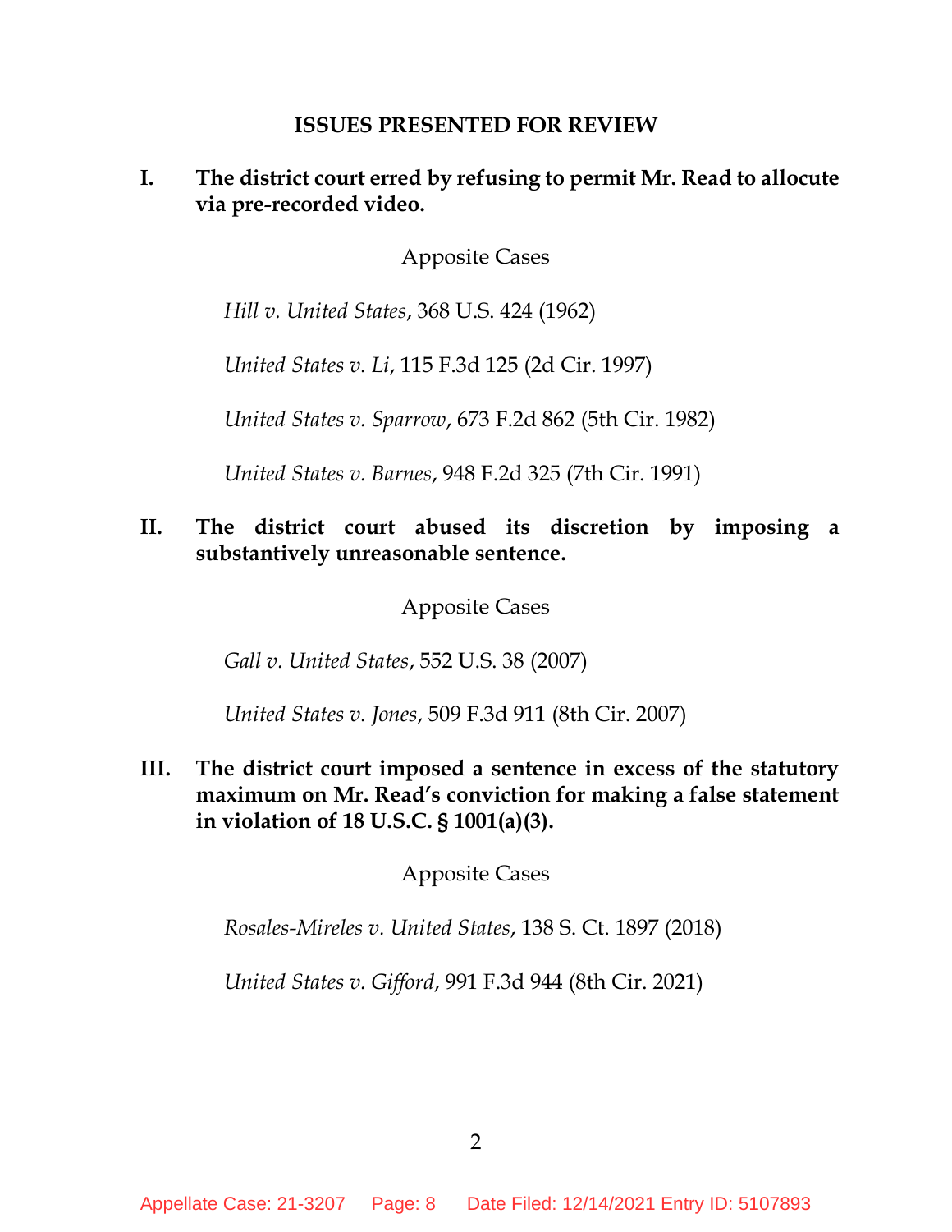## ISSUES PRESENTED FOR REVIEW

**I. The district court erred by refusing to permit Mr. Read to allocute via pre-recorded video.**

Apposite Cases

*Hill v. United States*, 368 U.S. 424 (1962)

*United States v. Li*, 115 F.3d 125 (2d Cir. 1997)

*United States v. Sparrow*, 673 F.2d 862 (5th Cir. 1982)

*United States v. Barnes*, 948 F.2d 325 (7th Cir. 1991)

**II. The district court abused its discretion by imposing a substantively unreasonable sentence.**

Apposite Cases

*Gall v. United States*, 552 U.S. 38 (2007)

*United States v. Jones*, 509 F.3d 911 (8th Cir. 2007)

**III. The district court imposed a sentence in excess of the statutory maximum on Mr. Read's conviction for making a false statement in violation of 18 U.S.C. § 1001(a)(3).**

Apposite Cases

*Rosales-Mireles v. United States*, 138 S. Ct. 1897 (2018)

*United States v. Gifford*, 991 F.3d 944 (8th Cir. 2021)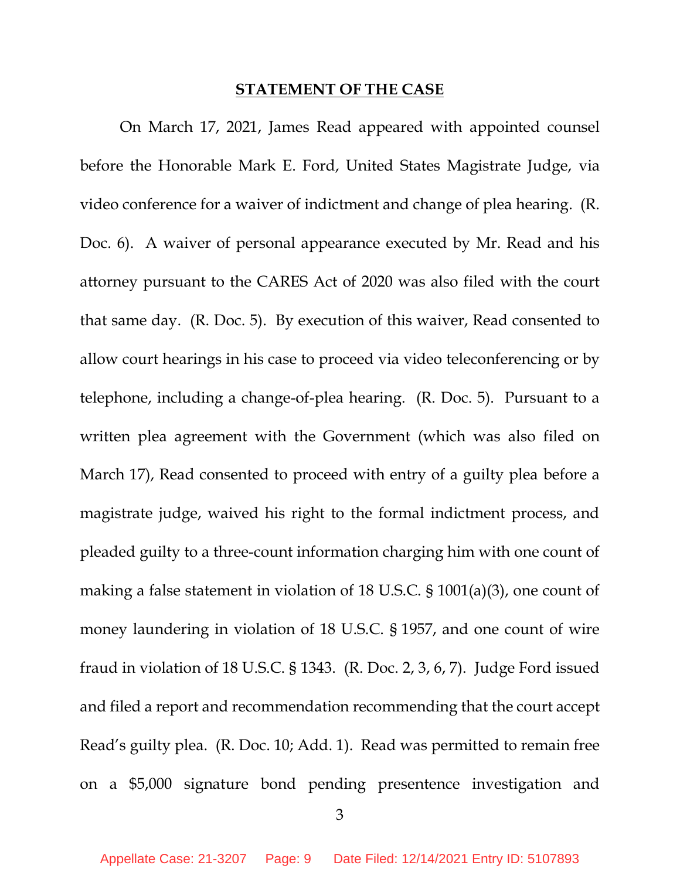## STATEMENT OF THE CASE

On March 17, 2021, James Read appeared with appointed counsel before the Honorable Mark E. Ford, United States Magistrate Judge, via video conference for a waiver of indictment and change of plea hearing. (R. Doc. 6). A waiver of personal appearance executed by Mr. Read and his attorney pursuant to the CARES Act of 2020 was also filed with the court that same day. (R. Doc. 5). By execution of this waiver, Read consented to allow court hearings in his case to proceed via video teleconferencing or by telephone, including a change-of-plea hearing. (R. Doc. 5). Pursuant to a written plea agreement with the Government (which was also filed on March 17), Read consented to proceed with entry of a guilty plea before a magistrate judge, waived his right to the formal indictment process, and pleaded guilty to a three-count information charging him with one count of making a false statement in violation of 18 U.S.C. § 1001(a)(3), one count of money laundering in violation of 18 U.S.C. § 1957, and one count of wire fraud in violation of 18 U.S.C. § 1343. (R. Doc. 2, 3, 6, 7). Judge Ford issued and filed a report and recommendation recommending that the court accept Read's guilty plea. (R. Doc. 10; Add. 1). Read was permitted to remain free on a $5,000 signature bond pending presentence investigation and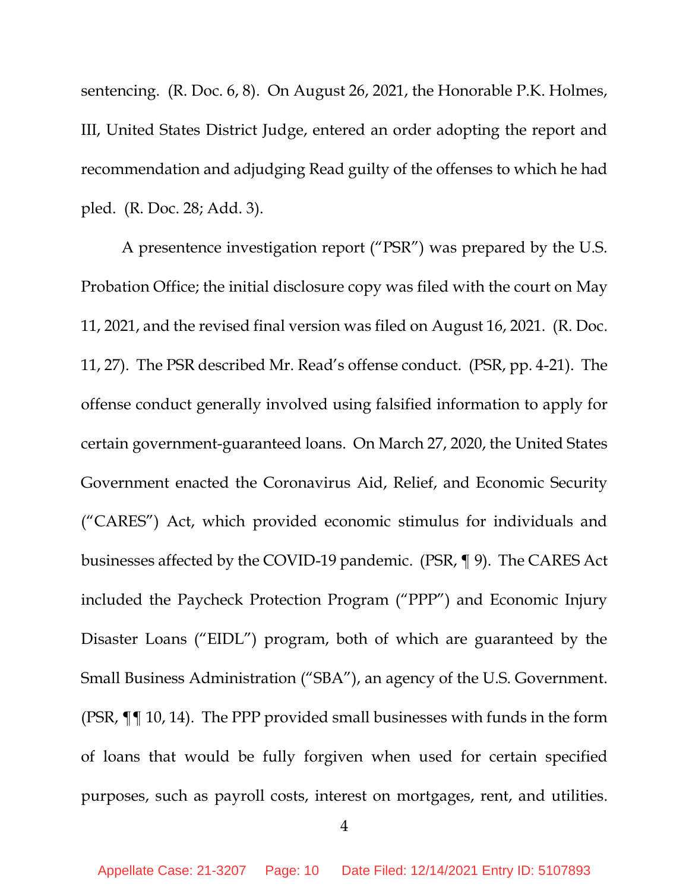sentencing. (R. Doc. 6, 8). On August 26, 2021, the Honorable P.K. Holmes, III, United States District Judge, entered an order adopting the report and recommendation and adjudging Read guilty of the offenses to which he had pled. (R. Doc. 28; Add. 3).

A presentence investigation report ("PSR") was prepared by the U.S. Probation Office; the initial disclosure copy was filed with the court on May 11, 2021, and the revised final version was filed on August 16, 2021. (R. Doc. 11, 27). The PSR described Mr. Read's offense conduct. (PSR, pp. 4-21). The offense conduct generally involved using falsified information to apply for certain government-guaranteed loans. On March 27, 2020, the United States Government enacted the Coronavirus Aid, Relief, and Economic Security ("CARES") Act, which provided economic stimulus for individuals and businesses affected by the COVID-19 pandemic. (PSR, ¶ 9). The CARES Act included the Paycheck Protection Program ("PPP") and Economic Injury Disaster Loans ("EIDL") program, both of which are guaranteed by the Small Business Administration ("SBA"), an agency of the U.S. Government. (PSR, ¶¶ 10, 14). The PPP provided small businesses with funds in the form of loans that would be fully forgiven when used for certain specified purposes, such as payroll costs, interest on mortgages, rent, and utilities.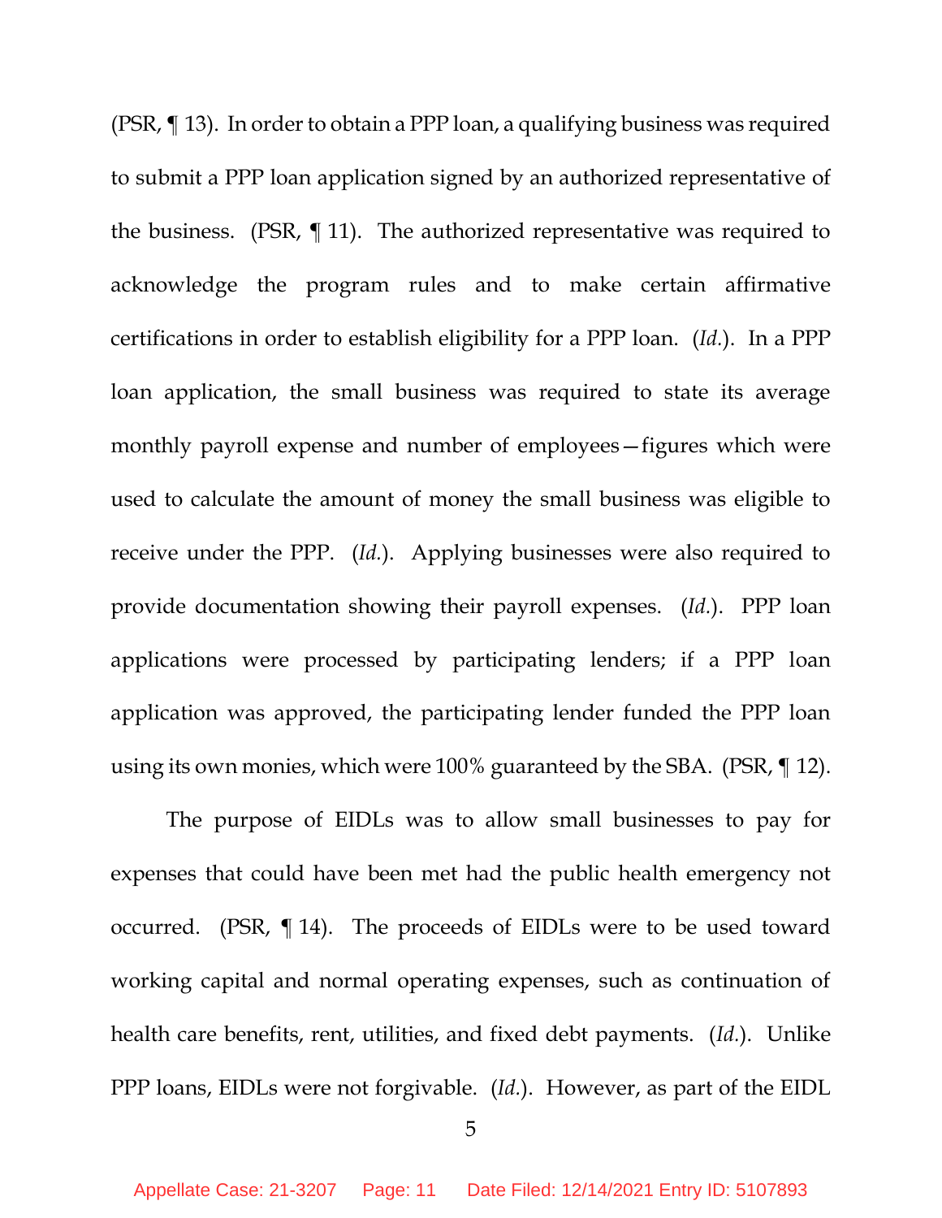(PSR, ¶ 13). In order to obtain a PPP loan, a qualifying business was required to submit a PPP loan application signed by an authorized representative of the business. (PSR, ¶ 11). The authorized representative was required to acknowledge the program rules and to make certain affirmative certifications in order to establish eligibility for a PPP loan. (*Id.*). In a PPP loan application, the small business was required to state its average monthly payroll expense and number of employees—figures which were used to calculate the amount of money the small business was eligible to receive under the PPP. (*Id.*). Applying businesses were also required to provide documentation showing their payroll expenses. (*Id.*). PPP loan applications were processed by participating lenders; if a PPP loan application was approved, the participating lender funded the PPP loan using its own monies, which were 100% guaranteed by the SBA. (PSR, ¶ 12).

The purpose of EIDLs was to allow small businesses to pay for expenses that could have been met had the public health emergency not occurred. (PSR, ¶ 14). The proceeds of EIDLs were to be used toward working capital and normal operating expenses, such as continuation of health care benefits, rent, utilities, and fixed debt payments. (*Id.*). Unlike PPP loans, EIDLs were not forgivable. (*Id.*). However, as part of the EIDL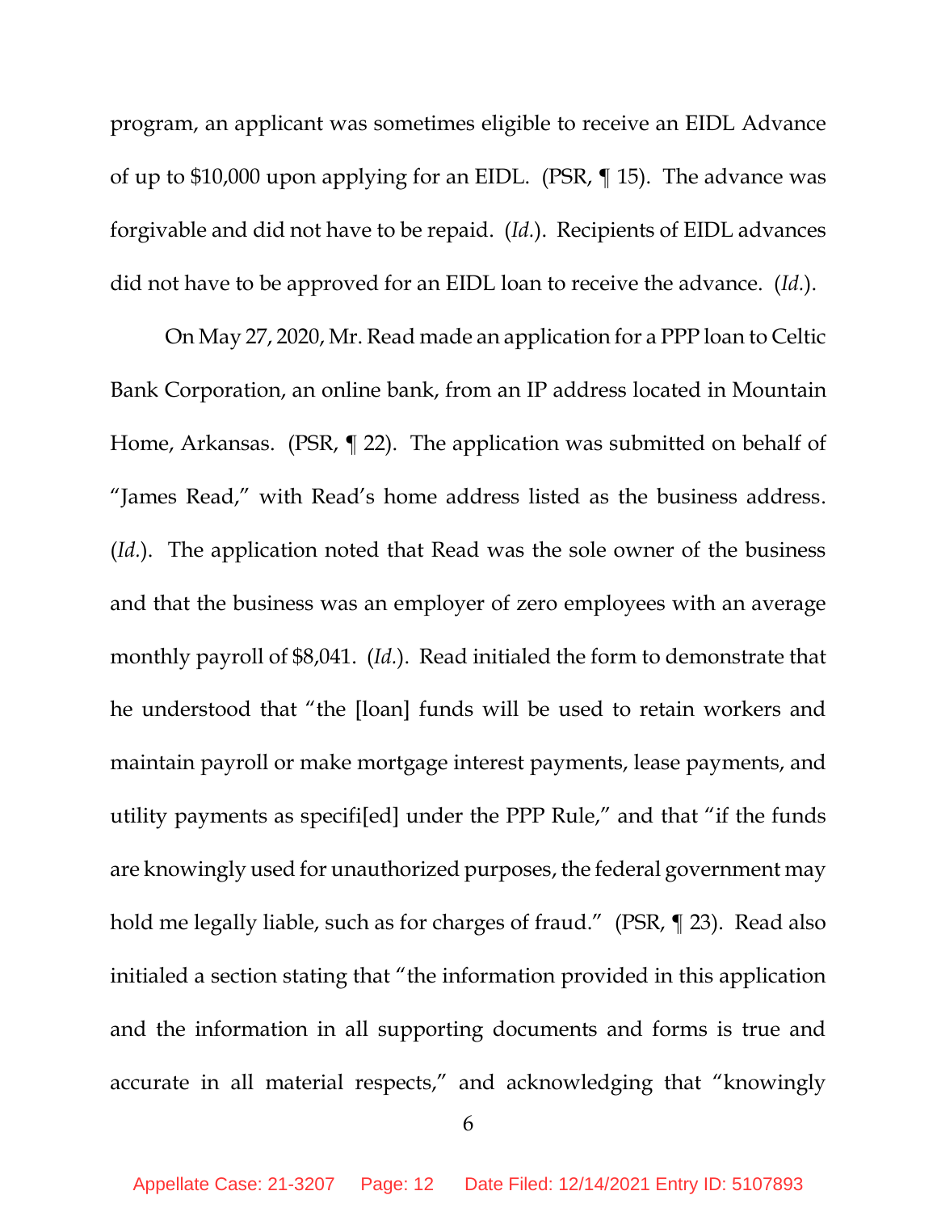program, an applicant was sometimes eligible to receive an EIDL Advance of up to $10,000 upon applying for an EIDL. (PSR, ¶ 15). The advance was forgivable and did not have to be repaid. (*Id.*). Recipients of EIDL advances did not have to be approved for an EIDL loan to receive the advance. (*Id.*).

On May 27, 2020, Mr. Read made an application for a PPP loan to Celtic Bank Corporation, an online bank, from an IP address located in Mountain Home, Arkansas. (PSR, ¶ 22). The application was submitted on behalf of "James Read," with Read's home address listed as the business address. (*Id.*). The application noted that Read was the sole owner of the business and that the business was an employer of zero employees with an average monthly payroll of $8,041. (*Id.*). Read initialed the form to demonstrate that he understood that "the [loan] funds will be used to retain workers and maintain payroll or make mortgage interest payments, lease payments, and utility payments as specifi[ed] under the PPP Rule," and that "if the funds are knowingly used for unauthorized purposes, the federal government may hold me legally liable, such as for charges of fraud." (PSR, ¶ 23). Read also initialed a section stating that "the information provided in this application and the information in all supporting documents and forms is true and accurate in all material respects," and acknowledging that "knowingly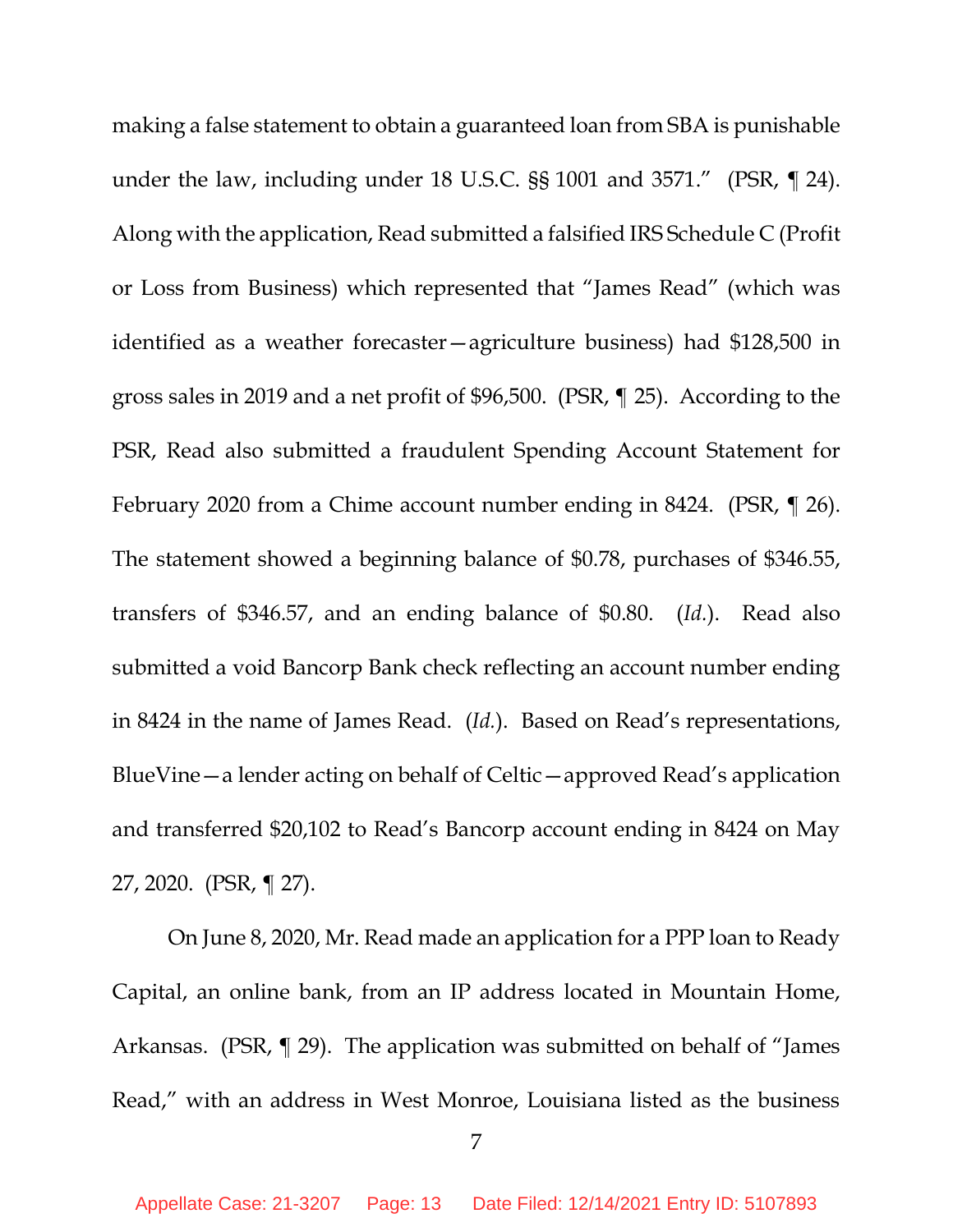making a false statement to obtain a guaranteed loan from SBA is punishable under the law, including under 18 U.S.C. §§ 1001 and 3571." (PSR, ¶ 24). Along with the application, Read submitted a falsified IRS Schedule C (Profit or Loss from Business) which represented that "James Read" (which was identified as a weather forecaster—agriculture business) had $128,500 in gross sales in 2019 and a net profit of $96,500. (PSR, ¶ 25). According to the PSR, Read also submitted a fraudulent Spending Account Statement for February 2020 from a Chime account number ending in 8424. (PSR, ¶ 26). The statement showed a beginning balance of $0.78, purchases of $346.55, transfers of $346.57, and an ending balance of $0.80. (*Id.*). Read also submitted a void Bancorp Bank check reflecting an account number ending in 8424 in the name of James Read. (*Id.*). Based on Read's representations, BlueVine—a lender acting on behalf of Celtic—approved Read's application and transferred $20,102 to Read's Bancorp account ending in 8424 on May 27, 2020. (PSR, ¶ 27).

On June 8, 2020, Mr. Read made an application for a PPP loan to Ready Capital, an online bank, from an IP address located in Mountain Home, Arkansas. (PSR, ¶ 29). The application was submitted on behalf of "James Read," with an address in West Monroe, Louisiana listed as the business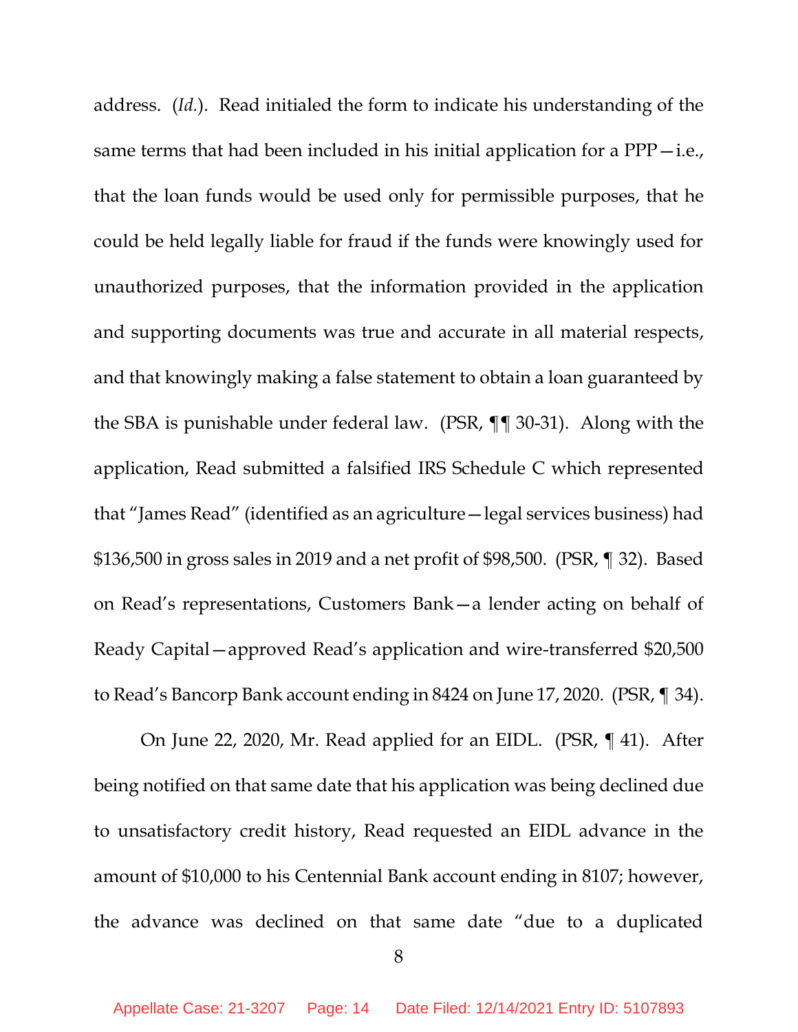address. (*Id.*). Read initialed the form to indicate his understanding of the same terms that had been included in his initial application for a PPP—i.e., that the loan funds would be used only for permissible purposes, that he could be held legally liable for fraud if the funds were knowingly used for unauthorized purposes, that the information provided in the application and supporting documents was true and accurate in all material respects, and that knowingly making a false statement to obtain a loan guaranteed by the SBA is punishable under federal law. (PSR, ¶¶ 30-31). Along with the application, Read submitted a falsified IRS Schedule C which represented that "James Read" (identified as an agriculture—legal services business) had $136,500 in gross sales in 2019 and a net profit of $98,500. (PSR, ¶ 32). Based on Read's representations, Customers Bank—a lender acting on behalf of Ready Capital—approved Read's application and wire-transferred $20,500 to Read's Bancorp Bank account ending in 8424 on June 17, 2020. (PSR, ¶ 34).

On June 22, 2020, Mr. Read applied for an EIDL. (PSR, ¶ 41). After being notified on that same date that his application was being declined due to unsatisfactory credit history, Read requested an EIDL advance in the amount of $10,000 to his Centennial Bank account ending in 8107; however, the advance was declined on that same date "due to a duplicated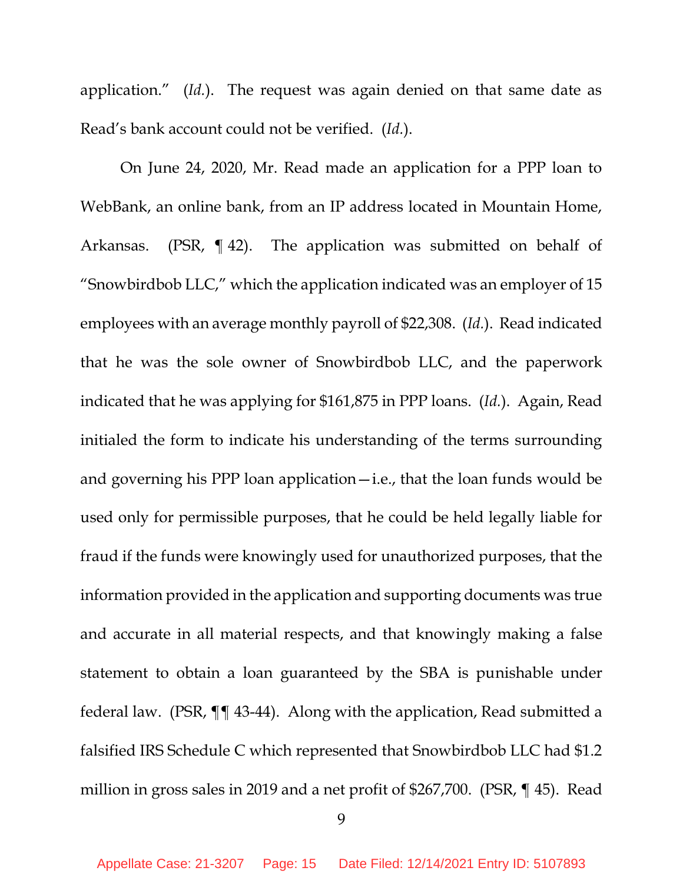application." (*Id.*). The request was again denied on that same date as Read's bank account could not be verified. (*Id.*).

On June 24, 2020, Mr. Read made an application for a PPP loan to WebBank, an online bank, from an IP address located in Mountain Home, Arkansas. (PSR, ¶ 42). The application was submitted on behalf of "Snowbirdbob LLC," which the application indicated was an employer of 15 employees with an average monthly payroll of $22,308. (*Id.*). Read indicated that he was the sole owner of Snowbirdbob LLC, and the paperwork indicated that he was applying for $161,875 in PPP loans. (*Id.*). Again, Read initialed the form to indicate his understanding of the terms surrounding and governing his PPP loan application—i.e., that the loan funds would be used only for permissible purposes, that he could be held legally liable for fraud if the funds were knowingly used for unauthorized purposes, that the information provided in the application and supporting documents was true and accurate in all material respects, and that knowingly making a false statement to obtain a loan guaranteed by the SBA is punishable under federal law. (PSR, ¶¶ 43-44). Along with the application, Read submitted a falsified IRS Schedule C which represented that Snowbirdbob LLC had $1.2 million in gross sales in 2019 and a net profit of $267,700. (PSR, ¶ 45). Read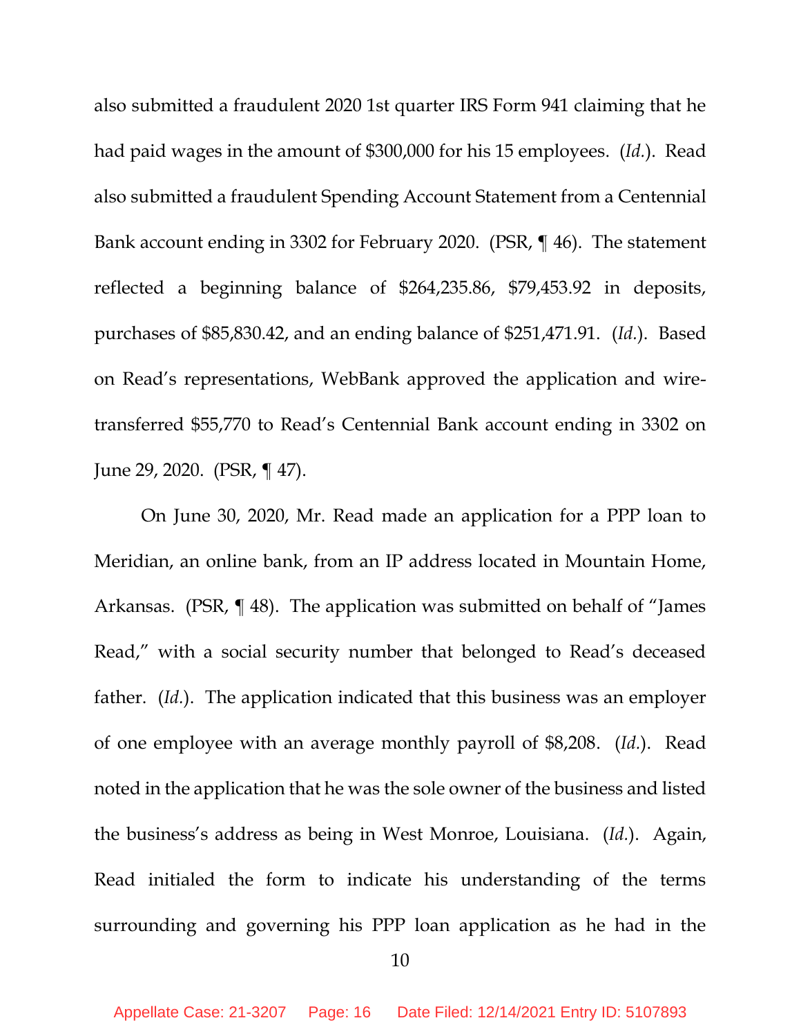also submitted a fraudulent 2020 1st quarter IRS Form 941 claiming that he had paid wages in the amount of $300,000 for his 15 employees. (*Id.*). Read also submitted a fraudulent Spending Account Statement from a Centennial Bank account ending in 3302 for February 2020. (PSR, ¶ 46). The statement reflected a beginning balance of $264,235.86, $79,453.92 in deposits, purchases of $85,830.42, and an ending balance of $251,471.91. (*Id.*). Based on Read's representations, WebBank approved the application and wire-transferred $55,770 to Read's Centennial Bank account ending in 3302 on June 29, 2020. (PSR, ¶ 47).

On June 30, 2020, Mr. Read made an application for a PPP loan to Meridian, an online bank, from an IP address located in Mountain Home, Arkansas. (PSR, ¶ 48). The application was submitted on behalf of "James Read," with a social security number that belonged to Read's deceased father. (*Id.*). The application indicated that this business was an employer of one employee with an average monthly payroll of $8,208. (*Id.*). Read noted in the application that he was the sole owner of the business and listed the business's address as being in West Monroe, Louisiana. (*Id.*). Again, Read initialed the form to indicate his understanding of the terms surrounding and governing his PPP loan application as he had in the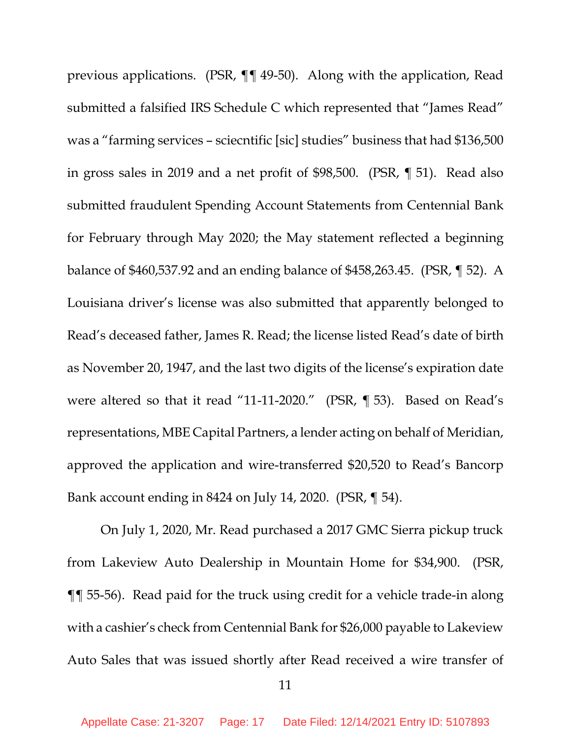previous applications. (PSR, ¶¶ 49-50). Along with the application, Read submitted a falsified IRS Schedule C which represented that "James Read" was a "farming services – sciecntific [sic] studies" business that had $136,500 in gross sales in 2019 and a net profit of $98,500. (PSR, ¶ 51). Read also submitted fraudulent Spending Account Statements from Centennial Bank for February through May 2020; the May statement reflected a beginning balance of $460,537.92 and an ending balance of $458,263.45. (PSR, ¶ 52). A Louisiana driver's license was also submitted that apparently belonged to Read's deceased father, James R. Read; the license listed Read's date of birth as November 20, 1947, and the last two digits of the license's expiration date were altered so that it read "11-11-2020." (PSR, ¶ 53). Based on Read's representations, MBE Capital Partners, a lender acting on behalf of Meridian, approved the application and wire-transferred $20,520 to Read's Bancorp Bank account ending in 8424 on July 14, 2020. (PSR, ¶ 54).

On July 1, 2020, Mr. Read purchased a 2017 GMC Sierra pickup truck from Lakeview Auto Dealership in Mountain Home for $34,900. (PSR, ¶¶ 55-56). Read paid for the truck using credit for a vehicle trade-in along with a cashier's check from Centennial Bank for $26,000 payable to Lakeview Auto Sales that was issued shortly after Read received a wire transfer of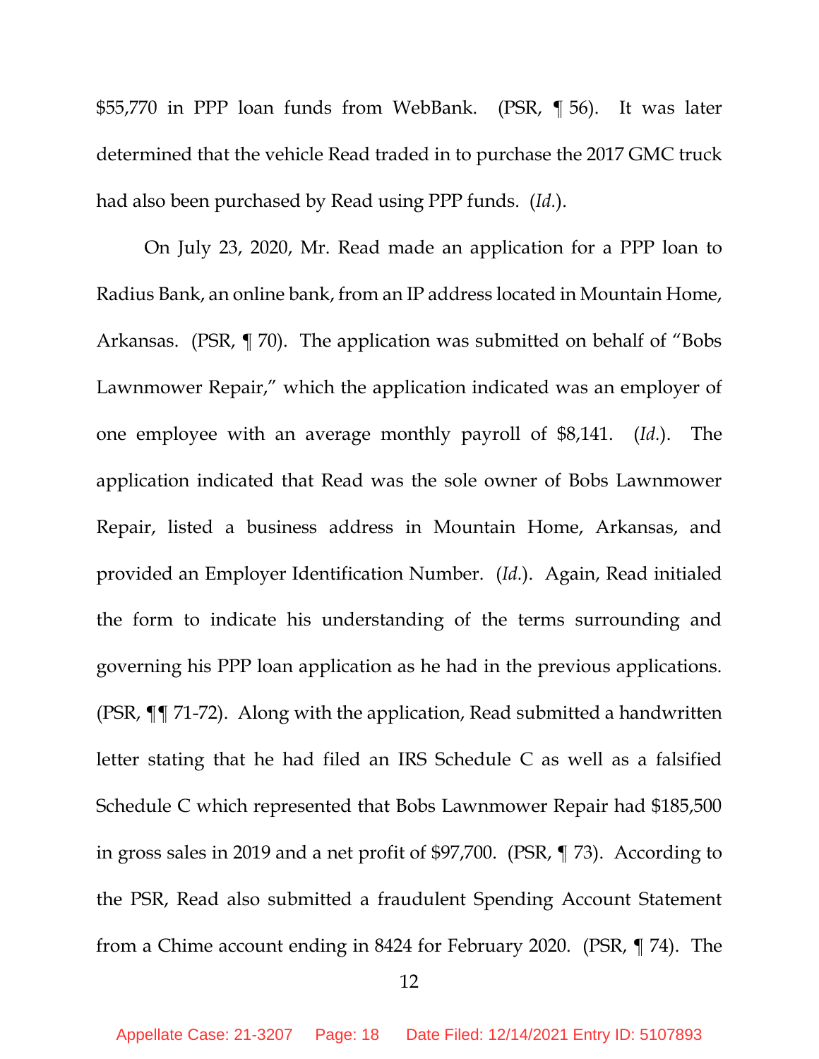$55,770 in PPP loan funds from WebBank. (PSR, ¶ 56). It was later determined that the vehicle Read traded in to purchase the 2017 GMC truck had also been purchased by Read using PPP funds. (*Id.*).

On July 23, 2020, Mr. Read made an application for a PPP loan to Radius Bank, an online bank, from an IP address located in Mountain Home, Arkansas. (PSR, ¶ 70). The application was submitted on behalf of "Bobs Lawnmower Repair," which the application indicated was an employer of one employee with an average monthly payroll of $8,141. (*Id.*). The application indicated that Read was the sole owner of Bobs Lawnmower Repair, listed a business address in Mountain Home, Arkansas, and provided an Employer Identification Number. (*Id.*). Again, Read initialed the form to indicate his understanding of the terms surrounding and governing his PPP loan application as he had in the previous applications. (PSR, ¶¶ 71-72). Along with the application, Read submitted a handwritten letter stating that he had filed an IRS Schedule C as well as a falsified Schedule C which represented that Bobs Lawnmower Repair had $185,500 in gross sales in 2019 and a net profit of $97,700. (PSR, ¶ 73). According to the PSR, Read also submitted a fraudulent Spending Account Statement from a Chime account ending in 8424 for February 2020. (PSR, ¶ 74). The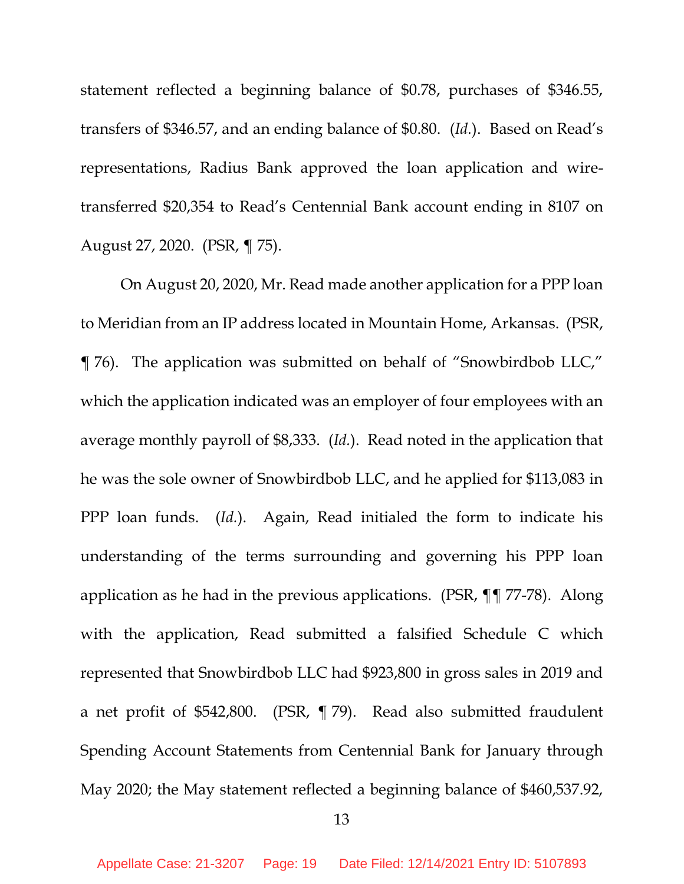statement reflected a beginning balance of $0.78, purchases of $346.55, transfers of $346.57, and an ending balance of $0.80. (*Id.*). Based on Read's representations, Radius Bank approved the loan application and wire-transferred $20,354 to Read's Centennial Bank account ending in 8107 on August 27, 2020. (PSR, ¶ 75).

On August 20, 2020, Mr. Read made another application for a PPP loan to Meridian from an IP address located in Mountain Home, Arkansas. (PSR, ¶ 76). The application was submitted on behalf of "Snowbirdbob LLC," which the application indicated was an employer of four employees with an average monthly payroll of $8,333. (*Id.*). Read noted in the application that he was the sole owner of Snowbirdbob LLC, and he applied for $113,083 in PPP loan funds. (*Id.*). Again, Read initialed the form to indicate his understanding of the terms surrounding and governing his PPP loan application as he had in the previous applications. (PSR, ¶¶ 77-78). Along with the application, Read submitted a falsified Schedule C which represented that Snowbirdbob LLC had $923,800 in gross sales in 2019 and a net profit of $542,800. (PSR, ¶ 79). Read also submitted fraudulent Spending Account Statements from Centennial Bank for January through May 2020; the May statement reflected a beginning balance of $460,537.92,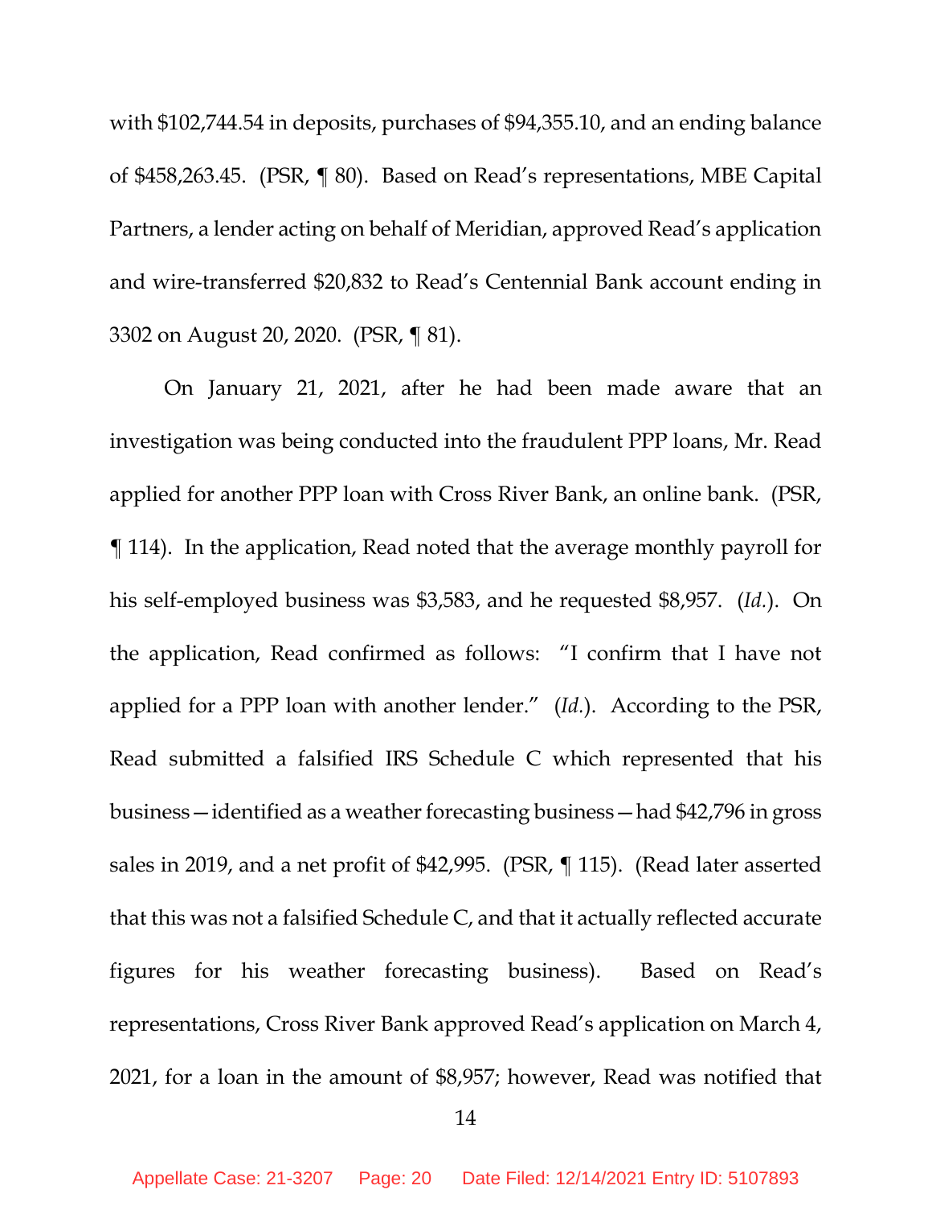with $102,744.54 in deposits, purchases of $94,355.10, and an ending balance of $458,263.45. (PSR, ¶ 80). Based on Read's representations, MBE Capital Partners, a lender acting on behalf of Meridian, approved Read's application and wire-transferred $20,832 to Read's Centennial Bank account ending in 3302 on August 20, 2020. (PSR, ¶ 81).

On January 21, 2021, after he had been made aware that an investigation was being conducted into the fraudulent PPP loans, Mr. Read applied for another PPP loan with Cross River Bank, an online bank. (PSR, ¶ 114). In the application, Read noted that the average monthly payroll for his self-employed business was $3,583, and he requested $8,957. (*Id.*). On the application, Read confirmed as follows: "I confirm that I have not applied for a PPP loan with another lender." (*Id.*). According to the PSR, Read submitted a falsified IRS Schedule C which represented that his business—identified as a weather forecasting business—had $42,796 in gross sales in 2019, and a net profit of $42,995. (PSR, ¶ 115). (Read later asserted that this was not a falsified Schedule C, and that it actually reflected accurate figures for his weather forecasting business). Based on Read's representations, Cross River Bank approved Read's application on March 4, 2021, for a loan in the amount of $8,957; however, Read was notified that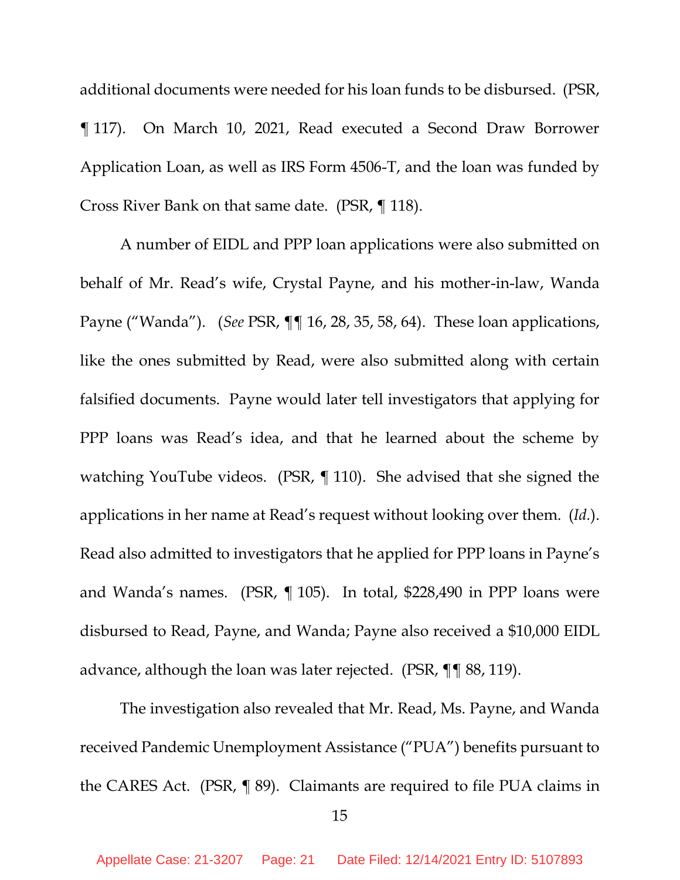additional documents were needed for his loan funds to be disbursed. (PSR, ¶ 117). On March 10, 2021, Read executed a Second Draw Borrower Application Loan, as well as IRS Form 4506-T, and the loan was funded by Cross River Bank on that same date. (PSR, ¶ 118).

A number of EIDL and PPP loan applications were also submitted on behalf of Mr. Read's wife, Crystal Payne, and his mother-in-law, Wanda Payne ("Wanda"). (*See* PSR, ¶¶ 16, 28, 35, 58, 64). These loan applications, like the ones submitted by Read, were also submitted along with certain falsified documents. Payne would later tell investigators that applying for PPP loans was Read's idea, and that he learned about the scheme by watching YouTube videos. (PSR, ¶ 110). She advised that she signed the applications in her name at Read's request without looking over them. (*Id.*). Read also admitted to investigators that he applied for PPP loans in Payne's and Wanda's names. (PSR, ¶ 105). In total, $228,490 in PPP loans were disbursed to Read, Payne, and Wanda; Payne also received a $10,000 EIDL advance, although the loan was later rejected. (PSR, ¶¶ 88, 119).

The investigation also revealed that Mr. Read, Ms. Payne, and Wanda received Pandemic Unemployment Assistance ("PUA") benefits pursuant to the CARES Act. (PSR, ¶ 89). Claimants are required to file PUA claims in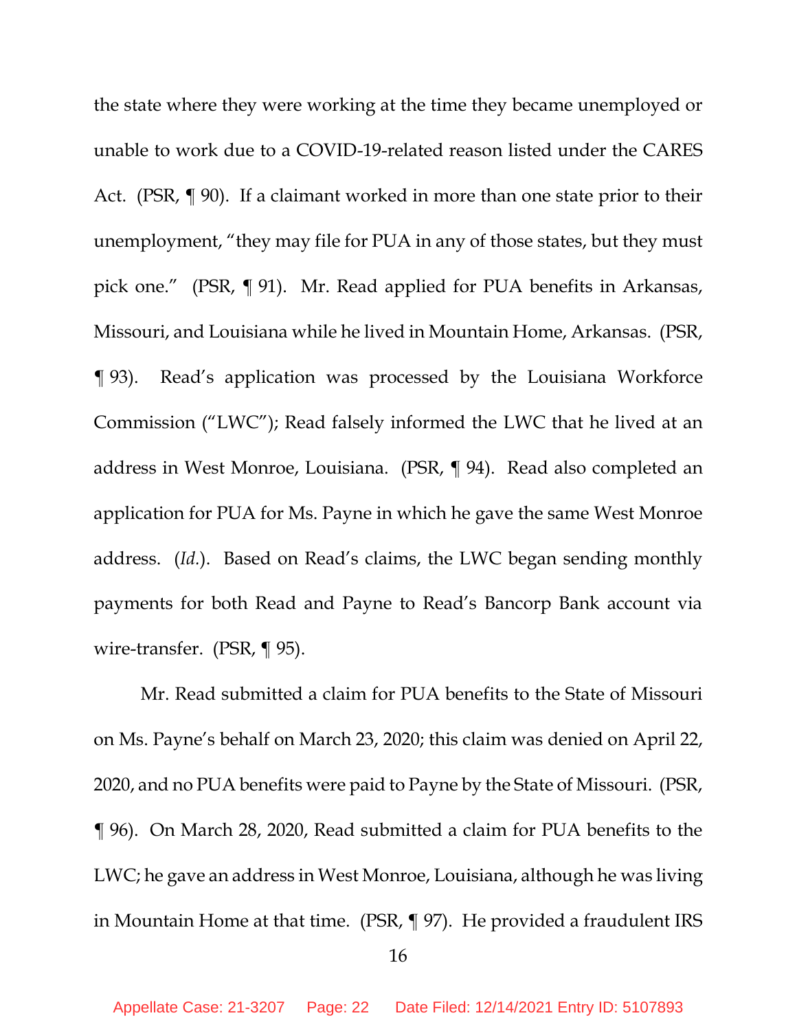the state where they were working at the time they became unemployed or unable to work due to a COVID-19-related reason listed under the CARES Act. (PSR, ¶ 90). If a claimant worked in more than one state prior to their unemployment, "they may file for PUA in any of those states, but they must pick one." (PSR, ¶ 91). Mr. Read applied for PUA benefits in Arkansas, Missouri, and Louisiana while he lived in Mountain Home, Arkansas. (PSR, ¶ 93). Read's application was processed by the Louisiana Workforce Commission ("LWC"); Read falsely informed the LWC that he lived at an address in West Monroe, Louisiana. (PSR, ¶ 94). Read also completed an application for PUA for Ms. Payne in which he gave the same West Monroe address. (*Id.*). Based on Read's claims, the LWC began sending monthly payments for both Read and Payne to Read's Bancorp Bank account via wire-transfer. (PSR, ¶ 95).

Mr. Read submitted a claim for PUA benefits to the State of Missouri on Ms. Payne's behalf on March 23, 2020; this claim was denied on April 22, 2020, and no PUA benefits were paid to Payne by the State of Missouri. (PSR, ¶ 96). On March 28, 2020, Read submitted a claim for PUA benefits to the LWC; he gave an address in West Monroe, Louisiana, although he was living in Mountain Home at that time. (PSR, ¶ 97). He provided a fraudulent IRS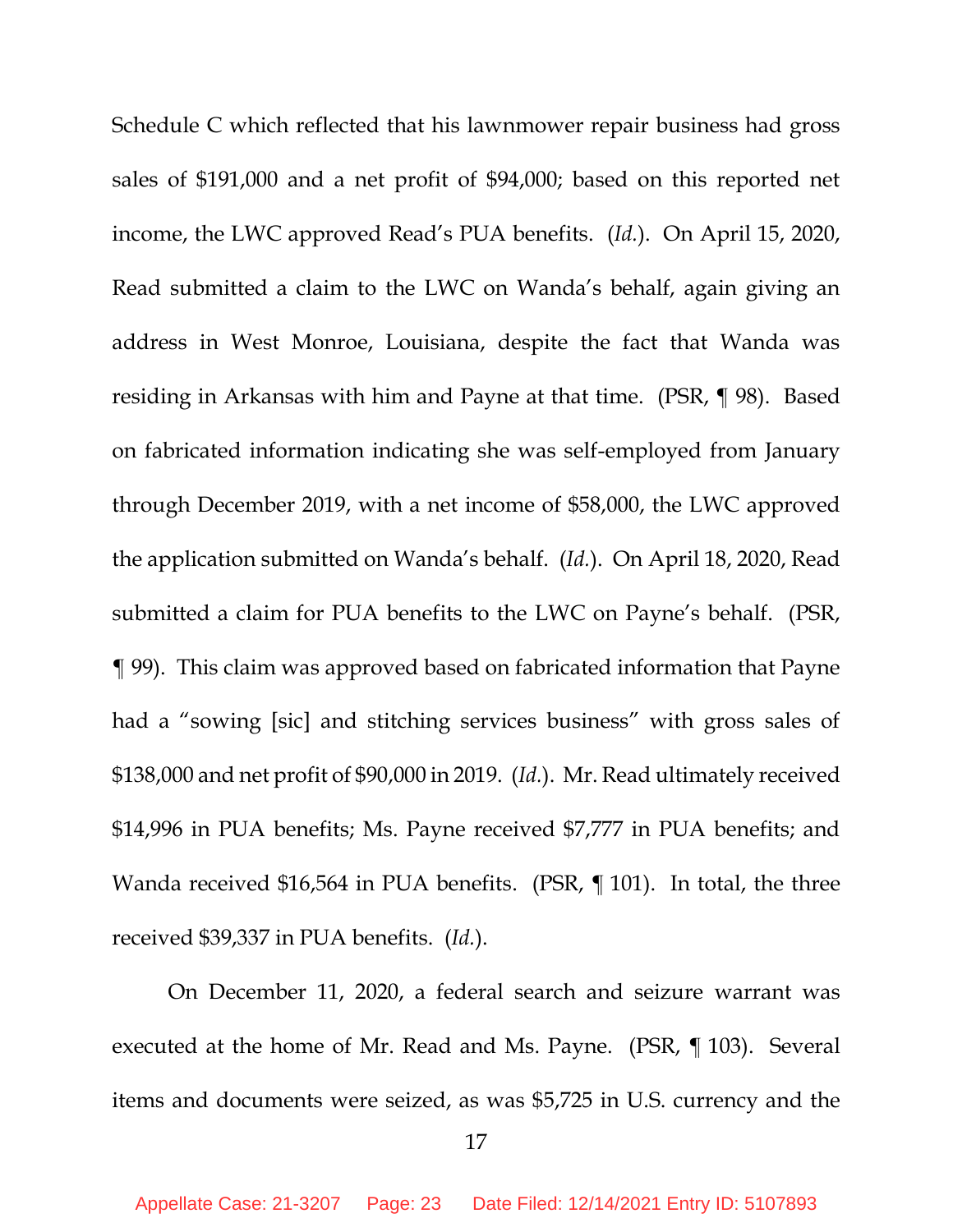Schedule C which reflected that his lawnmower repair business had gross sales of $191,000 and a net profit of $94,000; based on this reported net income, the LWC approved Read's PUA benefits. (*Id.*). On April 15, 2020, Read submitted a claim to the LWC on Wanda's behalf, again giving an address in West Monroe, Louisiana, despite the fact that Wanda was residing in Arkansas with him and Payne at that time. (PSR, ¶ 98). Based on fabricated information indicating she was self-employed from January through December 2019, with a net income of $58,000, the LWC approved the application submitted on Wanda's behalf. (*Id.*). On April 18, 2020, Read submitted a claim for PUA benefits to the LWC on Payne's behalf. (PSR, ¶ 99). This claim was approved based on fabricated information that Payne had a "sowing [sic] and stitching services business" with gross sales of $138,000 and net profit of $90,000 in 2019. (*Id.*). Mr. Read ultimately received $14,996 in PUA benefits; Ms. Payne received $7,777 in PUA benefits; and Wanda received $16,564 in PUA benefits. (PSR, ¶ 101). In total, the three received $39,337 in PUA benefits. (*Id.*).

On December 11, 2020, a federal search and seizure warrant was executed at the home of Mr. Read and Ms. Payne. (PSR, ¶ 103). Several items and documents were seized, as was $5,725 in U.S. currency and the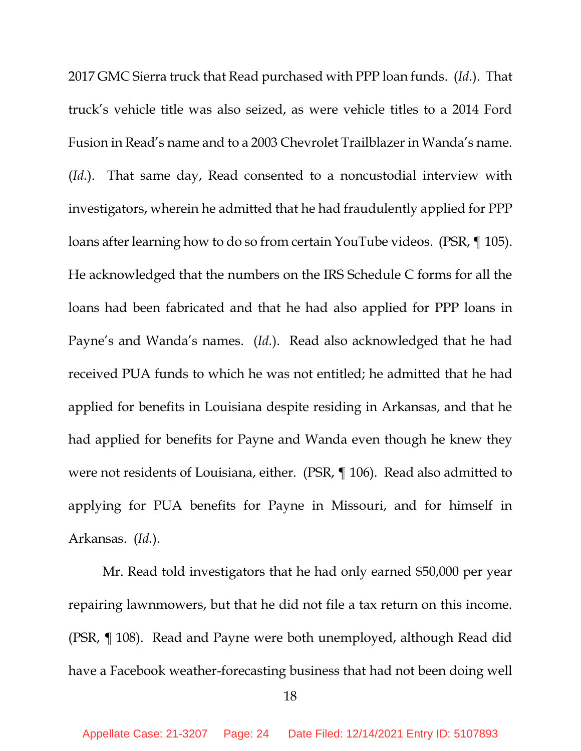2017 GMC Sierra truck that Read purchased with PPP loan funds. (*Id.*). That truck's vehicle title was also seized, as were vehicle titles to a 2014 Ford Fusion in Read's name and to a 2003 Chevrolet Trailblazer in Wanda's name. (*Id.*). That same day, Read consented to a noncustodial interview with investigators, wherein he admitted that he had fraudulently applied for PPP loans after learning how to do so from certain YouTube videos. (PSR, ¶ 105). He acknowledged that the numbers on the IRS Schedule C forms for all the loans had been fabricated and that he had also applied for PPP loans in Payne's and Wanda's names. (*Id.*). Read also acknowledged that he had received PUA funds to which he was not entitled; he admitted that he had applied for benefits in Louisiana despite residing in Arkansas, and that he had applied for benefits for Payne and Wanda even though he knew they were not residents of Louisiana, either. (PSR, ¶ 106). Read also admitted to applying for PUA benefits for Payne in Missouri, and for himself in Arkansas. (*Id.*).

Mr. Read told investigators that he had only earned $50,000 per year repairing lawnmowers, but that he did not file a tax return on this income. (PSR, ¶ 108). Read and Payne were both unemployed, although Read did have a Facebook weather-forecasting business that had not been doing well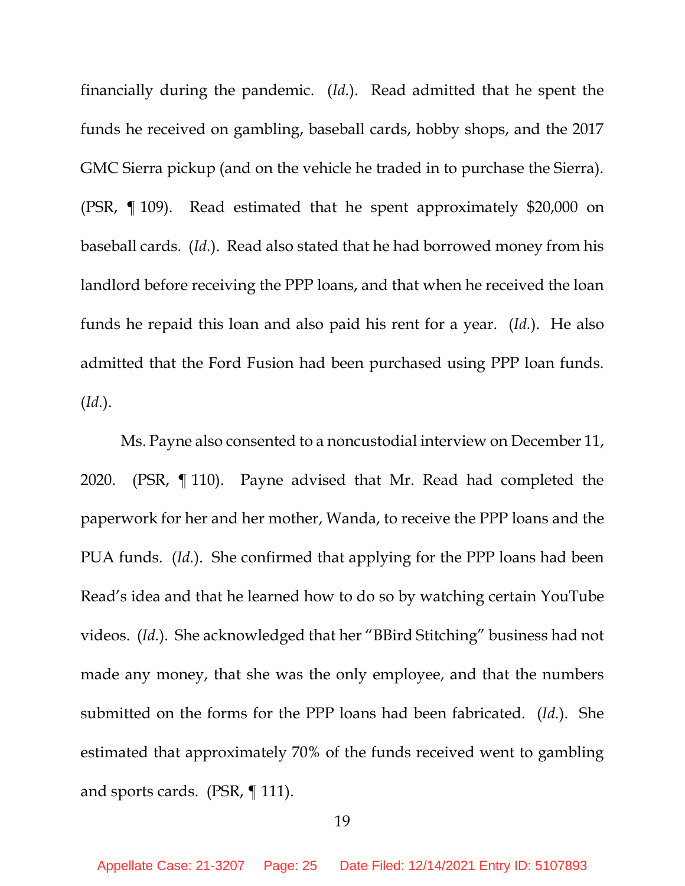financially during the pandemic. (*Id.*). Read admitted that he spent the funds he received on gambling, baseball cards, hobby shops, and the 2017 GMC Sierra pickup (and on the vehicle he traded in to purchase the Sierra). (PSR, ¶ 109). Read estimated that he spent approximately $20,000 on baseball cards. (*Id.*). Read also stated that he had borrowed money from his landlord before receiving the PPP loans, and that when he received the loan funds he repaid this loan and also paid his rent for a year. (*Id.*). He also admitted that the Ford Fusion had been purchased using PPP loan funds. (*Id.*).

Ms. Payne also consented to a noncustodial interview on December 11, 2020. (PSR, ¶ 110). Payne advised that Mr. Read had completed the paperwork for her and her mother, Wanda, to receive the PPP loans and the PUA funds. (*Id.*). She confirmed that applying for the PPP loans had been Read's idea and that he learned how to do so by watching certain YouTube videos. (*Id.*). She acknowledged that her "BBird Stitching" business had not made any money, that she was the only employee, and that the numbers submitted on the forms for the PPP loans had been fabricated. (*Id.*). She estimated that approximately 70% of the funds received went to gambling and sports cards. (PSR, ¶ 111).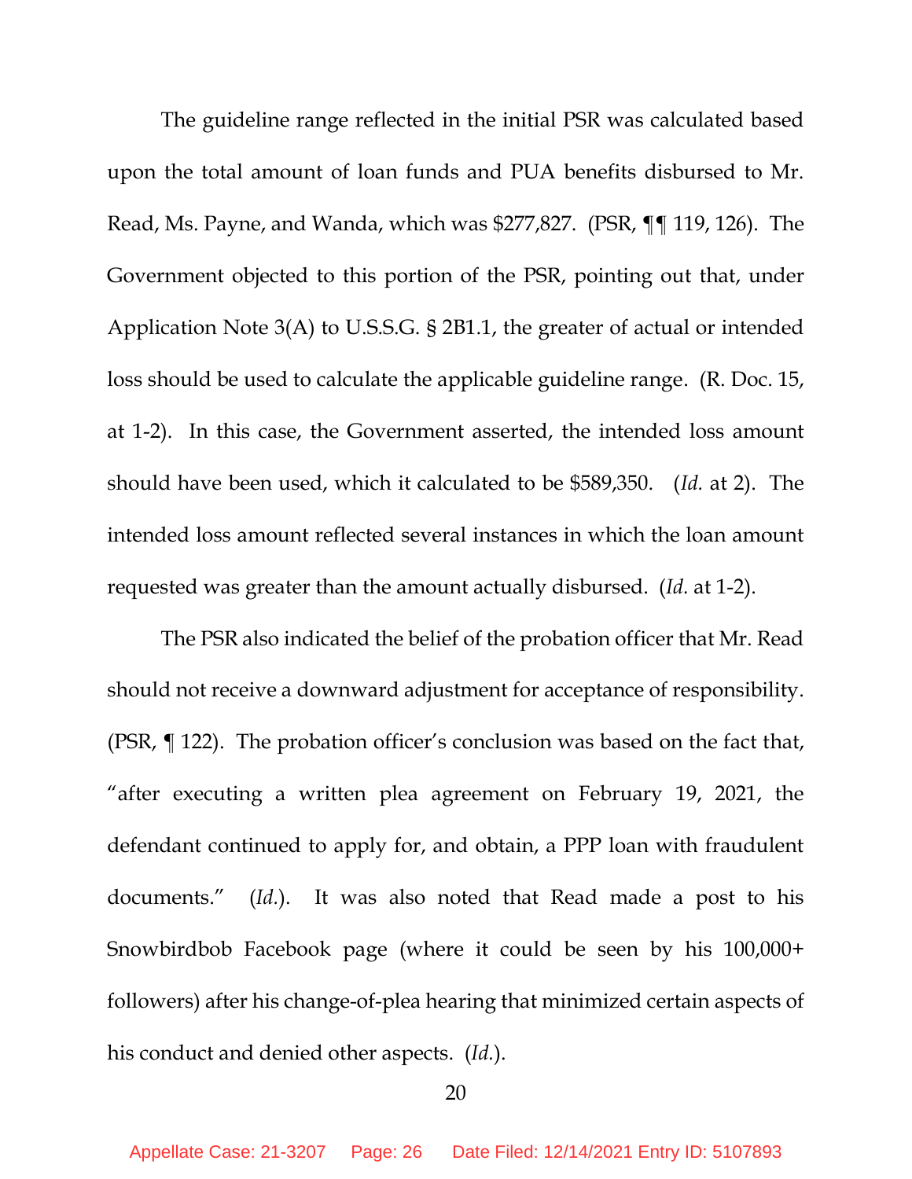The guideline range reflected in the initial PSR was calculated based upon the total amount of loan funds and PUA benefits disbursed to Mr. Read, Ms. Payne, and Wanda, which was $277,827. (PSR, ¶¶ 119, 126). The Government objected to this portion of the PSR, pointing out that, under Application Note 3(A) to U.S.S.G. § 2B1.1, the greater of actual or intended loss should be used to calculate the applicable guideline range. (R. Doc. 15, at 1-2). In this case, the Government asserted, the intended loss amount should have been used, which it calculated to be $589,350. (*Id.* at 2). The intended loss amount reflected several instances in which the loan amount requested was greater than the amount actually disbursed. (*Id.* at 1-2).

The PSR also indicated the belief of the probation officer that Mr. Read should not receive a downward adjustment for acceptance of responsibility. (PSR, ¶ 122). The probation officer's conclusion was based on the fact that, "after executing a written plea agreement on February 19, 2021, the defendant continued to apply for, and obtain, a PPP loan with fraudulent documents." (*Id.*). It was also noted that Read made a post to his Snowbirdbob Facebook page (where it could be seen by his 100,000+ followers) after his change-of-plea hearing that minimized certain aspects of his conduct and denied other aspects. (*Id.*).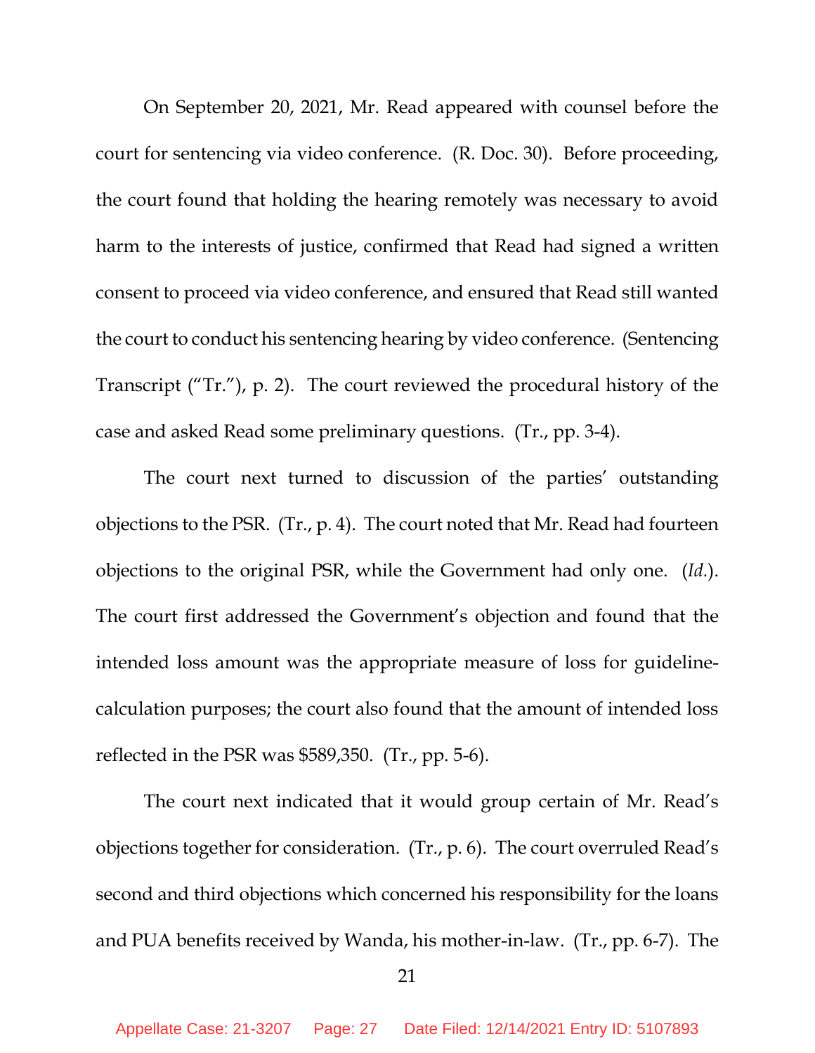On September 20, 2021, Mr. Read appeared with counsel before the court for sentencing via video conference. (R. Doc. 30). Before proceeding, the court found that holding the hearing remotely was necessary to avoid harm to the interests of justice, confirmed that Read had signed a written consent to proceed via video conference, and ensured that Read still wanted the court to conduct his sentencing hearing by video conference. (Sentencing Transcript ("Tr."), p. 2). The court reviewed the procedural history of the case and asked Read some preliminary questions. (Tr., pp. 3-4).

The court next turned to discussion of the parties' outstanding objections to the PSR. (Tr., p. 4). The court noted that Mr. Read had fourteen objections to the original PSR, while the Government had only one. (*Id.*). The court first addressed the Government's objection and found that the intended loss amount was the appropriate measure of loss for guideline-calculation purposes; the court also found that the amount of intended loss reflected in the PSR was $589,350. (Tr., pp. 5-6).

The court next indicated that it would group certain of Mr. Read's objections together for consideration. (Tr., p. 6). The court overruled Read's second and third objections which concerned his responsibility for the loans and PUA benefits received by Wanda, his mother-in-law. (Tr., pp. 6-7). The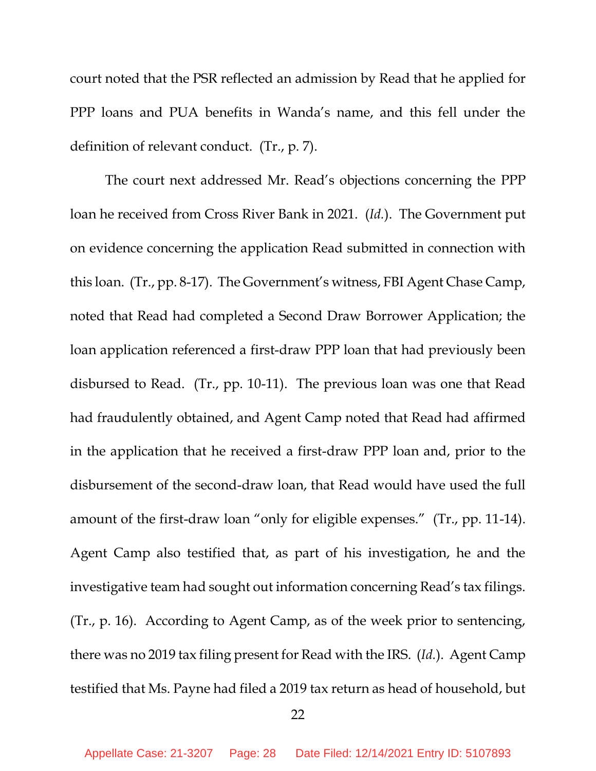court noted that the PSR reflected an admission by Read that he applied for PPP loans and PUA benefits in Wanda's name, and this fell under the definition of relevant conduct. (Tr., p. 7).

The court next addressed Mr. Read's objections concerning the PPP loan he received from Cross River Bank in 2021. (*Id.*). The Government put on evidence concerning the application Read submitted in connection with this loan. (Tr., pp. 8-17). The Government's witness, FBI Agent Chase Camp, noted that Read had completed a Second Draw Borrower Application; the loan application referenced a first-draw PPP loan that had previously been disbursed to Read. (Tr., pp. 10-11). The previous loan was one that Read had fraudulently obtained, and Agent Camp noted that Read had affirmed in the application that he received a first-draw PPP loan and, prior to the disbursement of the second-draw loan, that Read would have used the full amount of the first-draw loan "only for eligible expenses." (Tr., pp. 11-14). Agent Camp also testified that, as part of his investigation, he and the investigative team had sought out information concerning Read's tax filings. (Tr., p. 16). According to Agent Camp, as of the week prior to sentencing, there was no 2019 tax filing present for Read with the IRS. (*Id.*). Agent Camp testified that Ms. Payne had filed a 2019 tax return as head of household, but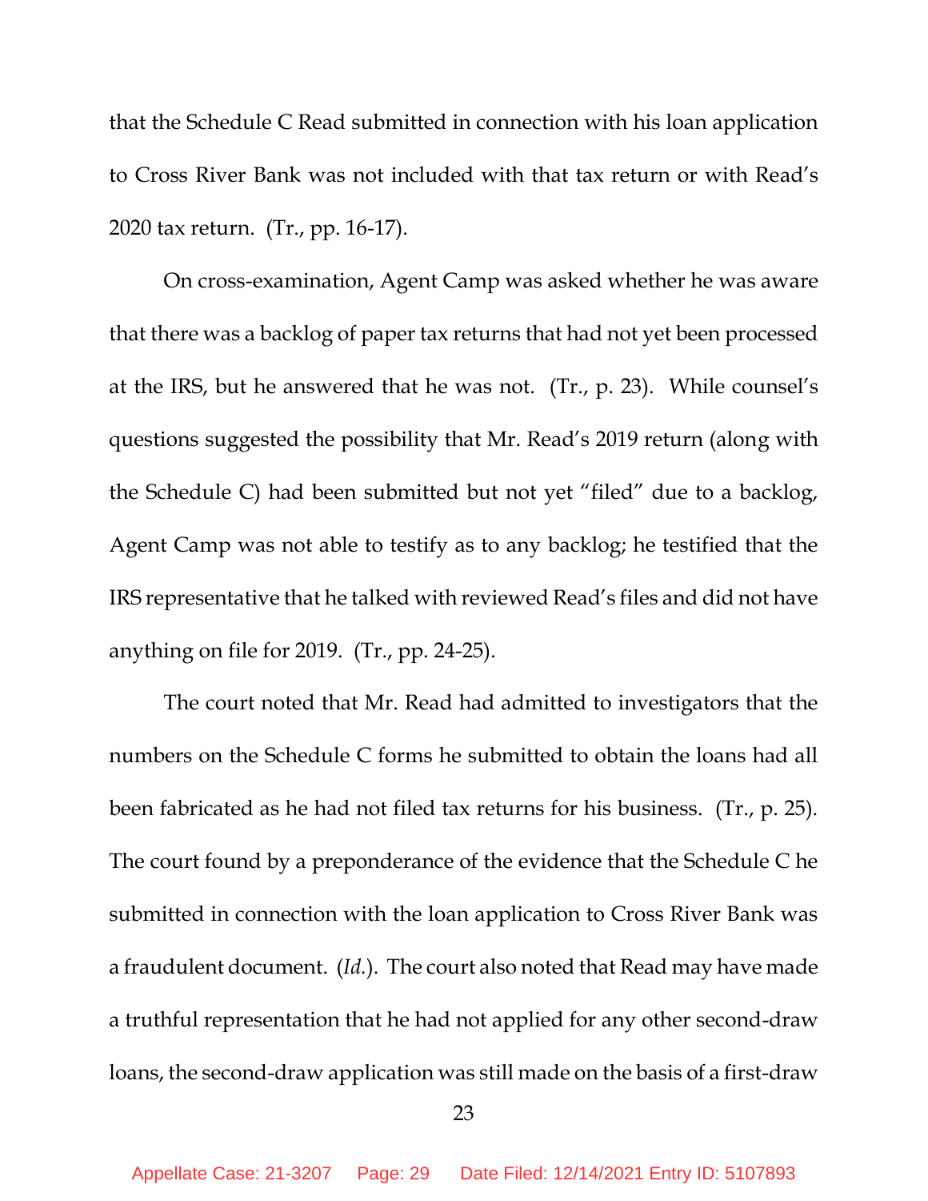that the Schedule C Read submitted in connection with his loan application to Cross River Bank was not included with that tax return or with Read's 2020 tax return. (Tr., pp. 16-17).

On cross-examination, Agent Camp was asked whether he was aware that there was a backlog of paper tax returns that had not yet been processed at the IRS, but he answered that he was not. (Tr., p. 23). While counsel's questions suggested the possibility that Mr. Read's 2019 return (along with the Schedule C) had been submitted but not yet "filed" due to a backlog, Agent Camp was not able to testify as to any backlog; he testified that the IRS representative that he talked with reviewed Read's files and did not have anything on file for 2019. (Tr., pp. 24-25).

The court noted that Mr. Read had admitted to investigators that the numbers on the Schedule C forms he submitted to obtain the loans had all been fabricated as he had not filed tax returns for his business. (Tr., p. 25). The court found by a preponderance of the evidence that the Schedule C he submitted in connection with the loan application to Cross River Bank was a fraudulent document. (*Id.*). The court also noted that Read may have made a truthful representation that he had not applied for any other second-draw loans, the second-draw application was still made on the basis of a first-draw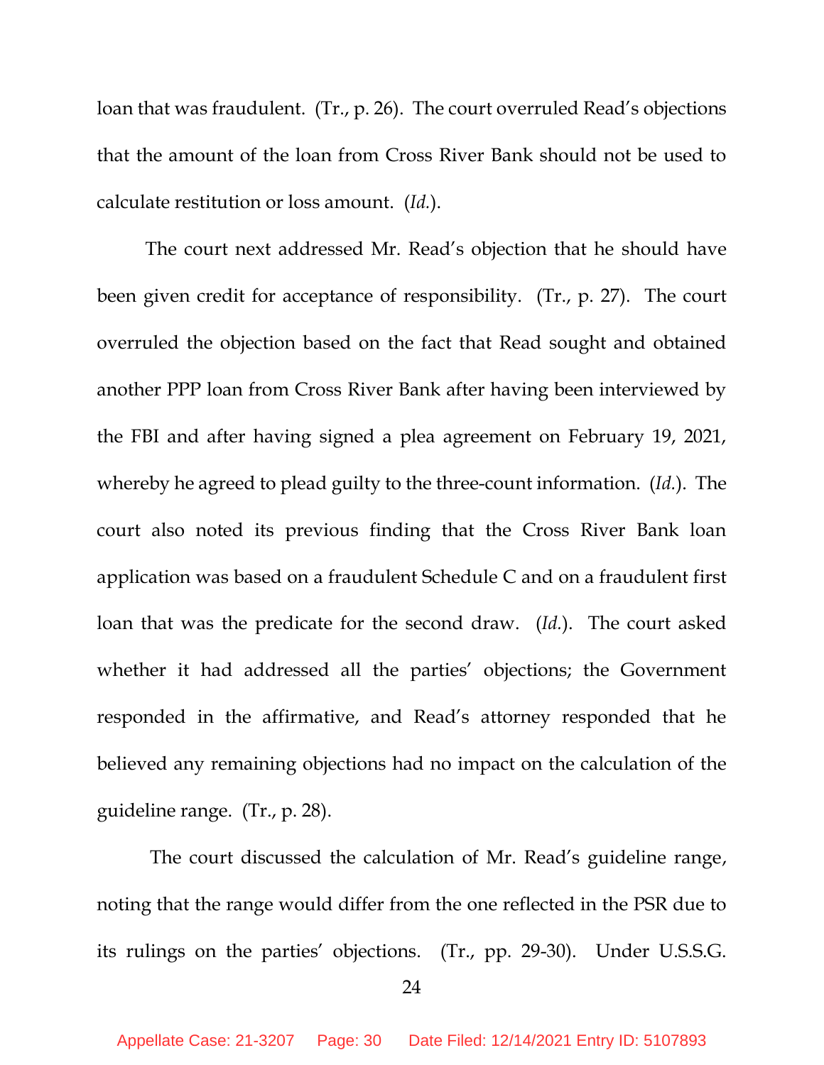loan that was fraudulent. (Tr., p. 26). The court overruled Read's objections that the amount of the loan from Cross River Bank should not be used to calculate restitution or loss amount. (*Id.*).

The court next addressed Mr. Read's objection that he should have been given credit for acceptance of responsibility. (Tr., p. 27). The court overruled the objection based on the fact that Read sought and obtained another PPP loan from Cross River Bank after having been interviewed by the FBI and after having signed a plea agreement on February 19, 2021, whereby he agreed to plead guilty to the three-count information. (*Id.*). The court also noted its previous finding that the Cross River Bank loan application was based on a fraudulent Schedule C and on a fraudulent first loan that was the predicate for the second draw. (*Id.*). The court asked whether it had addressed all the parties' objections; the Government responded in the affirmative, and Read's attorney responded that he believed any remaining objections had no impact on the calculation of the guideline range. (Tr., p. 28).

The court discussed the calculation of Mr. Read's guideline range, noting that the range would differ from the one reflected in the PSR due to its rulings on the parties' objections. (Tr., pp. 29-30). Under U.S.S.G.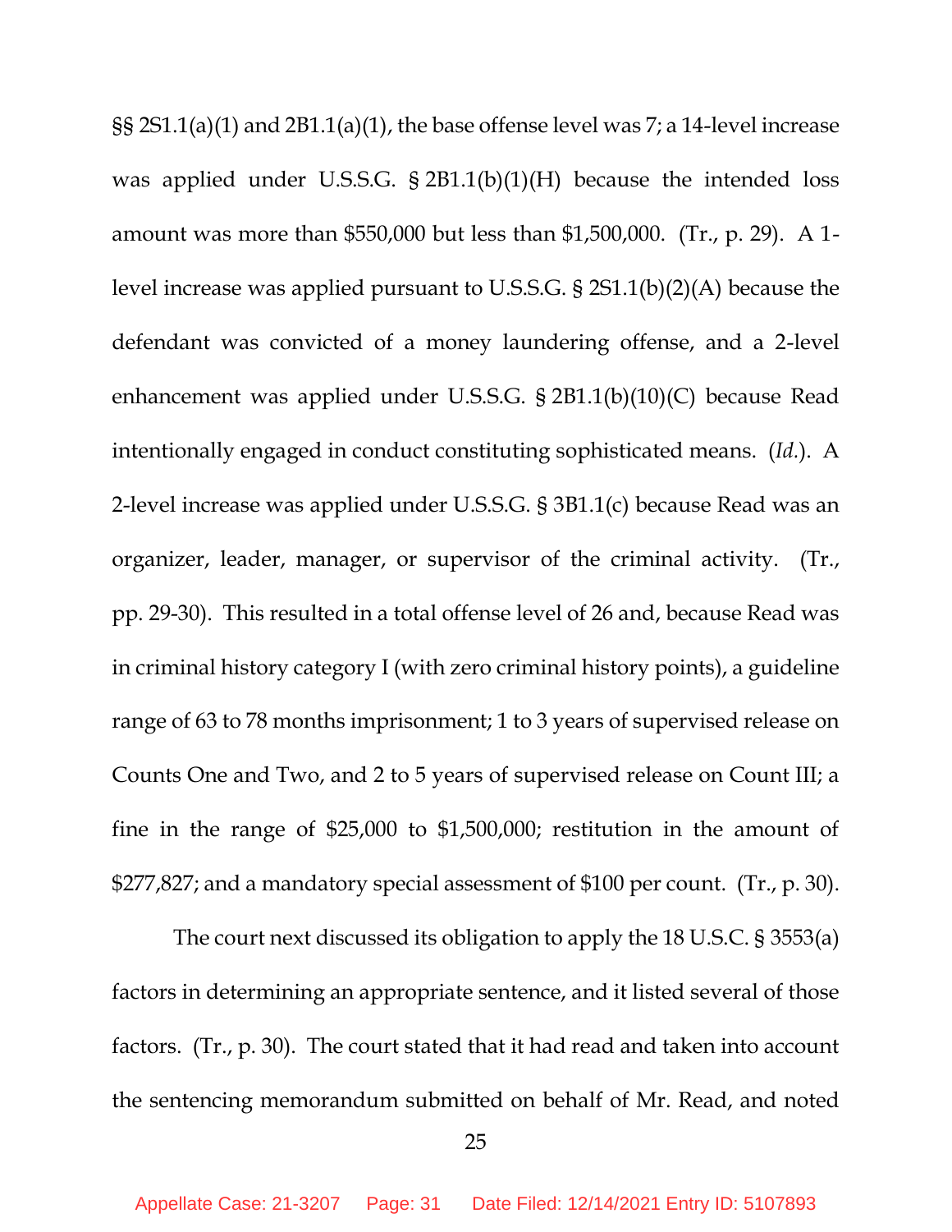§§ 2S1.1(a)(1) and 2B1.1(a)(1), the base offense level was 7; a 14-level increase was applied under U.S.S.G. § 2B1.1(b)(1)(H) because the intended loss amount was more than $550,000 but less than $1,500,000. (Tr., p. 29). A 1-level increase was applied pursuant to U.S.S.G. § 2S1.1(b)(2)(A) because the defendant was convicted of a money laundering offense, and a 2-level enhancement was applied under U.S.S.G. § 2B1.1(b)(10)(C) because Read intentionally engaged in conduct constituting sophisticated means. (*Id.*). A 2-level increase was applied under U.S.S.G. § 3B1.1(c) because Read was an organizer, leader, manager, or supervisor of the criminal activity. (Tr., pp. 29-30). This resulted in a total offense level of 26 and, because Read was in criminal history category I (with zero criminal history points), a guideline range of 63 to 78 months imprisonment; 1 to 3 years of supervised release on Counts One and Two, and 2 to 5 years of supervised release on Count III; a fine in the range of $25,000 to $1,500,000; restitution in the amount of $277,827; and a mandatory special assessment of $100 per count. (Tr., p. 30).

The court next discussed its obligation to apply the 18 U.S.C. § 3553(a) factors in determining an appropriate sentence, and it listed several of those factors. (Tr., p. 30). The court stated that it had read and taken into account the sentencing memorandum submitted on behalf of Mr. Read, and noted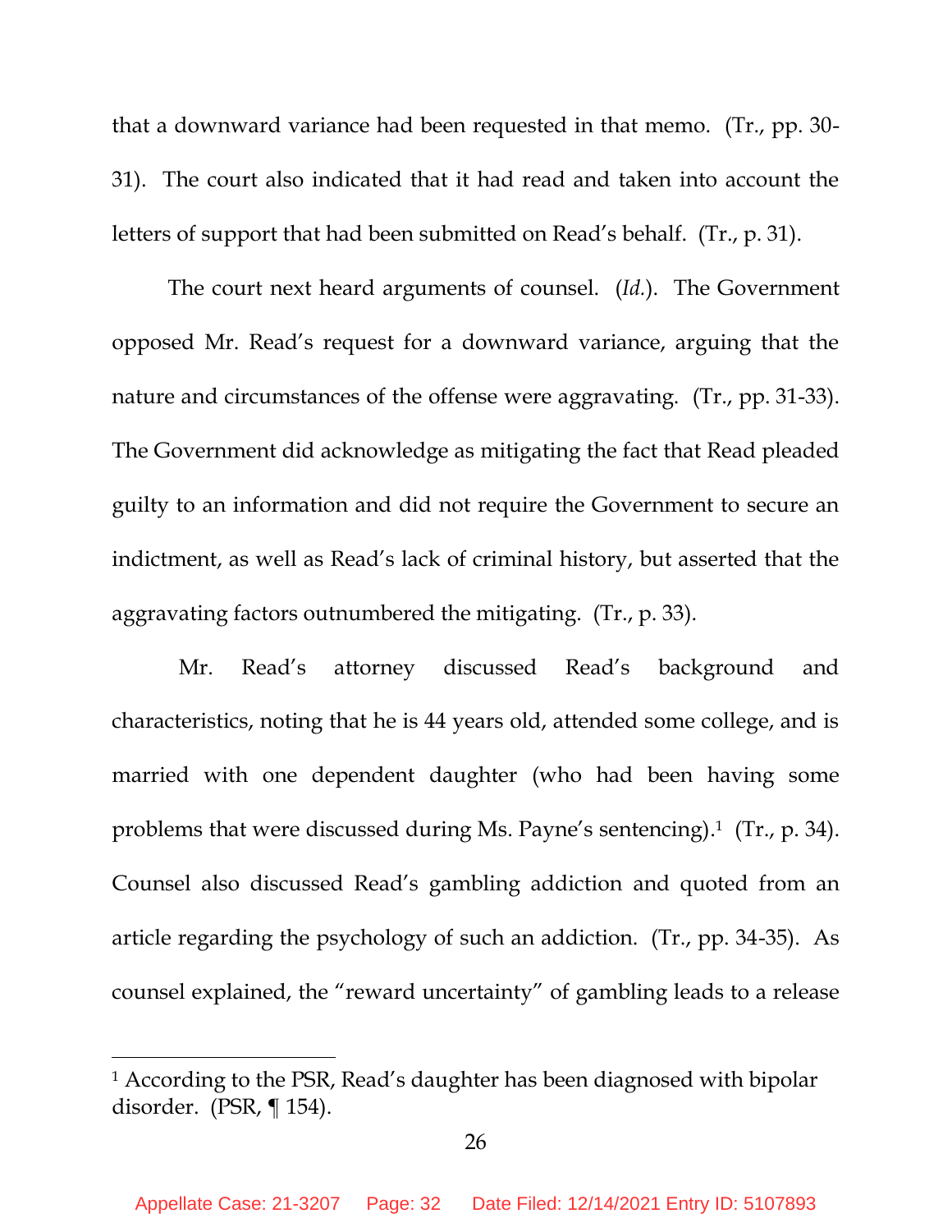that a downward variance had been requested in that memo. (Tr., pp. 30-31). The court also indicated that it had read and taken into account the letters of support that had been submitted on Read's behalf. (Tr., p. 31).

The court next heard arguments of counsel. (*Id.*). The Government opposed Mr. Read's request for a downward variance, arguing that the nature and circumstances of the offense were aggravating. (Tr., pp. 31-33). The Government did acknowledge as mitigating the fact that Read pleaded guilty to an information and did not require the Government to secure an indictment, as well as Read's lack of criminal history, but asserted that the aggravating factors outnumbered the mitigating. (Tr., p. 33).

Mr. Read's attorney discussed Read's background and characteristics, noting that he is 44 years old, attended some college, and is married with one dependent daughter (who had been having some problems that were discussed during Ms. Payne's sentencing).[1] (Tr., p. 34). Counsel also discussed Read's gambling addiction and quoted from an article regarding the psychology of such an addiction. (Tr., pp. 34-35). As counsel explained, the "reward uncertainty" of gambling leads to a release

[1] According to the PSR, Read's daughter has been diagnosed with bipolar disorder. (PSR, ¶ 154).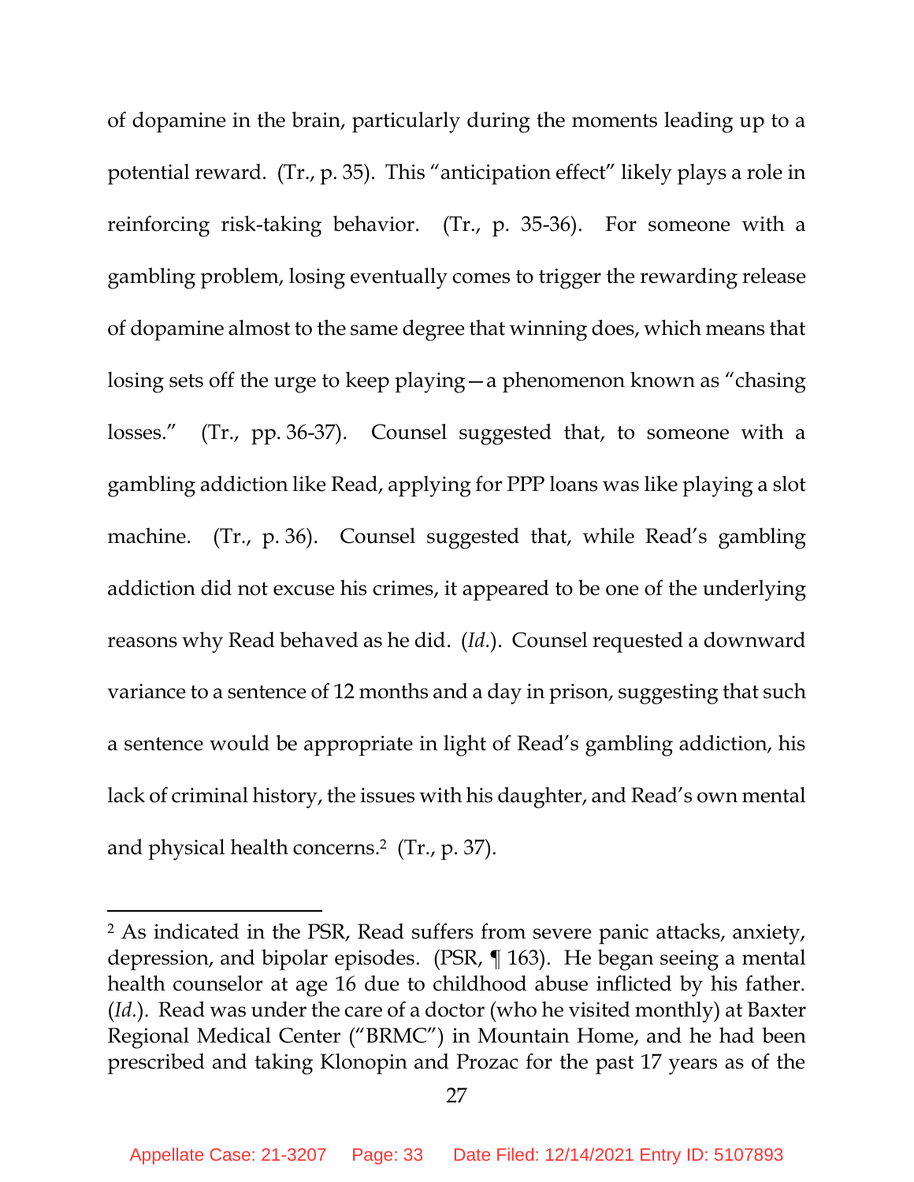of dopamine in the brain, particularly during the moments leading up to a potential reward. (Tr., p. 35). This "anticipation effect" likely plays a role in reinforcing risk-taking behavior. (Tr., p. 35-36). For someone with a gambling problem, losing eventually comes to trigger the rewarding release of dopamine almost to the same degree that winning does, which means that losing sets off the urge to keep playing—a phenomenon known as "chasing losses." (Tr., pp. 36-37). Counsel suggested that, to someone with a gambling addiction like Read, applying for PPP loans was like playing a slot machine. (Tr., p. 36). Counsel suggested that, while Read's gambling addiction did not excuse his crimes, it appeared to be one of the underlying reasons why Read behaved as he did. (*Id.*). Counsel requested a downward variance to a sentence of 12 months and a day in prison, suggesting that such a sentence would be appropriate in light of Read's gambling addiction, his lack of criminal history, the issues with his daughter, and Read's own mental and physical health concerns.[2] (Tr., p. 37).

---

[2] As indicated in the PSR, Read suffers from severe panic attacks, anxiety, depression, and bipolar episodes. (PSR, ¶ 163). He began seeing a mental health counselor at age 16 due to childhood abuse inflicted by his father. (*Id.*). Read was under the care of a doctor (who he visited monthly) at Baxter Regional Medical Center ("BRMC") in Mountain Home, and he had been prescribed and taking Klonopin and Prozac for the past 17 years as of the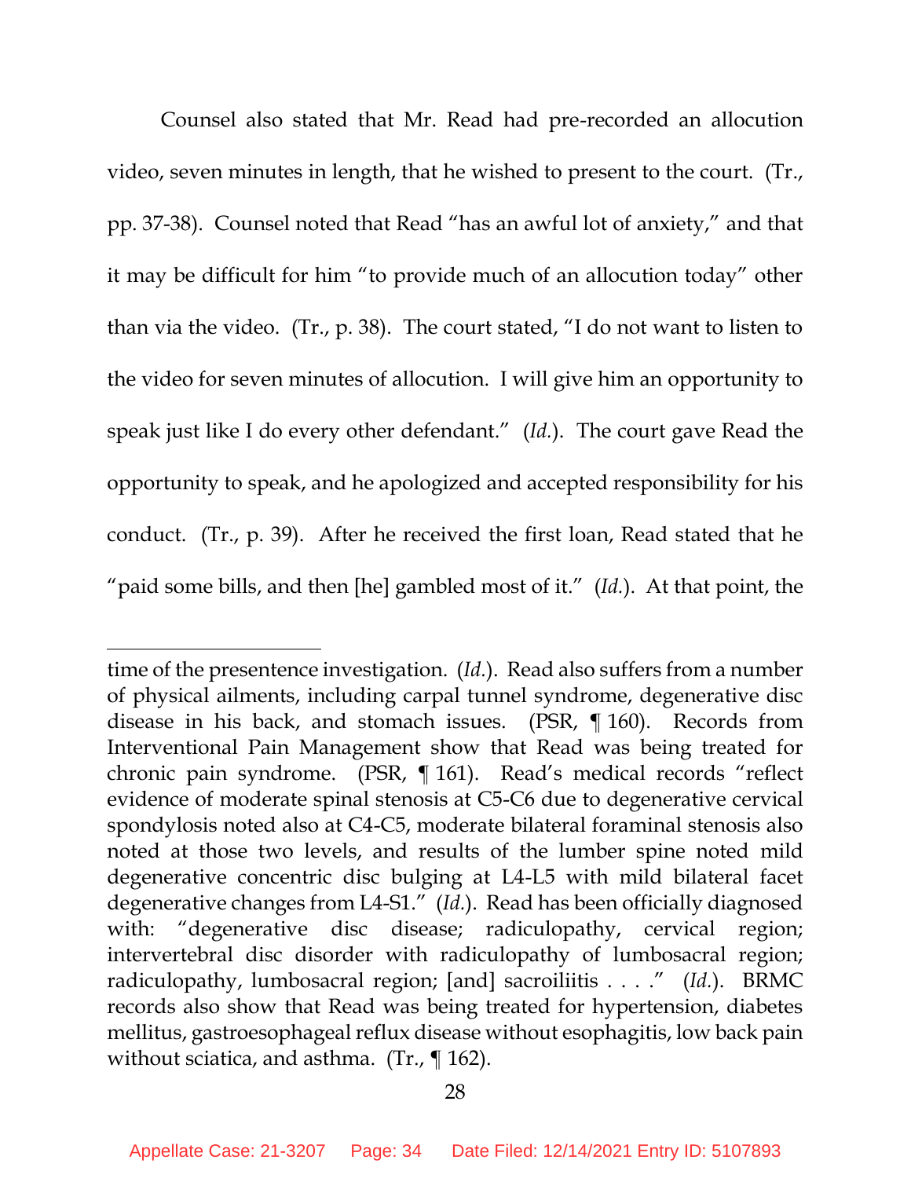Counsel also stated that Mr. Read had pre-recorded an allocution video, seven minutes in length, that he wished to present to the court. (Tr., pp. 37-38). Counsel noted that Read "has an awful lot of anxiety," and that it may be difficult for him "to provide much of an allocution today" other than via the video. (Tr., p. 38). The court stated, "I do not want to listen to the video for seven minutes of allocution. I will give him an opportunity to speak just like I do every other defendant." (*Id.*). The court gave Read the opportunity to speak, and he apologized and accepted responsibility for his conduct. (Tr., p. 39). After he received the first loan, Read stated that he "paid some bills, and then [he] gambled most of it." (*Id.*). At that point, the

---

time of the presentence investigation. (*Id.*). Read also suffers from a number of physical ailments, including carpal tunnel syndrome, degenerative disc disease in his back, and stomach issues. (PSR, ¶ 160). Records from Interventional Pain Management show that Read was being treated for chronic pain syndrome. (PSR, ¶ 161). Read's medical records "reflect evidence of moderate spinal stenosis at C5-C6 due to degenerative cervical spondylosis noted also at C4-C5, moderate bilateral foraminal stenosis also noted at those two levels, and results of the lumber spine noted mild degenerative concentric disc bulging at L4-L5 with mild bilateral facet degenerative changes from L4-S1." (*Id.*). Read has been officially diagnosed with: "degenerative disc disease; radiculopathy, cervical region; intervertebral disc disorder with radiculopathy of lumbosacral region; radiculopathy, lumbosacral region; [and] sacroiliitis . . . ." (*Id.*). BRMC records also show that Read was being treated for hypertension, diabetes mellitus, gastroesophageal reflux disease without esophagitis, low back pain without sciatica, and asthma. (Tr., ¶ 162).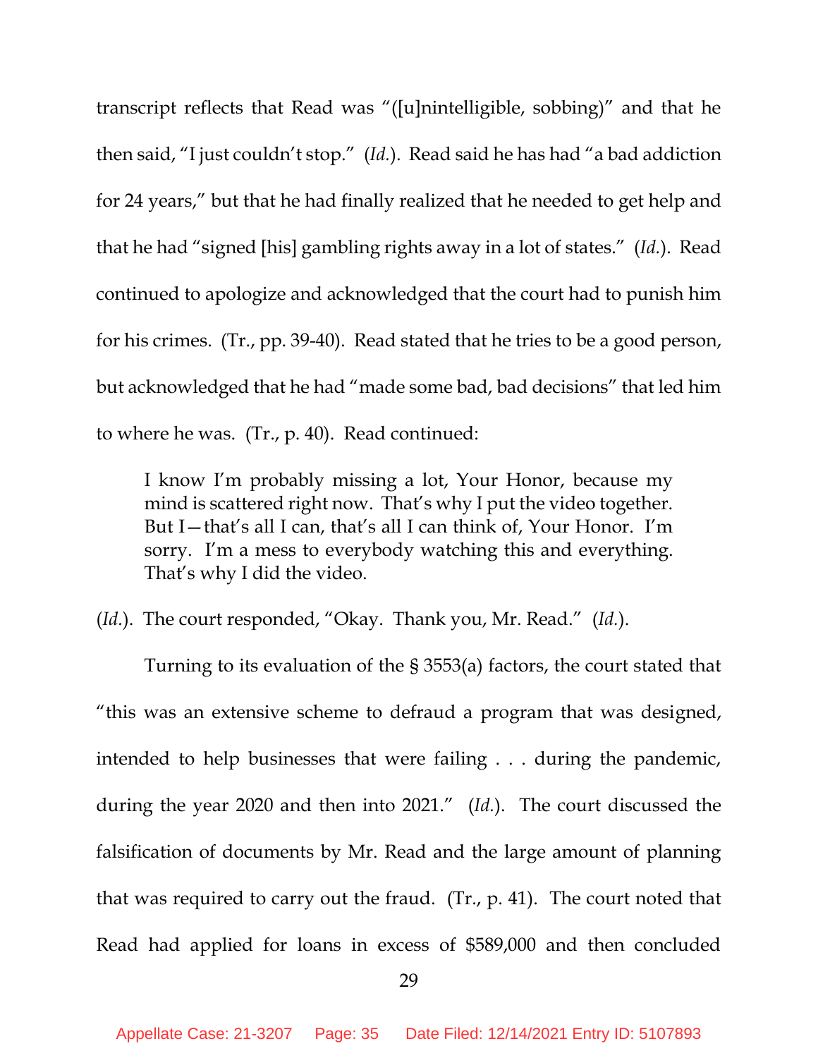transcript reflects that Read was "([u]nintelligible, sobbing)" and that he then said, "I just couldn't stop." (*Id.*). Read said he has had "a bad addiction for 24 years," but that he had finally realized that he needed to get help and that he had "signed [his] gambling rights away in a lot of states." (*Id.*). Read continued to apologize and acknowledged that the court had to punish him for his crimes. (Tr., pp. 39-40). Read stated that he tries to be a good person, but acknowledged that he had "made some bad, bad decisions" that led him to where he was. (Tr., p. 40). Read continued:

> I know I'm probably missing a lot, Your Honor, because my mind is scattered right now. That's why I put the video together. But I—that's all I can, that's all I can think of, Your Honor. I'm sorry. I'm a mess to everybody watching this and everything. That's why I did the video.

(*Id.*). The court responded, "Okay. Thank you, Mr. Read." (*Id.*).

Turning to its evaluation of the § 3553(a) factors, the court stated that "this was an extensive scheme to defraud a program that was designed, intended to help businesses that were failing . . . during the pandemic, during the year 2020 and then into 2021." (*Id.*). The court discussed the falsification of documents by Mr. Read and the large amount of planning that was required to carry out the fraud. (Tr., p. 41). The court noted that Read had applied for loans in excess of $589,000 and then concluded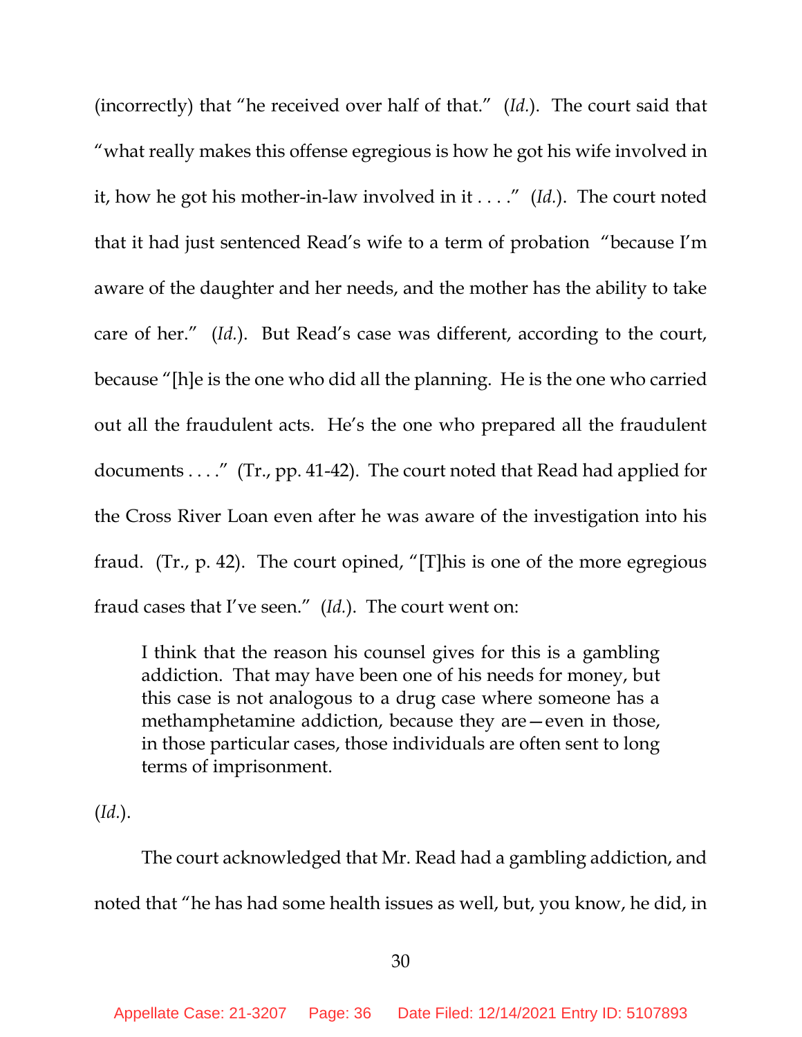(incorrectly) that "he received over half of that." (*Id.*). The court said that "what really makes this offense egregious is how he got his wife involved in it, how he got his mother-in-law involved in it . . . ." (*Id.*). The court noted that it had just sentenced Read's wife to a term of probation "because I'm aware of the daughter and her needs, and the mother has the ability to take care of her." (*Id.*). But Read's case was different, according to the court, because "[h]e is the one who did all the planning. He is the one who carried out all the fraudulent acts. He's the one who prepared all the fraudulent documents . . . ." (Tr., pp. 41-42). The court noted that Read had applied for the Cross River Loan even after he was aware of the investigation into his fraud. (Tr., p. 42). The court opined, "[T]his is one of the more egregious fraud cases that I've seen." (*Id.*). The court went on:

> I think that the reason his counsel gives for this is a gambling addiction. That may have been one of his needs for money, but this case is not analogous to a drug case where someone has a methamphetamine addiction, because they are—even in those, in those particular cases, those individuals are often sent to long terms of imprisonment.

(*Id.*).

The court acknowledged that Mr. Read had a gambling addiction, and noted that "he has had some health issues as well, but, you know, he did, in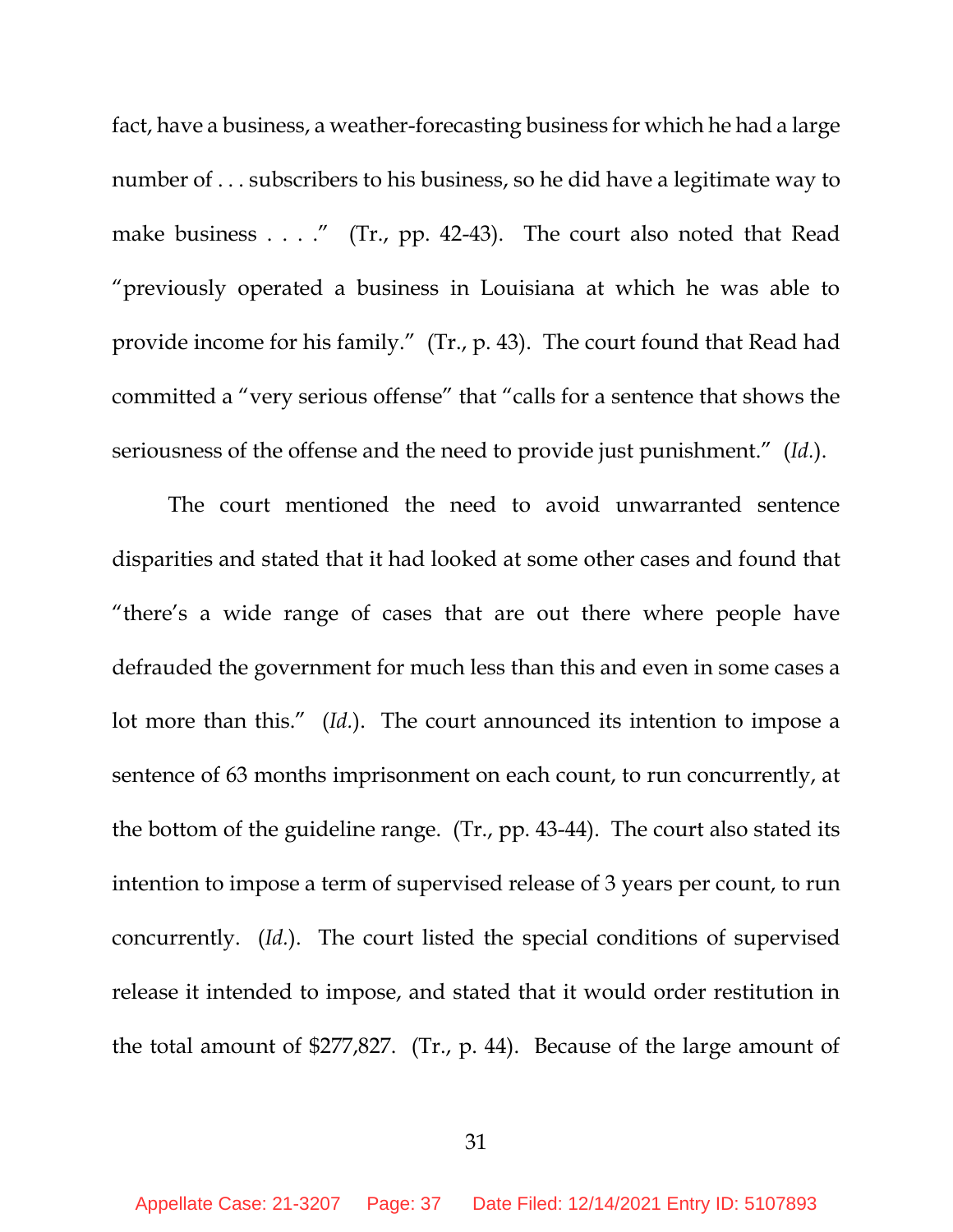fact, have a business, a weather-forecasting business for which he had a large number of . . . subscribers to his business, so he did have a legitimate way to make business . . . ." (Tr., pp. 42-43). The court also noted that Read "previously operated a business in Louisiana at which he was able to provide income for his family." (Tr., p. 43). The court found that Read had committed a "very serious offense" that "calls for a sentence that shows the seriousness of the offense and the need to provide just punishment." (*Id.*).

The court mentioned the need to avoid unwarranted sentence disparities and stated that it had looked at some other cases and found that "there's a wide range of cases that are out there where people have defrauded the government for much less than this and even in some cases a lot more than this." (*Id.*). The court announced its intention to impose a sentence of 63 months imprisonment on each count, to run concurrently, at the bottom of the guideline range. (Tr., pp. 43-44). The court also stated its intention to impose a term of supervised release of 3 years per count, to run concurrently. (*Id.*). The court listed the special conditions of supervised release it intended to impose, and stated that it would order restitution in the total amount of $277,827. (Tr., p. 44). Because of the large amount of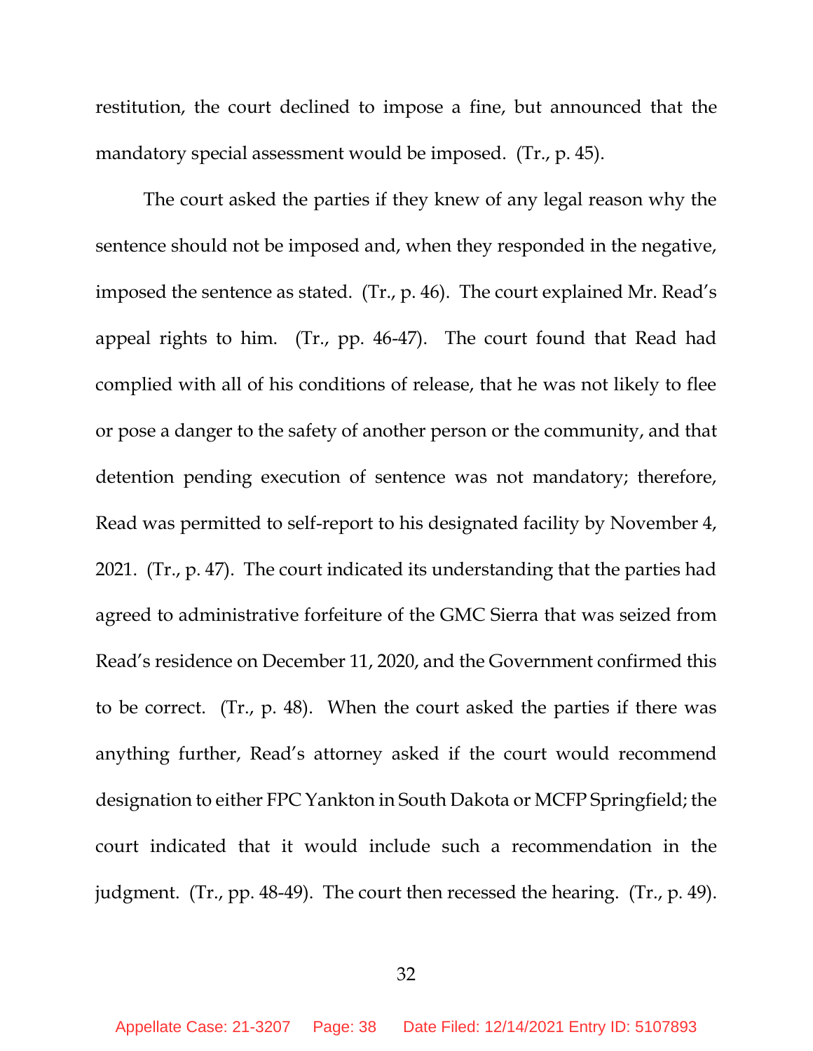restitution, the court declined to impose a fine, but announced that the mandatory special assessment would be imposed. (Tr., p. 45).

The court asked the parties if they knew of any legal reason why the sentence should not be imposed and, when they responded in the negative, imposed the sentence as stated. (Tr., p. 46). The court explained Mr. Read's appeal rights to him. (Tr., pp. 46-47). The court found that Read had complied with all of his conditions of release, that he was not likely to flee or pose a danger to the safety of another person or the community, and that detention pending execution of sentence was not mandatory; therefore, Read was permitted to self-report to his designated facility by November 4, 2021. (Tr., p. 47). The court indicated its understanding that the parties had agreed to administrative forfeiture of the GMC Sierra that was seized from Read's residence on December 11, 2020, and the Government confirmed this to be correct. (Tr., p. 48). When the court asked the parties if there was anything further, Read's attorney asked if the court would recommend designation to either FPC Yankton in South Dakota or MCFP Springfield; the court indicated that it would include such a recommendation in the judgment. (Tr., pp. 48-49). The court then recessed the hearing. (Tr., p. 49).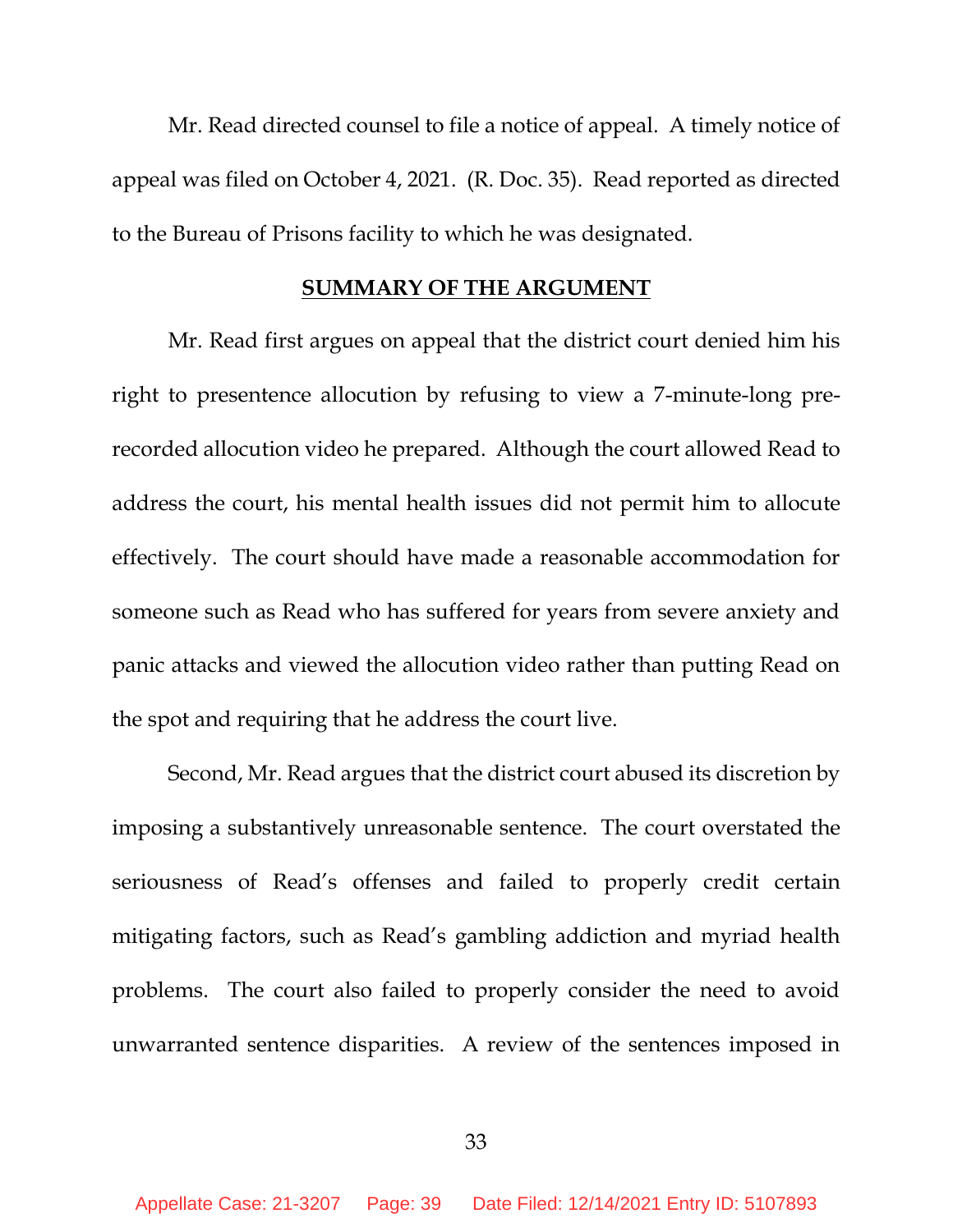Mr. Read directed counsel to file a notice of appeal. A timely notice of appeal was filed on October 4, 2021. (R. Doc. 35). Read reported as directed to the Bureau of Prisons facility to which he was designated.

## SUMMARY OF THE ARGUMENT

Mr. Read first argues on appeal that the district court denied him his right to presentence allocution by refusing to view a 7-minute-long pre-recorded allocution video he prepared. Although the court allowed Read to address the court, his mental health issues did not permit him to allocute effectively. The court should have made a reasonable accommodation for someone such as Read who has suffered for years from severe anxiety and panic attacks and viewed the allocution video rather than putting Read on the spot and requiring that he address the court live.

Second, Mr. Read argues that the district court abused its discretion by imposing a substantively unreasonable sentence. The court overstated the seriousness of Read's offenses and failed to properly credit certain mitigating factors, such as Read's gambling addiction and myriad health problems. The court also failed to properly consider the need to avoid unwarranted sentence disparities. A review of the sentences imposed in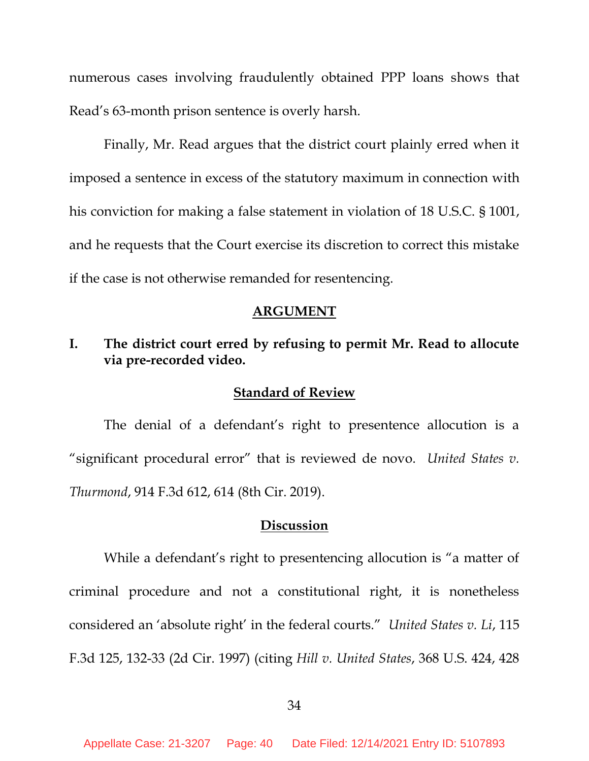numerous cases involving fraudulently obtained PPP loans shows that Read's 63-month prison sentence is overly harsh.

Finally, Mr. Read argues that the district court plainly erred when it imposed a sentence in excess of the statutory maximum in connection with his conviction for making a false statement in violation of 18 U.S.C. § 1001, and he requests that the Court exercise its discretion to correct this mistake if the case is not otherwise remanded for resentencing.

## ARGUMENT

### I. The district court erred by refusing to permit Mr. Read to allocute via pre-recorded video.

#### Standard of Review

The denial of a defendant's right to presentence allocution is a "significant procedural error" that is reviewed de novo. *United States v. Thurmond*, 914 F.3d 612, 614 (8th Cir. 2019).

#### Discussion

While a defendant's right to presentencing allocution is "a matter of criminal procedure and not a constitutional right, it is nonetheless considered an 'absolute right' in the federal courts." *United States v. Li*, 115 F.3d 125, 132-33 (2d Cir. 1997) (citing *Hill v. United States*, 368 U.S. 424, 428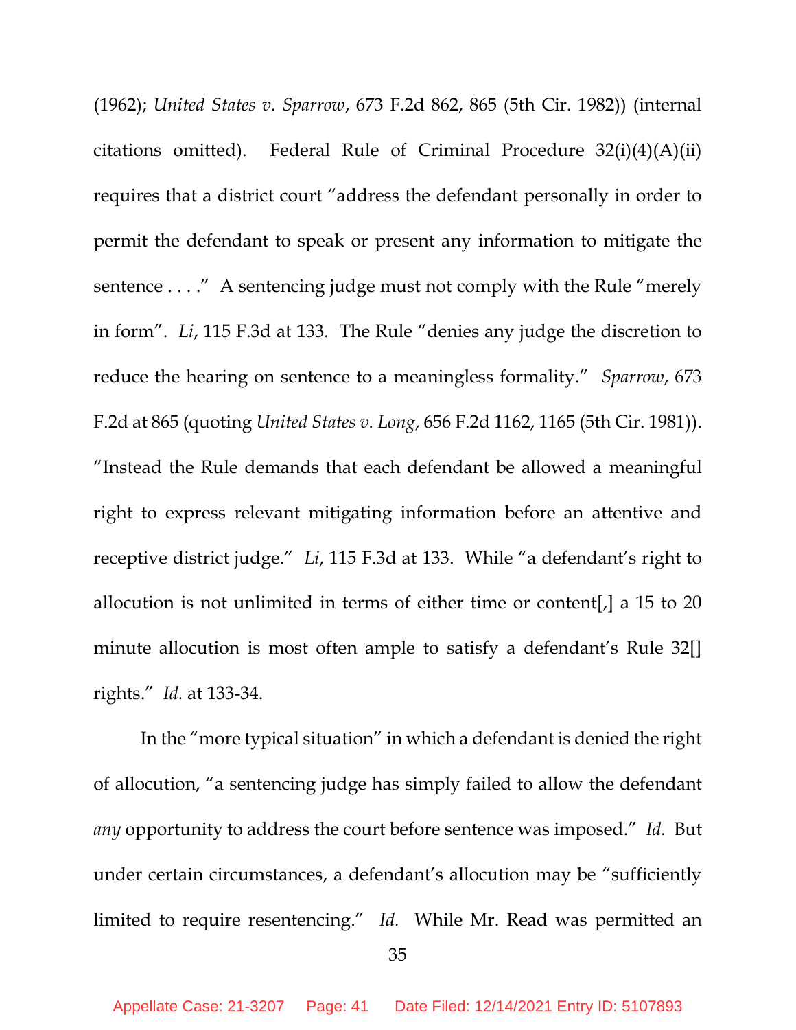(1962); *United States v. Sparrow*, 673 F.2d 862, 865 (5th Cir. 1982)) (internal citations omitted). Federal Rule of Criminal Procedure 32(i)(4)(A)(ii) requires that a district court "address the defendant personally in order to permit the defendant to speak or present any information to mitigate the sentence . . . ." A sentencing judge must not comply with the Rule "merely in form". *Li*, 115 F.3d at 133. The Rule "denies any judge the discretion to reduce the hearing on sentence to a meaningless formality." *Sparrow*, 673 F.2d at 865 (quoting *United States v. Long*, 656 F.2d 1162, 1165 (5th Cir. 1981)). "Instead the Rule demands that each defendant be allowed a meaningful right to express relevant mitigating information before an attentive and receptive district judge." *Li*, 115 F.3d at 133. While "a defendant's right to allocution is not unlimited in terms of either time or content[,] a 15 to 20 minute allocution is most often ample to satisfy a defendant's Rule 32[] rights." *Id.* at 133-34.

In the "more typical situation" in which a defendant is denied the right of allocution, "a sentencing judge has simply failed to allow the defendant *any* opportunity to address the court before sentence was imposed." *Id.* But under certain circumstances, a defendant's allocution may be "sufficiently limited to require resentencing." *Id.* While Mr. Read was permitted an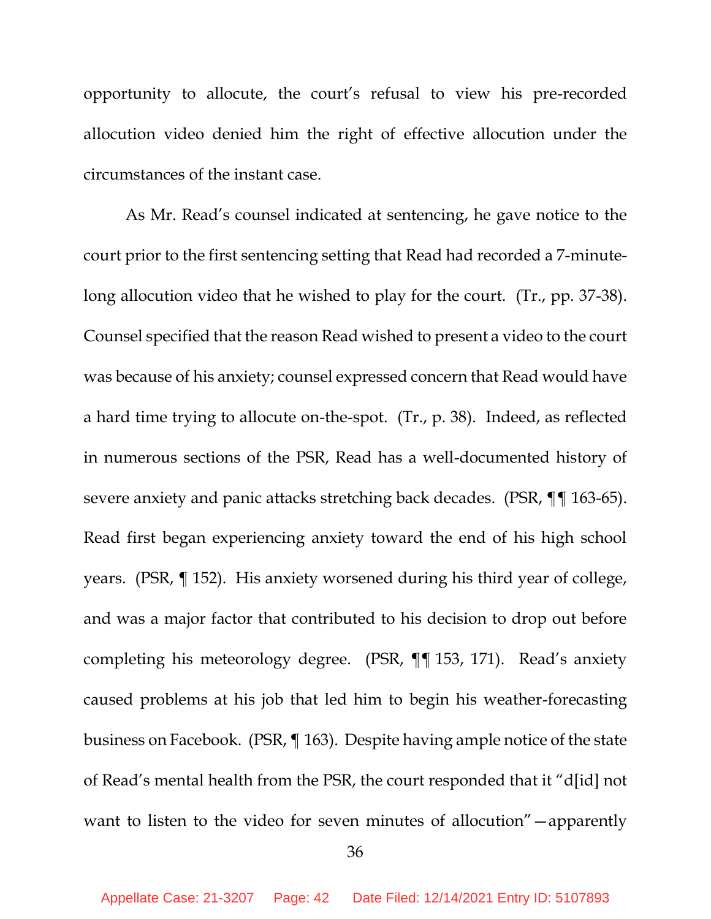opportunity to allocute, the court's refusal to view his pre-recorded allocution video denied him the right of effective allocution under the circumstances of the instant case.

As Mr. Read's counsel indicated at sentencing, he gave notice to the court prior to the first sentencing setting that Read had recorded a 7-minute-long allocution video that he wished to play for the court. (Tr., pp. 37-38). Counsel specified that the reason Read wished to present a video to the court was because of his anxiety; counsel expressed concern that Read would have a hard time trying to allocute on-the-spot. (Tr., p. 38). Indeed, as reflected in numerous sections of the PSR, Read has a well-documented history of severe anxiety and panic attacks stretching back decades. (PSR, ¶¶ 163-65). Read first began experiencing anxiety toward the end of his high school years. (PSR, ¶ 152). His anxiety worsened during his third year of college, and was a major factor that contributed to his decision to drop out before completing his meteorology degree. (PSR, ¶¶ 153, 171). Read's anxiety caused problems at his job that led him to begin his weather-forecasting business on Facebook. (PSR, ¶ 163). Despite having ample notice of the state of Read's mental health from the PSR, the court responded that it "d[id] not want to listen to the video for seven minutes of allocution"—apparently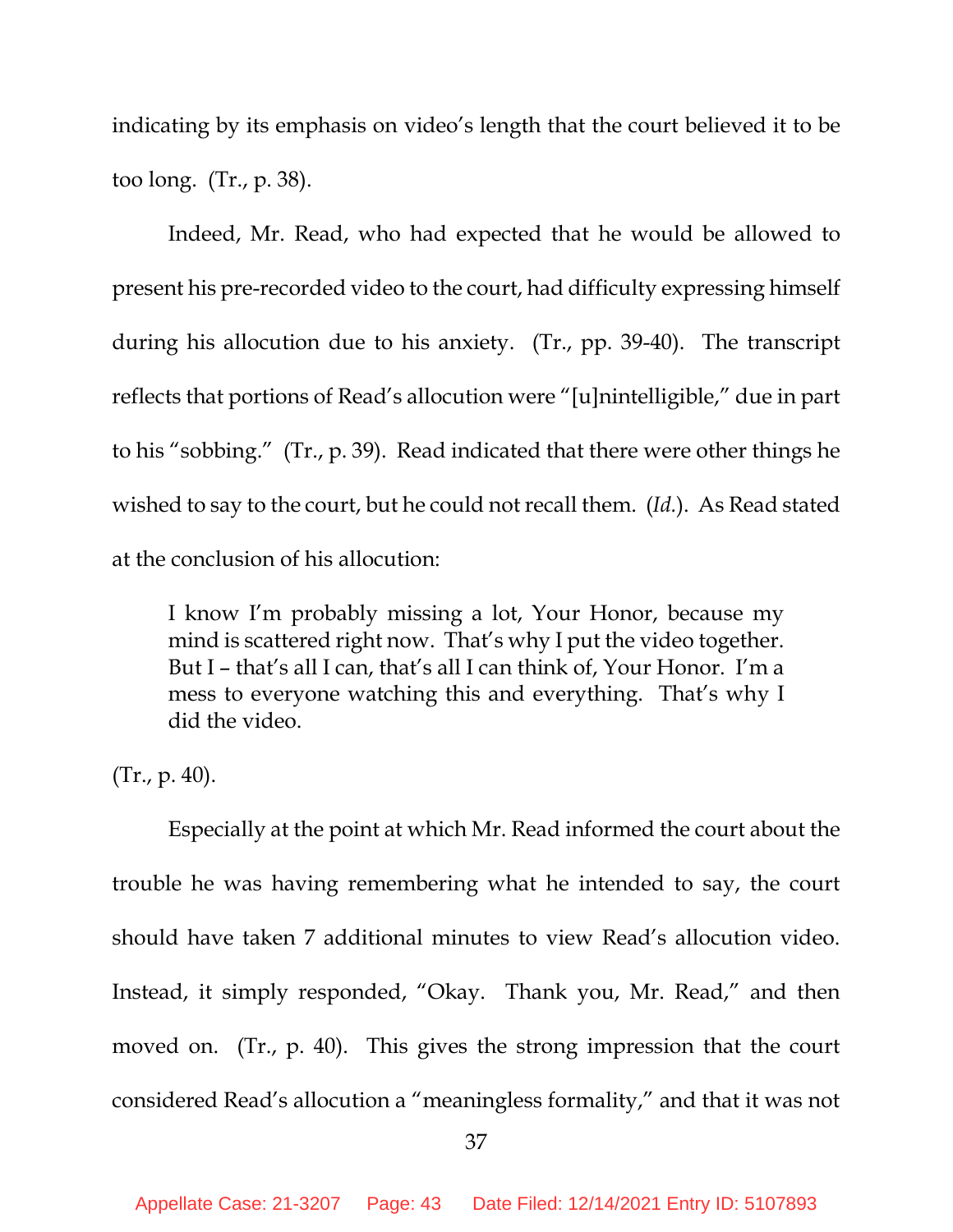indicating by its emphasis on video's length that the court believed it to be too long. (Tr., p. 38).

Indeed, Mr. Read, who had expected that he would be allowed to present his pre-recorded video to the court, had difficulty expressing himself during his allocution due to his anxiety. (Tr., pp. 39-40). The transcript reflects that portions of Read's allocution were "[u]nintelligible," due in part to his "sobbing." (Tr., p. 39). Read indicated that there were other things he wished to say to the court, but he could not recall them. (*Id.*). As Read stated at the conclusion of his allocution:

> I know I'm probably missing a lot, Your Honor, because my mind is scattered right now. That's why I put the video together. But I – that's all I can, that's all I can think of, Your Honor. I'm a mess to everyone watching this and everything. That's why I did the video.

(Tr., p. 40).

Especially at the point at which Mr. Read informed the court about the trouble he was having remembering what he intended to say, the court should have taken 7 additional minutes to view Read's allocution video. Instead, it simply responded, "Okay. Thank you, Mr. Read," and then moved on. (Tr., p. 40). This gives the strong impression that the court considered Read's allocution a "meaningless formality," and that it was not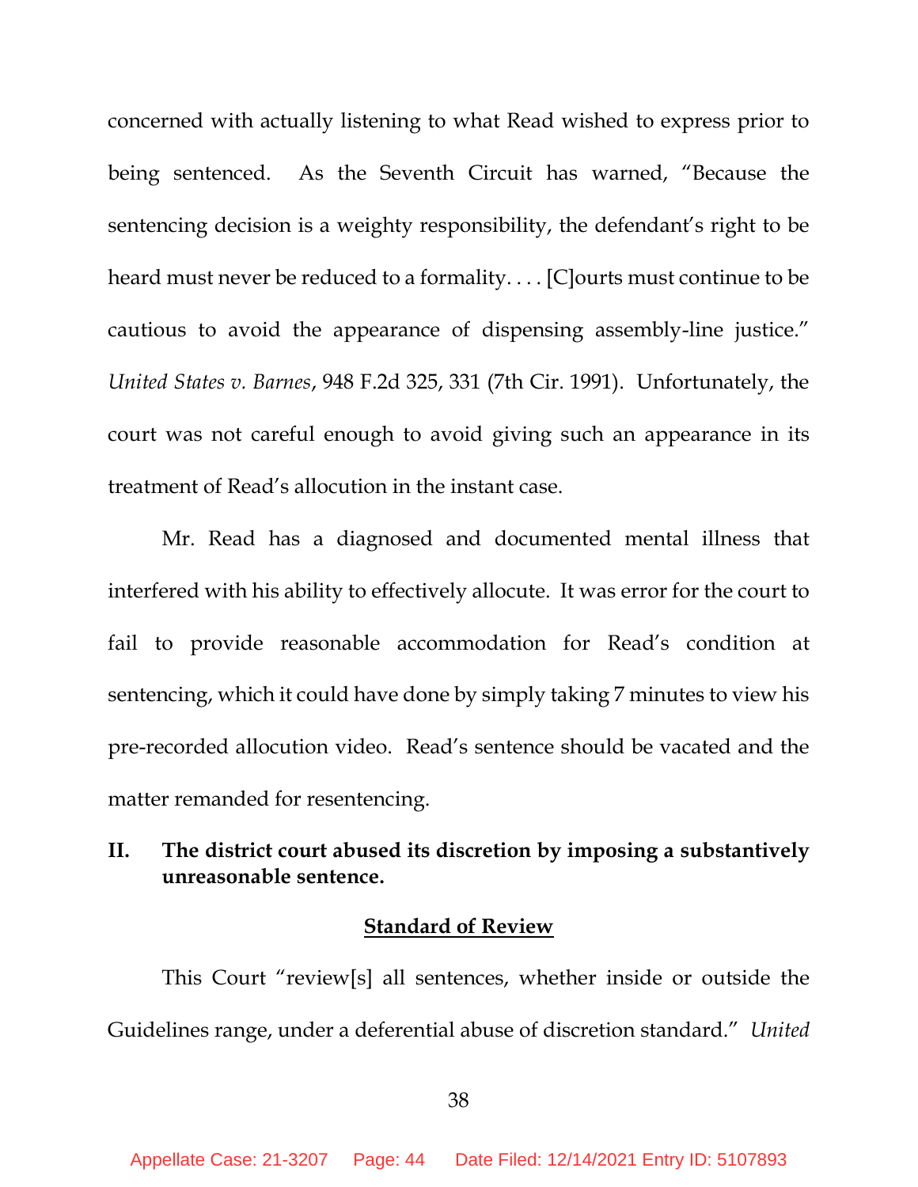concerned with actually listening to what Read wished to express prior to being sentenced. As the Seventh Circuit has warned, "Because the sentencing decision is a weighty responsibility, the defendant's right to be heard must never be reduced to a formality. . . . [C]ourts must continue to be cautious to avoid the appearance of dispensing assembly-line justice." *United States v. Barnes*, 948 F.2d 325, 331 (7th Cir. 1991). Unfortunately, the court was not careful enough to avoid giving such an appearance in its treatment of Read's allocution in the instant case.

Mr. Read has a diagnosed and documented mental illness that interfered with his ability to effectively allocute. It was error for the court to fail to provide reasonable accommodation for Read's condition at sentencing, which it could have done by simply taking 7 minutes to view his pre-recorded allocution video. Read's sentence should be vacated and the matter remanded for resentencing.

## II. The district court abused its discretion by imposing a substantively unreasonable sentence.

**Standard of Review**

This Court "review[s] all sentences, whether inside or outside the Guidelines range, under a deferential abuse of discretion standard." *United*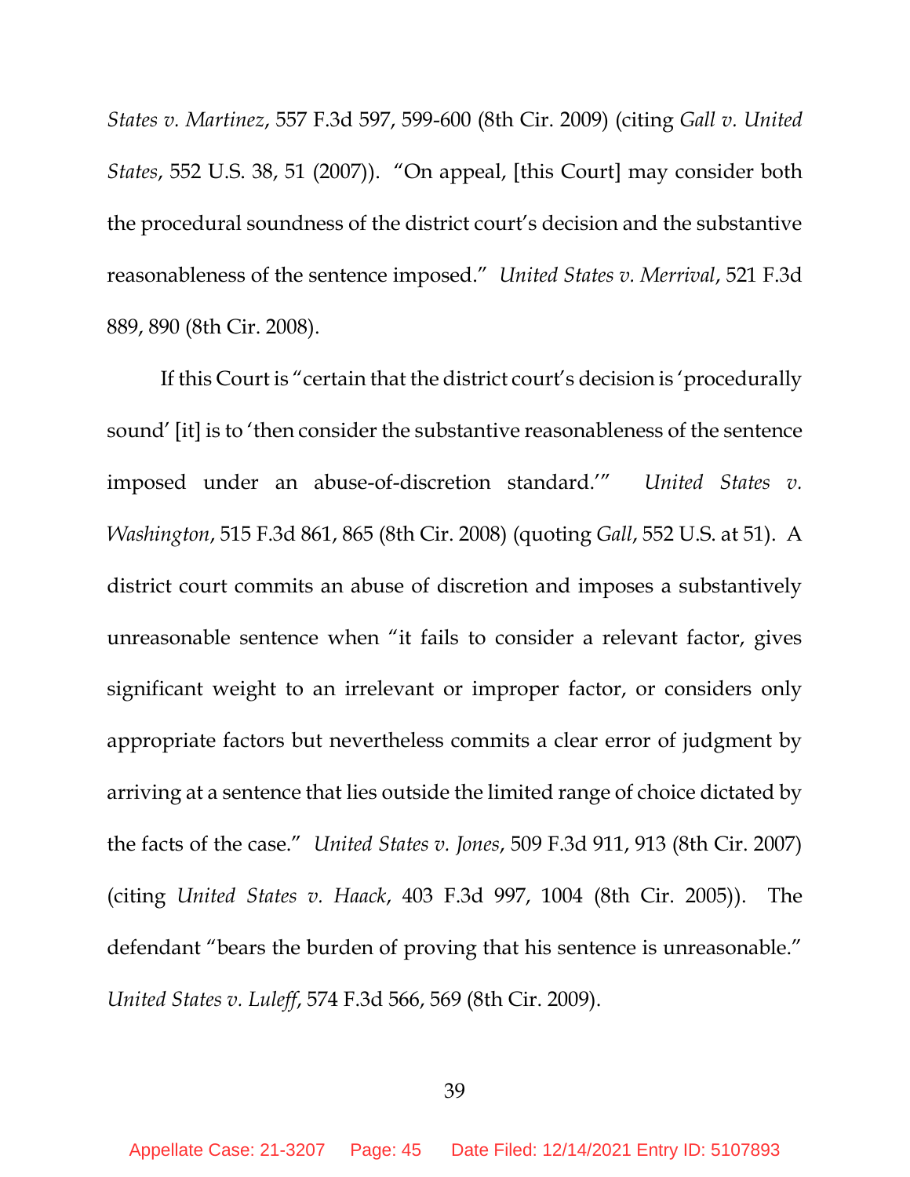*States v. Martinez*, 557 F.3d 597, 599-600 (8th Cir. 2009) (citing *Gall v. United States*, 552 U.S. 38, 51 (2007)). "On appeal, [this Court] may consider both the procedural soundness of the district court's decision and the substantive reasonableness of the sentence imposed." *United States v. Merrival*, 521 F.3d 889, 890 (8th Cir. 2008).

If this Court is "certain that the district court's decision is 'procedurally sound' [it] is to 'then consider the substantive reasonableness of the sentence imposed under an abuse-of-discretion standard.'" *United States v. Washington*, 515 F.3d 861, 865 (8th Cir. 2008) (quoting *Gall*, 552 U.S. at 51). A district court commits an abuse of discretion and imposes a substantively unreasonable sentence when "it fails to consider a relevant factor, gives significant weight to an irrelevant or improper factor, or considers only appropriate factors but nevertheless commits a clear error of judgment by arriving at a sentence that lies outside the limited range of choice dictated by the facts of the case." *United States v. Jones*, 509 F.3d 911, 913 (8th Cir. 2007) (citing *United States v. Haack*, 403 F.3d 997, 1004 (8th Cir. 2005)). The defendant "bears the burden of proving that his sentence is unreasonable." *United States v. Luleff*, 574 F.3d 566, 569 (8th Cir. 2009).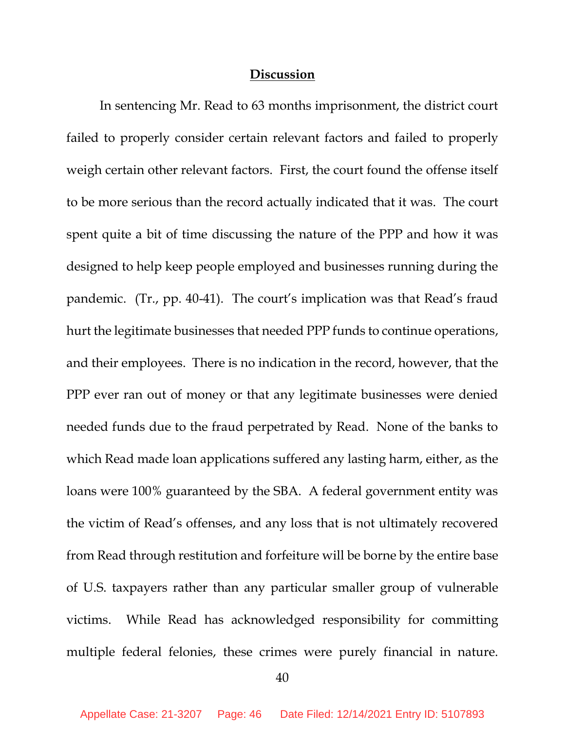## Discussion

In sentencing Mr. Read to 63 months imprisonment, the district court failed to properly consider certain relevant factors and failed to properly weigh certain other relevant factors. First, the court found the offense itself to be more serious than the record actually indicated that it was. The court spent quite a bit of time discussing the nature of the PPP and how it was designed to help keep people employed and businesses running during the pandemic. (Tr., pp. 40-41). The court's implication was that Read's fraud hurt the legitimate businesses that needed PPP funds to continue operations, and their employees. There is no indication in the record, however, that the PPP ever ran out of money or that any legitimate businesses were denied needed funds due to the fraud perpetrated by Read. None of the banks to which Read made loan applications suffered any lasting harm, either, as the loans were 100% guaranteed by the SBA. A federal government entity was the victim of Read's offenses, and any loss that is not ultimately recovered from Read through restitution and forfeiture will be borne by the entire base of U.S. taxpayers rather than any particular smaller group of vulnerable victims. While Read has acknowledged responsibility for committing multiple federal felonies, these crimes were purely financial in nature.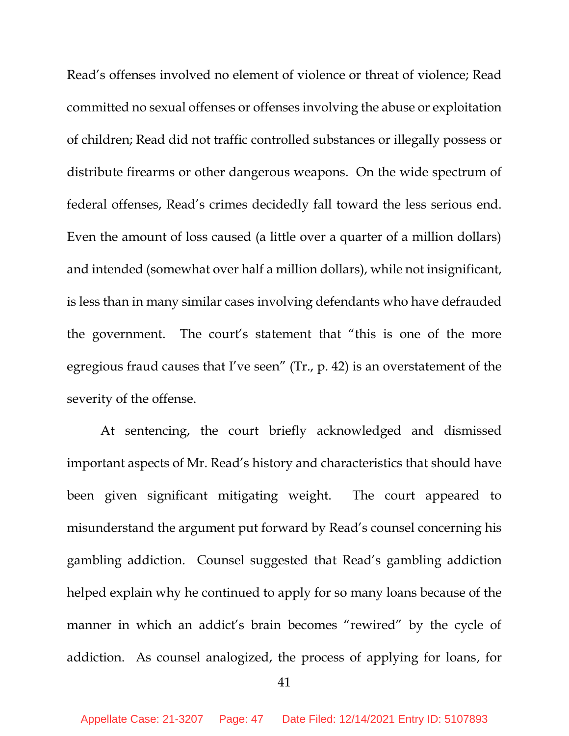Read's offenses involved no element of violence or threat of violence; Read committed no sexual offenses or offenses involving the abuse or exploitation of children; Read did not traffic controlled substances or illegally possess or distribute firearms or other dangerous weapons. On the wide spectrum of federal offenses, Read's crimes decidedly fall toward the less serious end. Even the amount of loss caused (a little over a quarter of a million dollars) and intended (somewhat over half a million dollars), while not insignificant, is less than in many similar cases involving defendants who have defrauded the government. The court's statement that "this is one of the more egregious fraud causes that I've seen" (Tr., p. 42) is an overstatement of the severity of the offense.

At sentencing, the court briefly acknowledged and dismissed important aspects of Mr. Read's history and characteristics that should have been given significant mitigating weight. The court appeared to misunderstand the argument put forward by Read's counsel concerning his gambling addiction. Counsel suggested that Read's gambling addiction helped explain why he continued to apply for so many loans because of the manner in which an addict's brain becomes "rewired" by the cycle of addiction. As counsel analogized, the process of applying for loans, for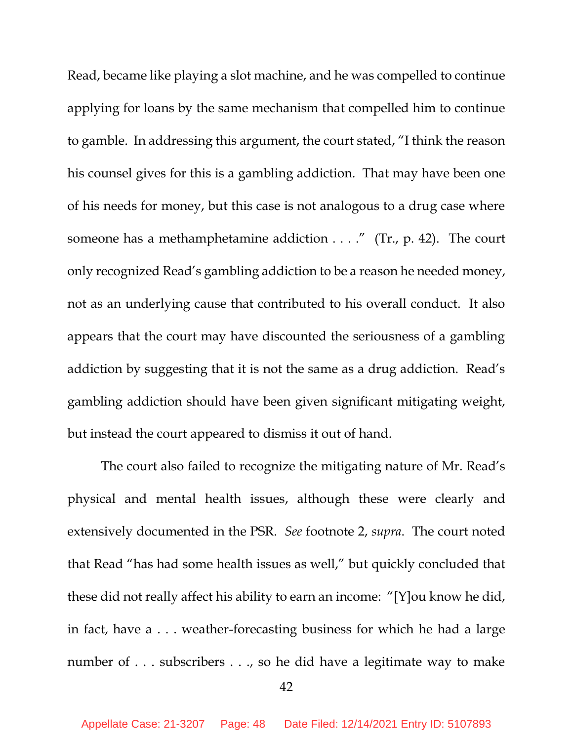Read, became like playing a slot machine, and he was compelled to continue applying for loans by the same mechanism that compelled him to continue to gamble. In addressing this argument, the court stated, "I think the reason his counsel gives for this is a gambling addiction. That may have been one of his needs for money, but this case is not analogous to a drug case where someone has a methamphetamine addiction . . . ." (Tr., p. 42). The court only recognized Read's gambling addiction to be a reason he needed money, not as an underlying cause that contributed to his overall conduct. It also appears that the court may have discounted the seriousness of a gambling addiction by suggesting that it is not the same as a drug addiction. Read's gambling addiction should have been given significant mitigating weight, but instead the court appeared to dismiss it out of hand.

The court also failed to recognize the mitigating nature of Mr. Read's physical and mental health issues, although these were clearly and extensively documented in the PSR. *See* footnote 2, *supra*. The court noted that Read "has had some health issues as well," but quickly concluded that these did not really affect his ability to earn an income: "[Y]ou know he did, in fact, have a . . . weather-forecasting business for which he had a large number of . . . subscribers . . ., so he did have a legitimate way to make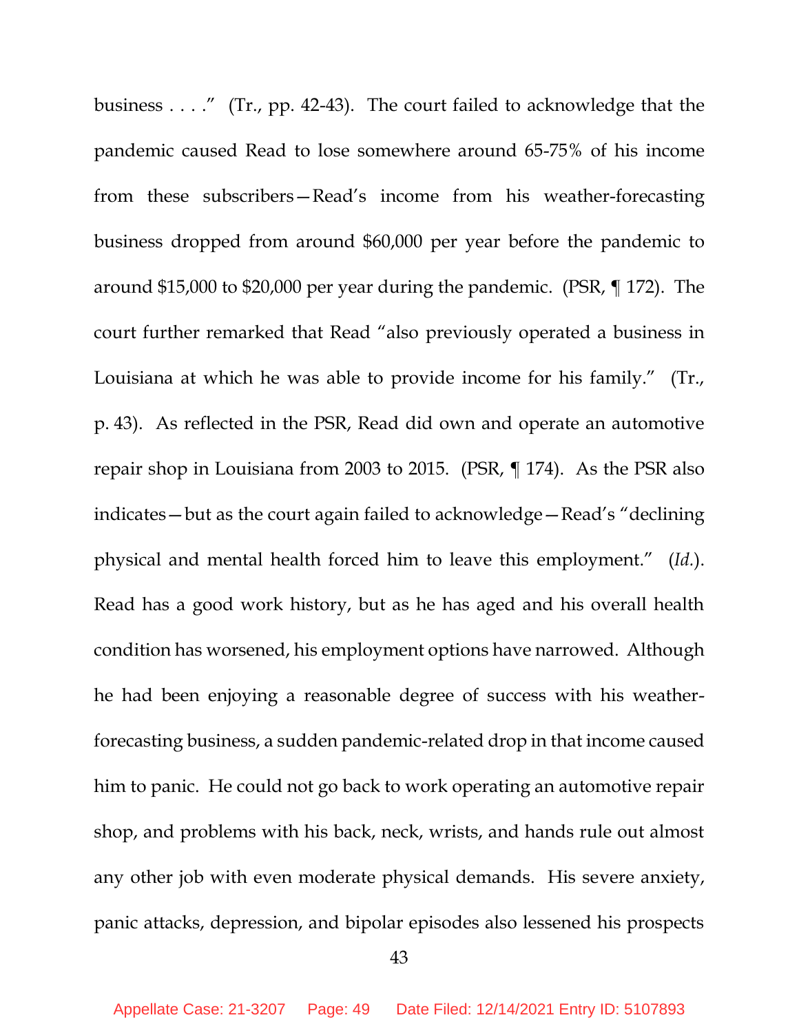business . . . ." (Tr., pp. 42-43). The court failed to acknowledge that the pandemic caused Read to lose somewhere around 65-75% of his income from these subscribers—Read's income from his weather-forecasting business dropped from around $60,000 per year before the pandemic to around $15,000 to $20,000 per year during the pandemic. (PSR, ¶ 172). The court further remarked that Read "also previously operated a business in Louisiana at which he was able to provide income for his family." (Tr., p. 43). As reflected in the PSR, Read did own and operate an automotive repair shop in Louisiana from 2003 to 2015. (PSR, ¶ 174). As the PSR also indicates—but as the court again failed to acknowledge—Read's "declining physical and mental health forced him to leave this employment." (*Id.*). Read has a good work history, but as he has aged and his overall health condition has worsened, his employment options have narrowed. Although he had been enjoying a reasonable degree of success with his weather-forecasting business, a sudden pandemic-related drop in that income caused him to panic. He could not go back to work operating an automotive repair shop, and problems with his back, neck, wrists, and hands rule out almost any other job with even moderate physical demands. His severe anxiety, panic attacks, depression, and bipolar episodes also lessened his prospects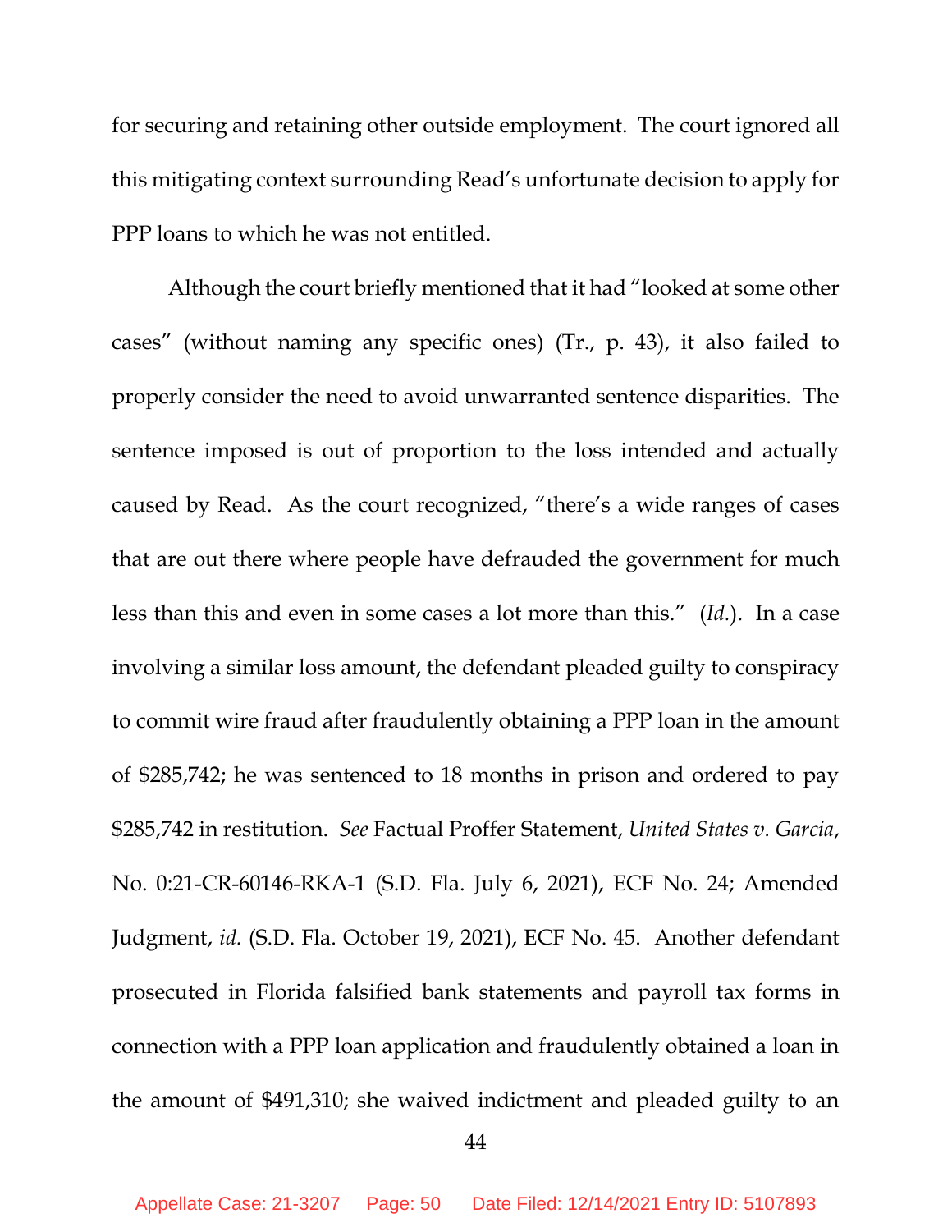for securing and retaining other outside employment. The court ignored all this mitigating context surrounding Read's unfortunate decision to apply for PPP loans to which he was not entitled.

Although the court briefly mentioned that it had "looked at some other cases" (without naming any specific ones) (Tr., p. 43), it also failed to properly consider the need to avoid unwarranted sentence disparities. The sentence imposed is out of proportion to the loss intended and actually caused by Read. As the court recognized, "there's a wide ranges of cases that are out there where people have defrauded the government for much less than this and even in some cases a lot more than this." (*Id.*). In a case involving a similar loss amount, the defendant pleaded guilty to conspiracy to commit wire fraud after fraudulently obtaining a PPP loan in the amount of $285,742; he was sentenced to 18 months in prison and ordered to pay $285,742 in restitution. *See* Factual Proffer Statement, *United States v. Garcia*, No. 0:21-CR-60146-RKA-1 (S.D. Fla. July 6, 2021), ECF No. 24; Amended Judgment, *id.* (S.D. Fla. October 19, 2021), ECF No. 45. Another defendant prosecuted in Florida falsified bank statements and payroll tax forms in connection with a PPP loan application and fraudulently obtained a loan in the amount of $491,310; she waived indictment and pleaded guilty to an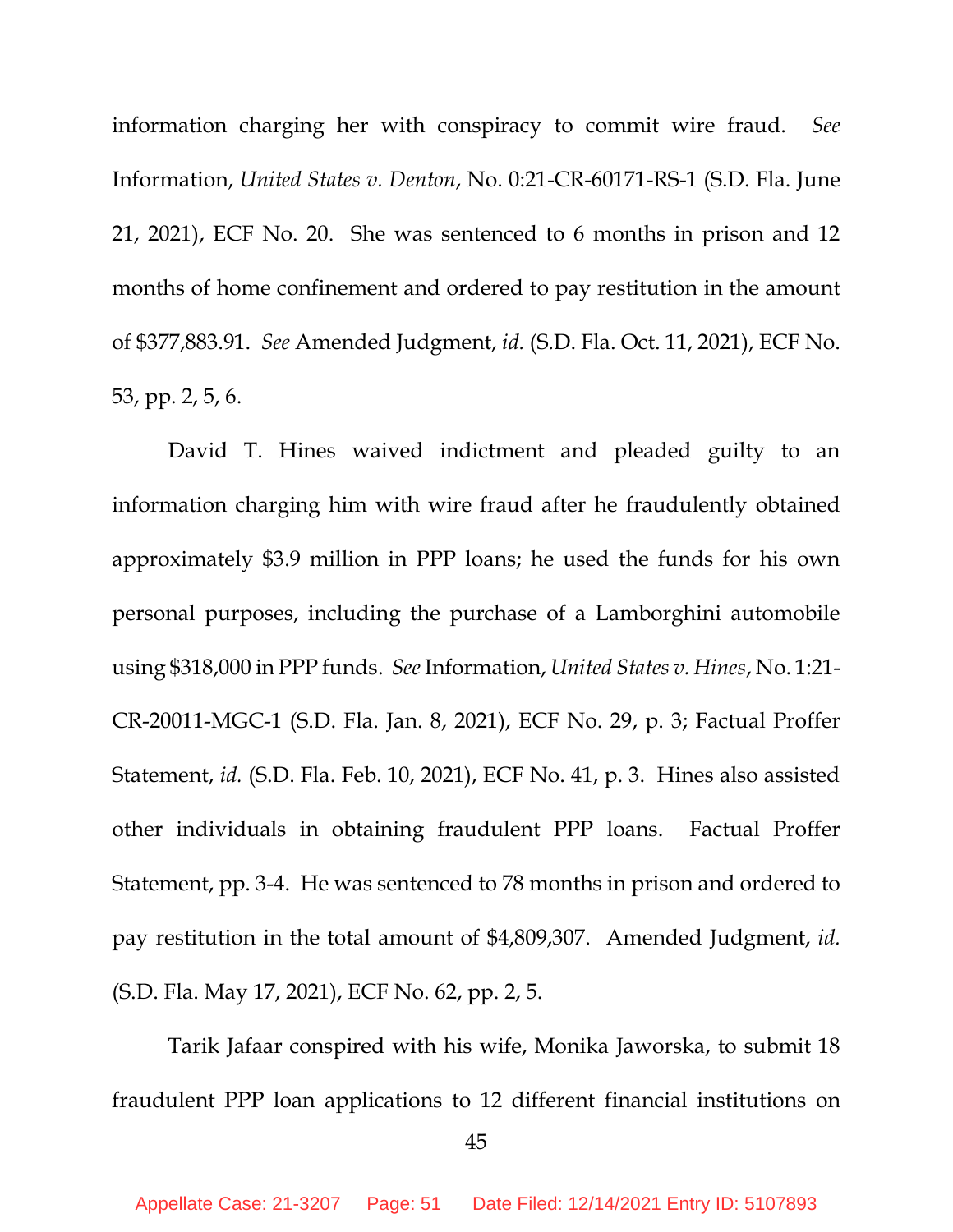information charging her with conspiracy to commit wire fraud. *See* Information, *United States v. Denton*, No. 0:21-CR-60171-RS-1 (S.D. Fla. June 21, 2021), ECF No. 20. She was sentenced to 6 months in prison and 12 months of home confinement and ordered to pay restitution in the amount of $377,883.91. *See* Amended Judgment, *id.* (S.D. Fla. Oct. 11, 2021), ECF No. 53, pp. 2, 5, 6.

David T. Hines waived indictment and pleaded guilty to an information charging him with wire fraud after he fraudulently obtained approximately $3.9 million in PPP loans; he used the funds for his own personal purposes, including the purchase of a Lamborghini automobile using $318,000 in PPP funds. *See* Information, *United States v. Hines*, No. 1:21-CR-20011-MGC-1 (S.D. Fla. Jan. 8, 2021), ECF No. 29, p. 3; Factual Proffer Statement, *id.* (S.D. Fla. Feb. 10, 2021), ECF No. 41, p. 3. Hines also assisted other individuals in obtaining fraudulent PPP loans. Factual Proffer Statement, pp. 3-4. He was sentenced to 78 months in prison and ordered to pay restitution in the total amount of $4,809,307. Amended Judgment, *id.* (S.D. Fla. May 17, 2021), ECF No. 62, pp. 2, 5.

Tarik Jafaar conspired with his wife, Monika Jaworska, to submit 18 fraudulent PPP loan applications to 12 different financial institutions on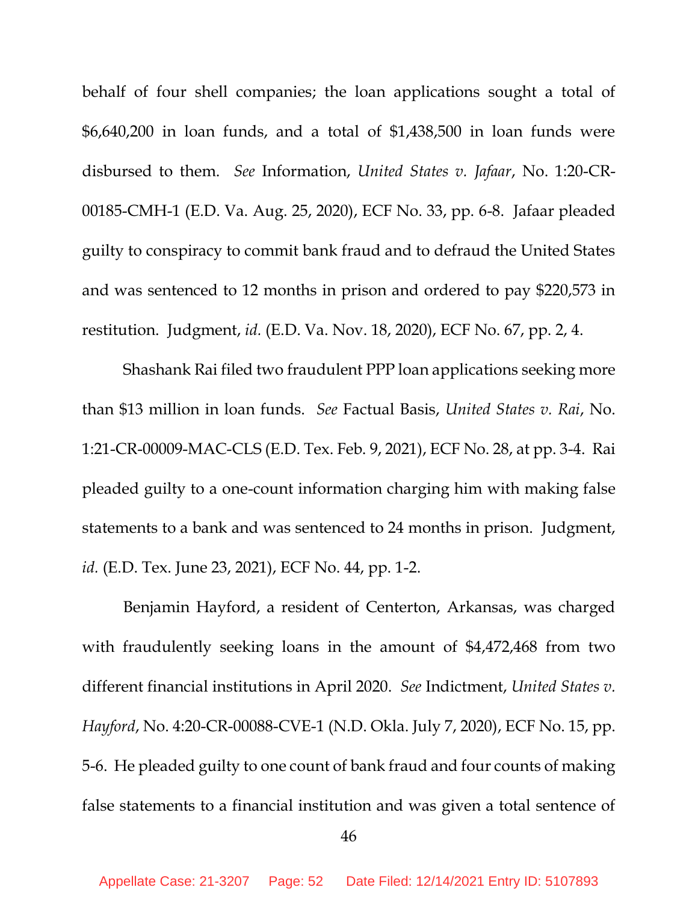behalf of four shell companies; the loan applications sought a total of $6,640,200 in loan funds, and a total of $1,438,500 in loan funds were disbursed to them. *See* Information, *United States v. Jafaar*, No. 1:20-CR-00185-CMH-1 (E.D. Va. Aug. 25, 2020), ECF No. 33, pp. 6-8. Jafaar pleaded guilty to conspiracy to commit bank fraud and to defraud the United States and was sentenced to 12 months in prison and ordered to pay $220,573 in restitution. Judgment, *id.* (E.D. Va. Nov. 18, 2020), ECF No. 67, pp. 2, 4.

Shashank Rai filed two fraudulent PPP loan applications seeking more than $13 million in loan funds. *See* Factual Basis, *United States v. Rai*, No. 1:21-CR-00009-MAC-CLS (E.D. Tex. Feb. 9, 2021), ECF No. 28, at pp. 3-4. Rai pleaded guilty to a one-count information charging him with making false statements to a bank and was sentenced to 24 months in prison. Judgment, *id.* (E.D. Tex. June 23, 2021), ECF No. 44, pp. 1-2.

Benjamin Hayford, a resident of Centerton, Arkansas, was charged with fraudulently seeking loans in the amount of $4,472,468 from two different financial institutions in April 2020. *See* Indictment, *United States v. Hayford*, No. 4:20-CR-00088-CVE-1 (N.D. Okla. July 7, 2020), ECF No. 15, pp. 5-6. He pleaded guilty to one count of bank fraud and four counts of making false statements to a financial institution and was given a total sentence of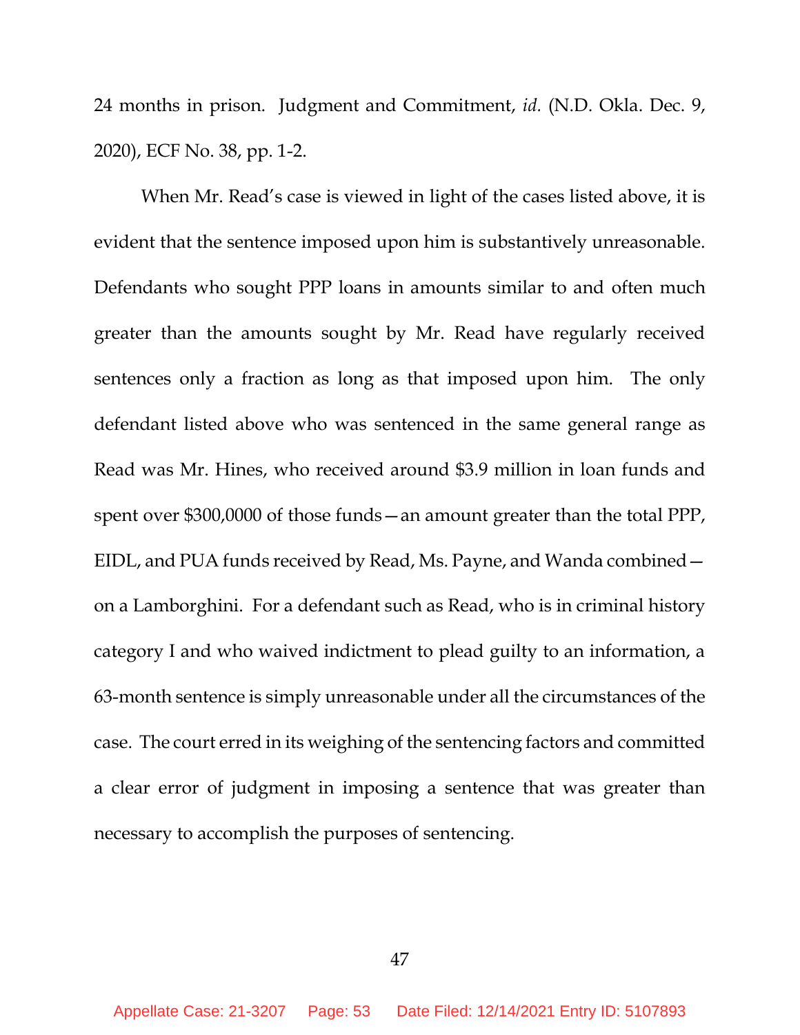24 months in prison. Judgment and Commitment, *id.* (N.D. Okla. Dec. 9, 2020), ECF No. 38, pp. 1-2.

When Mr. Read's case is viewed in light of the cases listed above, it is evident that the sentence imposed upon him is substantively unreasonable. Defendants who sought PPP loans in amounts similar to and often much greater than the amounts sought by Mr. Read have regularly received sentences only a fraction as long as that imposed upon him. The only defendant listed above who was sentenced in the same general range as Read was Mr. Hines, who received around $3.9 million in loan funds and spent over $300,0000 of those funds—an amount greater than the total PPP, EIDL, and PUA funds received by Read, Ms. Payne, and Wanda combined—on a Lamborghini. For a defendant such as Read, who is in criminal history category I and who waived indictment to plead guilty to an information, a 63-month sentence is simply unreasonable under all the circumstances of the case. The court erred in its weighing of the sentencing factors and committed a clear error of judgment in imposing a sentence that was greater than necessary to accomplish the purposes of sentencing.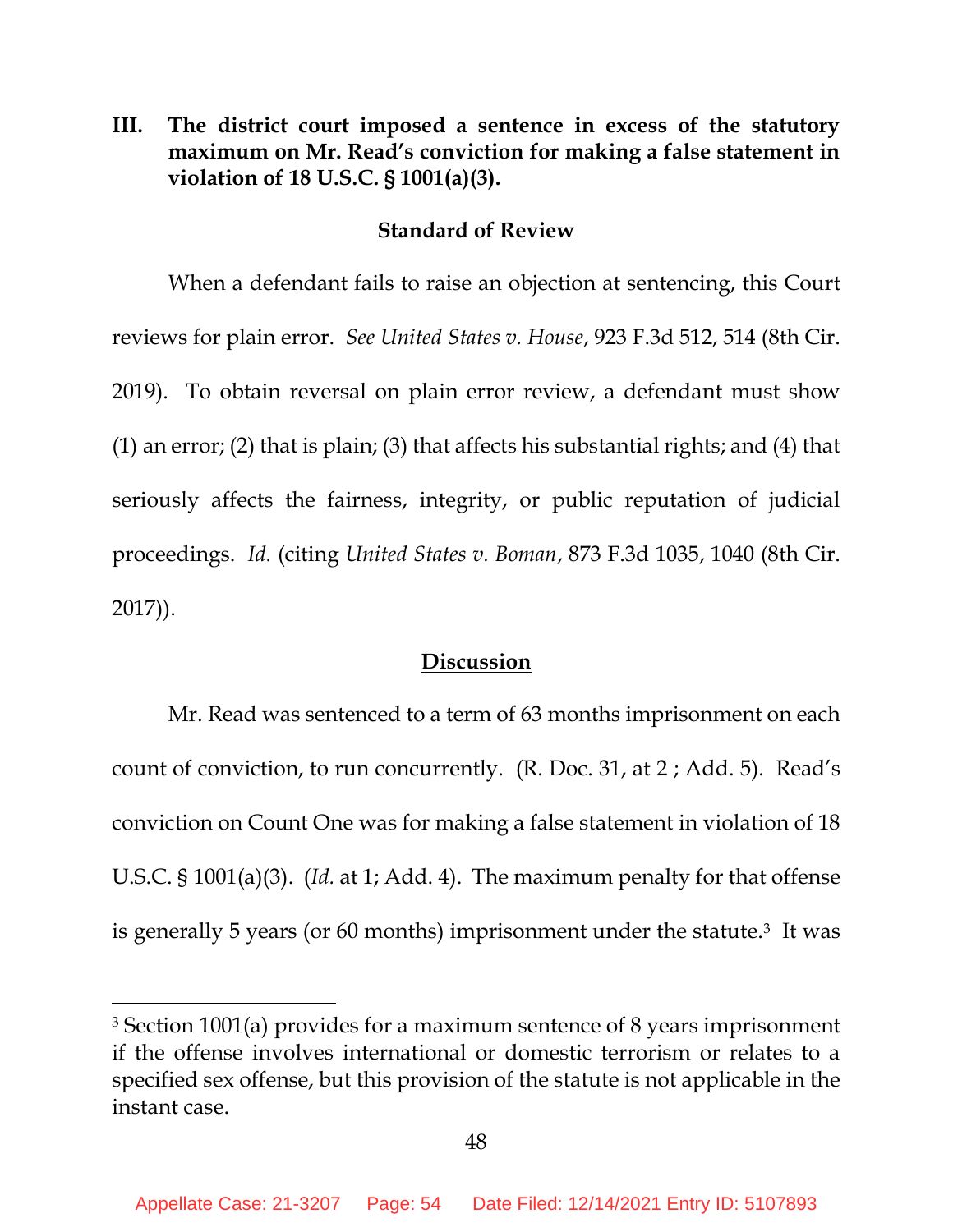### III. The district court imposed a sentence in excess of the statutory maximum on Mr. Read's conviction for making a false statement in violation of 18 U.S.C. § 1001(a)(3).

**Standard of Review**

When a defendant fails to raise an objection at sentencing, this Court reviews for plain error. *See United States v. House*, 923 F.3d 512, 514 (8th Cir. 2019). To obtain reversal on plain error review, a defendant must show (1) an error; (2) that is plain; (3) that affects his substantial rights; and (4) that seriously affects the fairness, integrity, or public reputation of judicial proceedings. *Id.* (citing *United States v. Boman*, 873 F.3d 1035, 1040 (8th Cir. 2017)).

**Discussion**

Mr. Read was sentenced to a term of 63 months imprisonment on each count of conviction, to run concurrently. (R. Doc. 31, at 2 ; Add. 5). Read's conviction on Count One was for making a false statement in violation of 18 U.S.C. § 1001(a)(3). (*Id.* at 1; Add. 4). The maximum penalty for that offense is generally 5 years (or 60 months) imprisonment under the statute.[3] It was

[3] Section 1001(a) provides for a maximum sentence of 8 years imprisonment if the offense involves international or domestic terrorism or relates to a specified sex offense, but this provision of the statute is not applicable in the instant case.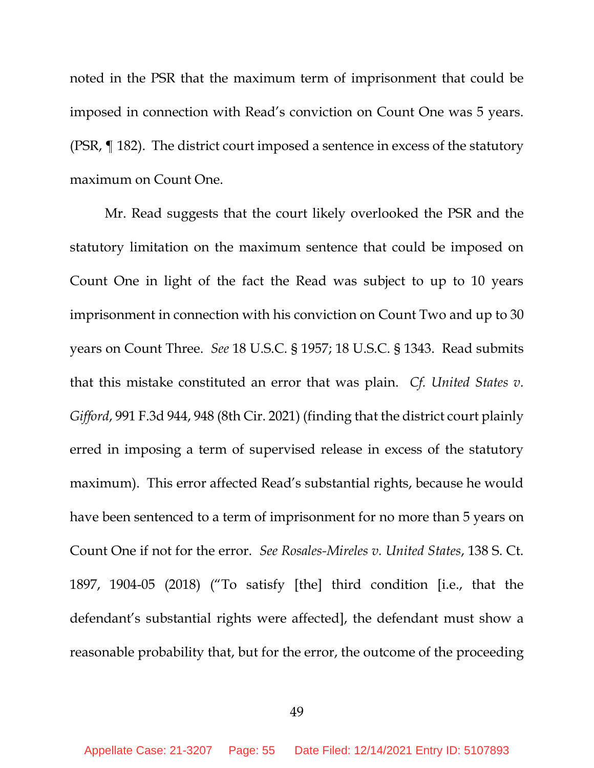noted in the PSR that the maximum term of imprisonment that could be imposed in connection with Read's conviction on Count One was 5 years. (PSR, ¶ 182). The district court imposed a sentence in excess of the statutory maximum on Count One.

Mr. Read suggests that the court likely overlooked the PSR and the statutory limitation on the maximum sentence that could be imposed on Count One in light of the fact the Read was subject to up to 10 years imprisonment in connection with his conviction on Count Two and up to 30 years on Count Three. *See* 18 U.S.C. § 1957; 18 U.S.C. § 1343. Read submits that this mistake constituted an error that was plain. *Cf. United States v. Gifford*, 991 F.3d 944, 948 (8th Cir. 2021) (finding that the district court plainly erred in imposing a term of supervised release in excess of the statutory maximum). This error affected Read's substantial rights, because he would have been sentenced to a term of imprisonment for no more than 5 years on Count One if not for the error. *See Rosales-Mireles v. United States*, 138 S. Ct. 1897, 1904-05 (2018) ("To satisfy [the] third condition [i.e., that the defendant's substantial rights were affected], the defendant must show a reasonable probability that, but for the error, the outcome of the proceeding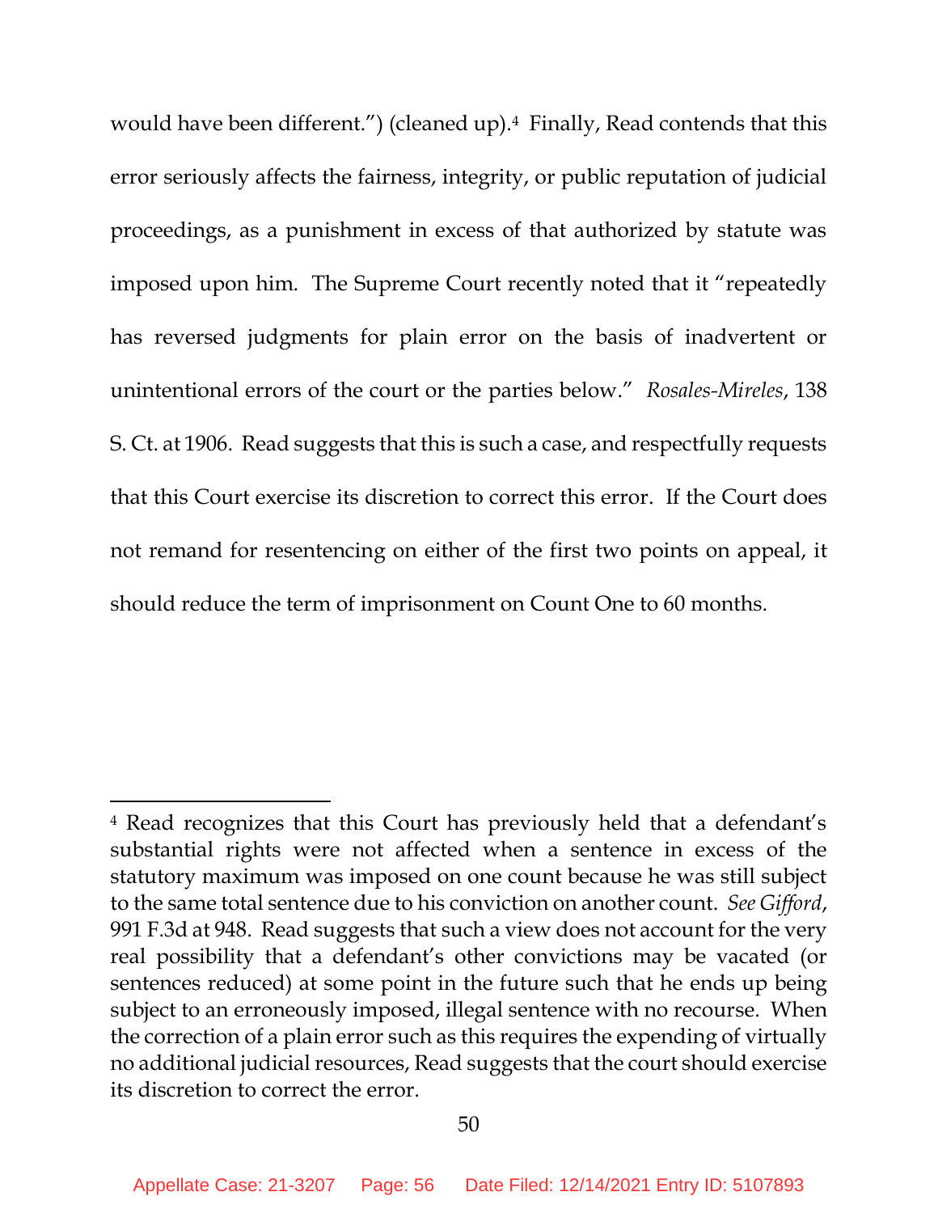would have been different.") (cleaned up).[4] Finally, Read contends that this error seriously affects the fairness, integrity, or public reputation of judicial proceedings, as a punishment in excess of that authorized by statute was imposed upon him. The Supreme Court recently noted that it "repeatedly has reversed judgments for plain error on the basis of inadvertent or unintentional errors of the court or the parties below." *Rosales-Mireles*, 138 S. Ct. at 1906. Read suggests that this is such a case, and respectfully requests that this Court exercise its discretion to correct this error. If the Court does not remand for resentencing on either of the first two points on appeal, it should reduce the term of imprisonment on Count One to 60 months.

---

[4] Read recognizes that this Court has previously held that a defendant's substantial rights were not affected when a sentence in excess of the statutory maximum was imposed on one count because he was still subject to the same total sentence due to his conviction on another count. *See Gifford*, 991 F.3d at 948. Read suggests that such a view does not account for the very real possibility that a defendant's other convictions may be vacated (or sentences reduced) at some point in the future such that he ends up being subject to an erroneously imposed, illegal sentence with no recourse. When the correction of a plain error such as this requires the expending of virtually no additional judicial resources, Read suggests that the court should exercise its discretion to correct the error.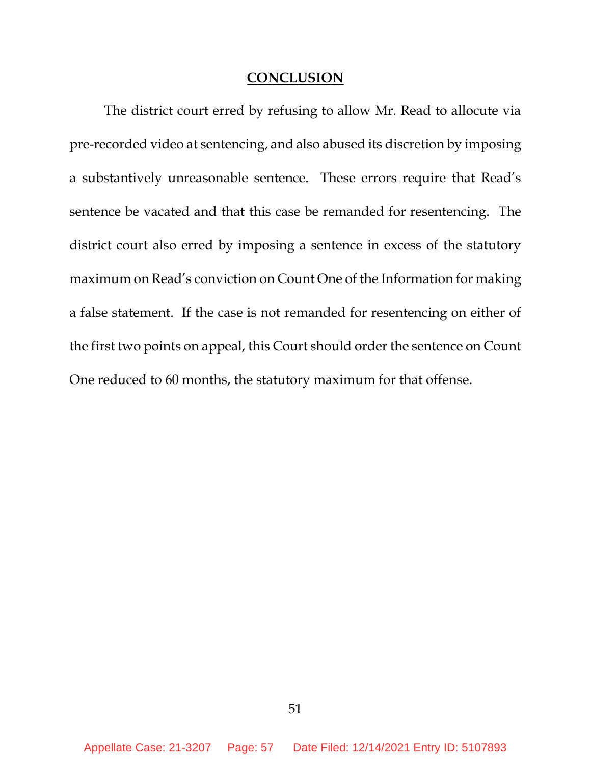## CONCLUSION

The district court erred by refusing to allow Mr. Read to allocute via pre-recorded video at sentencing, and also abused its discretion by imposing a substantively unreasonable sentence. These errors require that Read's sentence be vacated and that this case be remanded for resentencing. The district court also erred by imposing a sentence in excess of the statutory maximum on Read's conviction on Count One of the Information for making a false statement. If the case is not remanded for resentencing on either of the first two points on appeal, this Court should order the sentence on Count One reduced to 60 months, the statutory maximum for that offense.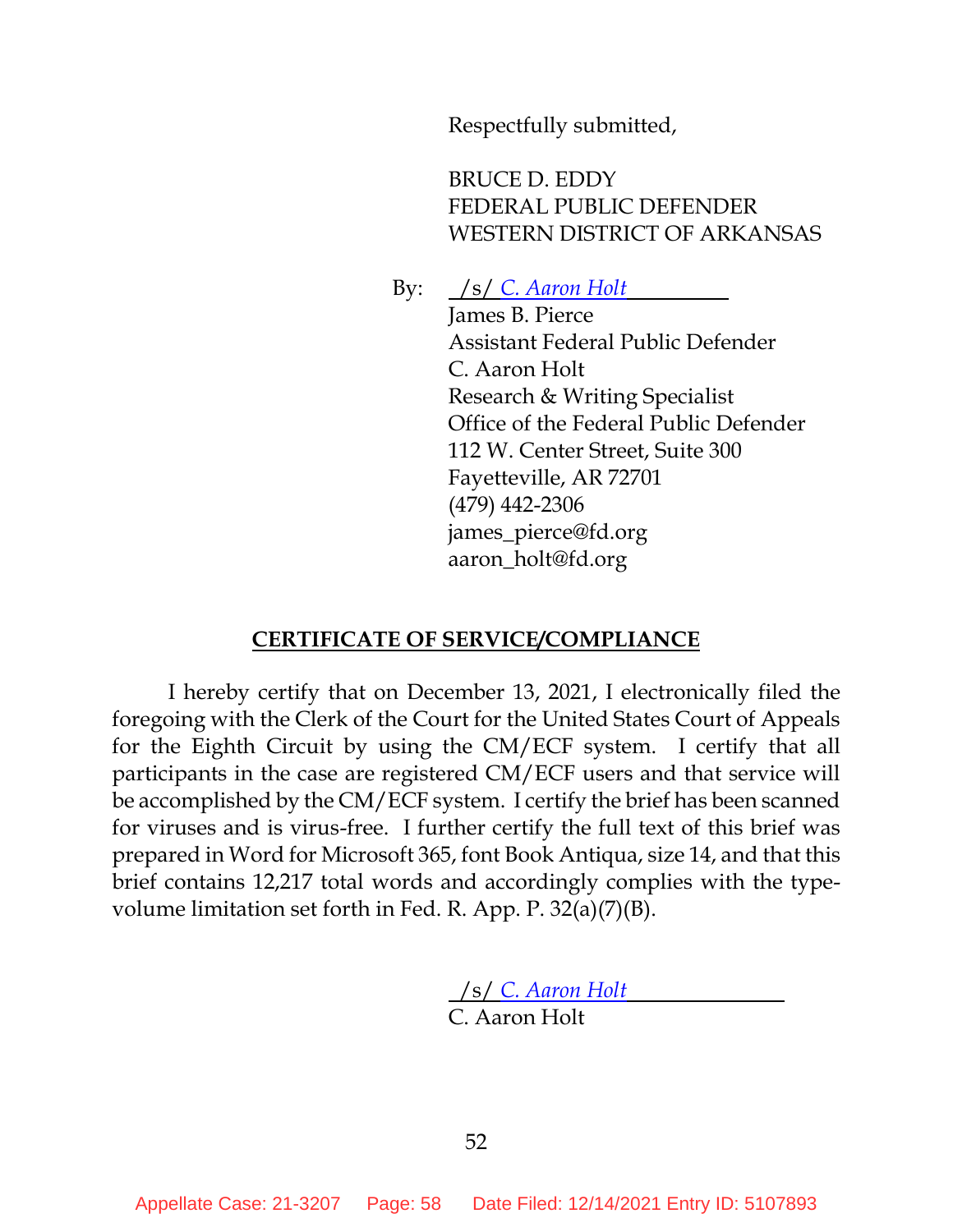Respectfully submitted,

BRUCE D. EDDY
FEDERAL PUBLIC DEFENDER
WESTERN DISTRICT OF ARKANSAS

By: /s/ *C. Aaron Holt*
James B. Pierce
Assistant Federal Public Defender
C. Aaron Holt
Research & Writing Specialist
Office of the Federal Public Defender
112 W. Center Street, Suite 300
Fayetteville, AR 72701
(479) 442-2306
james_pierce@fd.org
aaron_holt@fd.org

## CERTIFICATE OF SERVICE/COMPLIANCE

I hereby certify that on December 13, 2021, I electronically filed the foregoing with the Clerk of the Court for the United States Court of Appeals for the Eighth Circuit by using the CM/ECF system. I certify that all participants in the case are registered CM/ECF users and that service will be accomplished by the CM/ECF system. I certify the brief has been scanned for viruses and is virus-free. I further certify the full text of this brief was prepared in Word for Microsoft 365, font Book Antiqua, size 14, and that this brief contains 12,217 total words and accordingly complies with the type-volume limitation set forth in Fed. R. App. P. 32(a)(7)(B).

/s/ *C. Aaron Holt*
C. Aaron Holt